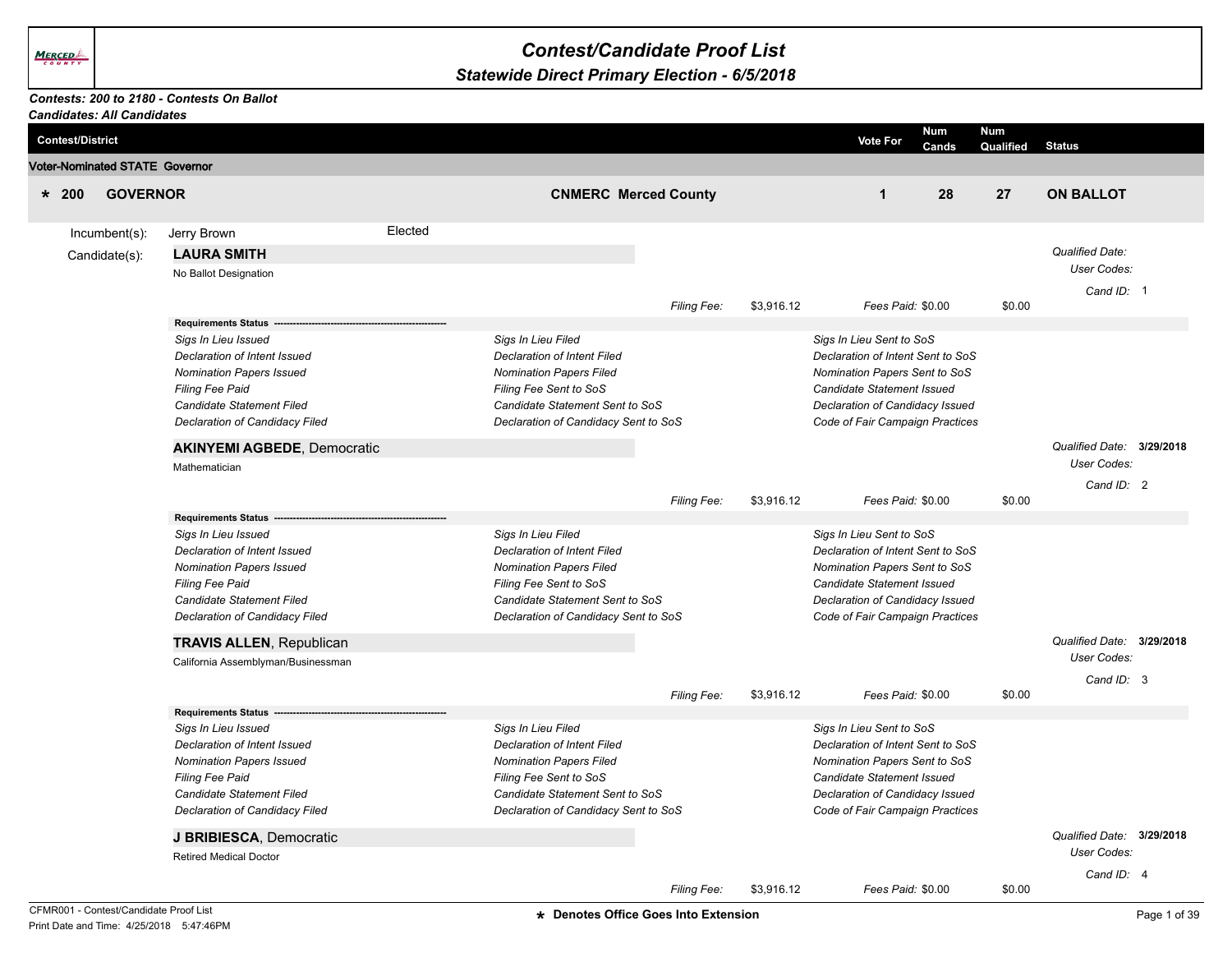# Contest/Candidate Proof List

## Statewide Direct Primary Election - 6/5/2018

***Contests: 200 to 2180 - Contests On Ballot***
***Candidates: All Candidates***

| Contest/District | | Vote For | Num Cands | Num Qualified | Status |
|---|---|---|---|---|---|

**Voter-Nominated STATE Governor**

| * 200 GOVERNOR | CNMERC Merced County | 1 | 28 | 27 | ON BALLOT |
|---|---|---|---|---|---|

Incumbent(s): Jerry Brown — Elected

Candidate(s):

**LAURA SMITH**
No Ballot Designation

*Qualified Date:*
*User Codes:*
*Cand ID:* 1

*Filing Fee:* $3,916.12 *Fees Paid:* $0.00 $0.00

**Requirements Status** -------------------------------------------------------

| | | |
|---|---|---|
| *Sigs In Lieu Issued* | *Sigs In Lieu Filed* | *Sigs In Lieu Sent to SoS* |
| *Declaration of Intent Issued* | *Declaration of Intent Filed* | *Declaration of Intent Sent to SoS* |
| *Nomination Papers Issued* | *Nomination Papers Filed* | *Nomination Papers Sent to SoS* |
| *Filing Fee Paid* | *Filing Fee Sent to SoS* | *Candidate Statement Issued* |
| *Candidate Statement Filed* | *Candidate Statement Sent to SoS* | *Declaration of Candidacy Issued* |
| *Declaration of Candidacy Filed* | *Declaration of Candidacy Sent to SoS* | *Code of Fair Campaign Practices* |

**AKINYEMI AGBEDE**, Democratic
Mathematician

*Qualified Date:* **3/29/2018**
*User Codes:*
*Cand ID:* 2

*Filing Fee:* $3,916.12 *Fees Paid:* $0.00 $0.00

**Requirements Status** -------------------------------------------------------

| | | |
|---|---|---|
| *Sigs In Lieu Issued* | *Sigs In Lieu Filed* | *Sigs In Lieu Sent to SoS* |
| *Declaration of Intent Issued* | *Declaration of Intent Filed* | *Declaration of Intent Sent to SoS* |
| *Nomination Papers Issued* | *Nomination Papers Filed* | *Nomination Papers Sent to SoS* |
| *Filing Fee Paid* | *Filing Fee Sent to SoS* | *Candidate Statement Issued* |
| *Candidate Statement Filed* | *Candidate Statement Sent to SoS* | *Declaration of Candidacy Issued* |
| *Declaration of Candidacy Filed* | *Declaration of Candidacy Sent to SoS* | *Code of Fair Campaign Practices* |

**TRAVIS ALLEN**, Republican
California Assemblyman/Businessman

*Qualified Date:* **3/29/2018**
*User Codes:*
*Cand ID:* 3

*Filing Fee:* $3,916.12 *Fees Paid:* $0.00 $0.00

**Requirements Status** -------------------------------------------------------

| | | |
|---|---|---|
| *Sigs In Lieu Issued* | *Sigs In Lieu Filed* | *Sigs In Lieu Sent to SoS* |
| *Declaration of Intent Issued* | *Declaration of Intent Filed* | *Declaration of Intent Sent to SoS* |
| *Nomination Papers Issued* | *Nomination Papers Filed* | *Nomination Papers Sent to SoS* |
| *Filing Fee Paid* | *Filing Fee Sent to SoS* | *Candidate Statement Issued* |
| *Candidate Statement Filed* | *Candidate Statement Sent to SoS* | *Declaration of Candidacy Issued* |
| *Declaration of Candidacy Filed* | *Declaration of Candidacy Sent to SoS* | *Code of Fair Campaign Practices* |

**J BRIBIESCA**, Democratic
Retired Medical Doctor

*Qualified Date:* **3/29/2018**
*User Codes:*
*Cand ID:* 4

*Filing Fee:* $3,916.12 *Fees Paid:* $0.00 $0.00

**\* Denotes Office Goes Into Extension**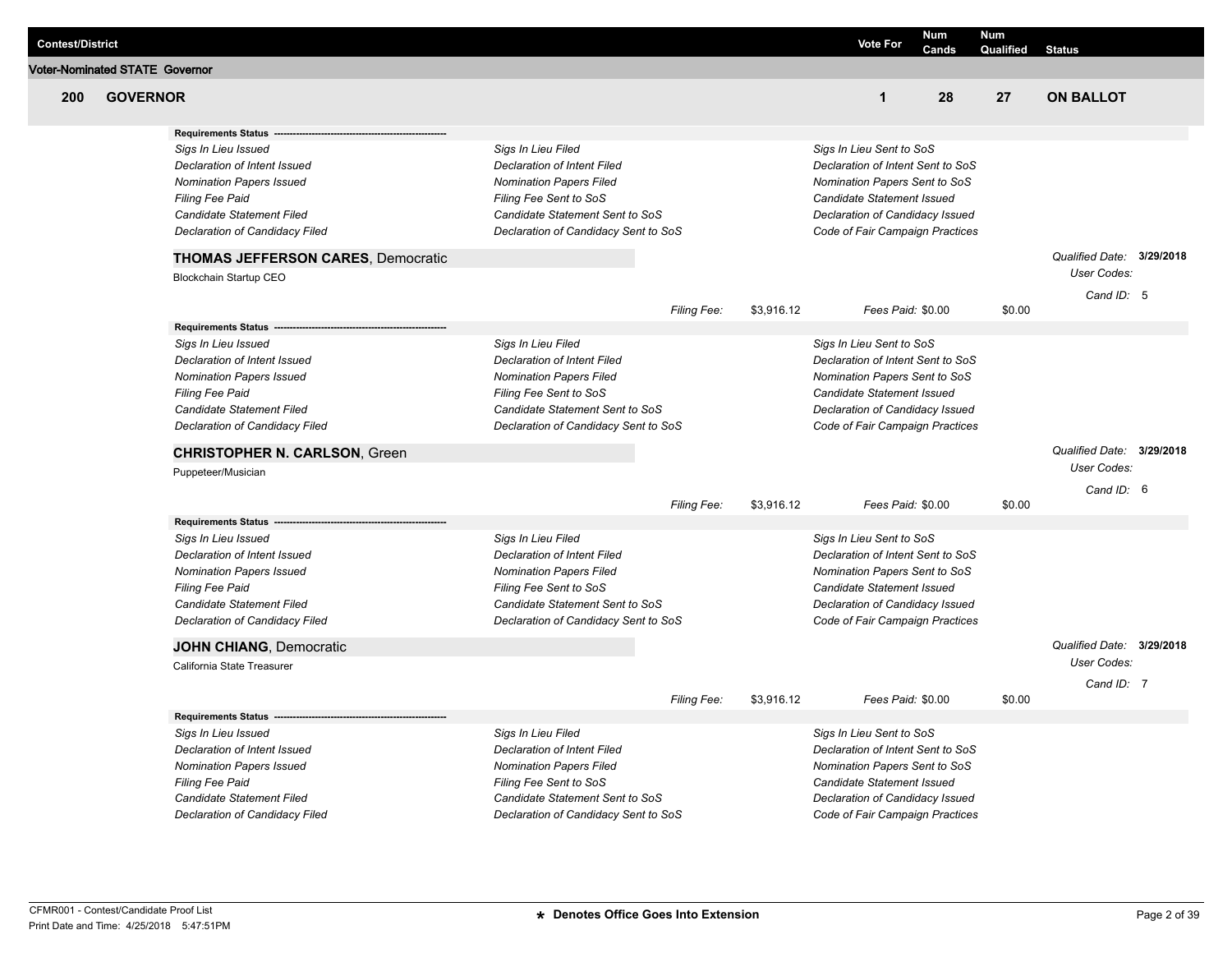| Contest/District | Vote For | Num Cands | Num Qualified | Status |
|---|---|---|---|---|

**Voter-Nominated STATE Governor**

| 200 | GOVERNOR | 1 | 28 | 27 | ON BALLOT |
|---|---|---|---|---|---|

**Requirements Status** --------------------------------------------------------

| | | |
|---|---|---|
| *Sigs In Lieu Issued* | *Sigs In Lieu Filed* | *Sigs In Lieu Sent to SoS* |
| *Declaration of Intent Issued* | *Declaration of Intent Filed* | *Declaration of Intent Sent to SoS* |
| *Nomination Papers Issued* | *Nomination Papers Filed* | *Nomination Papers Sent to SoS* |
| *Filing Fee Paid* | *Filing Fee Sent to SoS* | *Candidate Statement Issued* |
| *Candidate Statement Filed* | *Candidate Statement Sent to SoS* | *Declaration of Candidacy Issued* |
| *Declaration of Candidacy Filed* | *Declaration of Candidacy Sent to SoS* | *Code of Fair Campaign Practices* |

**THOMAS JEFFERSON CARES**, Democratic

Blockchain Startup CEO

*Qualified Date:* **3/29/2018**
*User Codes:*
*Cand ID:* 5

*Filing Fee:* $3,916.12 *Fees Paid:* $0.00 $0.00

**Requirements Status** --------------------------------------------------------

| | | |
|---|---|---|
| *Sigs In Lieu Issued* | *Sigs In Lieu Filed* | *Sigs In Lieu Sent to SoS* |
| *Declaration of Intent Issued* | *Declaration of Intent Filed* | *Declaration of Intent Sent to SoS* |
| *Nomination Papers Issued* | *Nomination Papers Filed* | *Nomination Papers Sent to SoS* |
| *Filing Fee Paid* | *Filing Fee Sent to SoS* | *Candidate Statement Issued* |
| *Candidate Statement Filed* | *Candidate Statement Sent to SoS* | *Declaration of Candidacy Issued* |
| *Declaration of Candidacy Filed* | *Declaration of Candidacy Sent to SoS* | *Code of Fair Campaign Practices* |

**CHRISTOPHER N. CARLSON**, Green

Puppeteer/Musician

*Qualified Date:* **3/29/2018**
*User Codes:*
*Cand ID:* 6

*Filing Fee:* $3,916.12 *Fees Paid:* $0.00 $0.00

**Requirements Status** --------------------------------------------------------

| | | |
|---|---|---|
| *Sigs In Lieu Issued* | *Sigs In Lieu Filed* | *Sigs In Lieu Sent to SoS* |
| *Declaration of Intent Issued* | *Declaration of Intent Filed* | *Declaration of Intent Sent to SoS* |
| *Nomination Papers Issued* | *Nomination Papers Filed* | *Nomination Papers Sent to SoS* |
| *Filing Fee Paid* | *Filing Fee Sent to SoS* | *Candidate Statement Issued* |
| *Candidate Statement Filed* | *Candidate Statement Sent to SoS* | *Declaration of Candidacy Issued* |
| *Declaration of Candidacy Filed* | *Declaration of Candidacy Sent to SoS* | *Code of Fair Campaign Practices* |

**JOHN CHIANG**, Democratic

California State Treasurer

*Qualified Date:* **3/29/2018**
*User Codes:*
*Cand ID:* 7

*Filing Fee:* $3,916.12 *Fees Paid:* $0.00 $0.00

**Requirements Status** --------------------------------------------------------

| | | |
|---|---|---|
| *Sigs In Lieu Issued* | *Sigs In Lieu Filed* | *Sigs In Lieu Sent to SoS* |
| *Declaration of Intent Issued* | *Declaration of Intent Filed* | *Declaration of Intent Sent to SoS* |
| *Nomination Papers Issued* | *Nomination Papers Filed* | *Nomination Papers Sent to SoS* |
| *Filing Fee Paid* | *Filing Fee Sent to SoS* | *Candidate Statement Issued* |
| *Candidate Statement Filed* | *Candidate Statement Sent to SoS* | *Declaration of Candidacy Issued* |
| *Declaration of Candidacy Filed* | *Declaration of Candidacy Sent to SoS* | *Code of Fair Campaign Practices* |

CFMR001 - Contest/Candidate Proof List
Print Date and Time: 4/25/2018 5:47:51PM

**\* Denotes Office Goes Into Extension**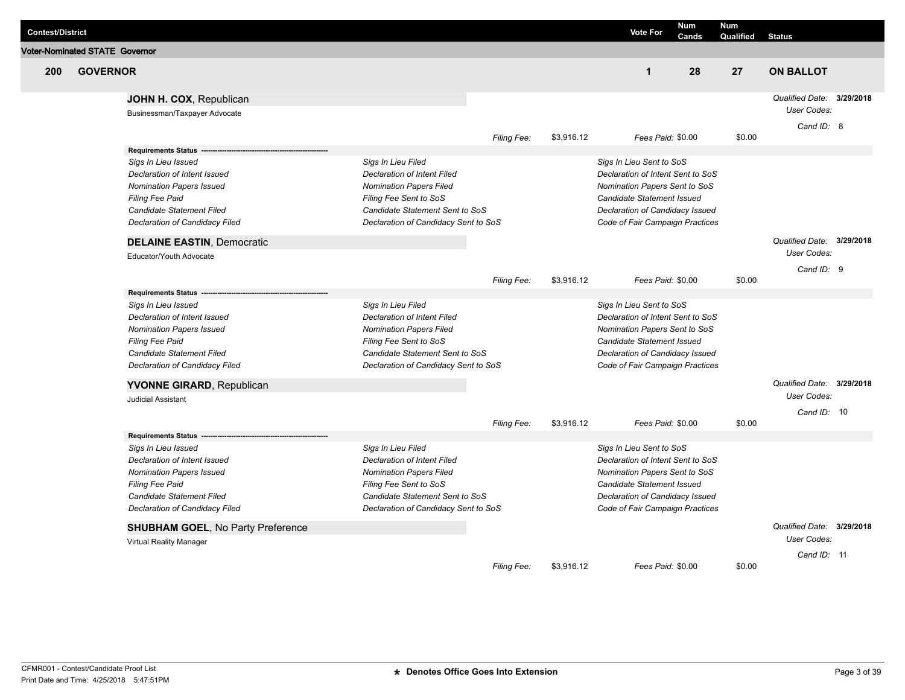| Contest/District | Vote For | Num Cands | Num Qualified | Status |
|---|---|---|---|---|

**Voter-Nominated STATE Governor**

| | Vote For | Num Cands | Num Qualified | Status |
|---|---|---|---|---|
| **200 GOVERNOR** | **1** | **28** | **27** | **ON BALLOT** |

**JOHN H. COX**, Republican

Businessman/Taxpayer Advocate

*Qualified Date:* **3/29/2018**
*User Codes:*
*Cand ID:* 8

*Filing Fee:* $3,916.12 *Fees Paid:* $0.00 $0.00

**Requirements Status** ------------------------------------------------------------

| | | |
|---|---|---|
| *Sigs In Lieu Issued* | *Sigs In Lieu Filed* | *Sigs In Lieu Sent to SoS* |
| *Declaration of Intent Issued* | *Declaration of Intent Filed* | *Declaration of Intent Sent to SoS* |
| *Nomination Papers Issued* | *Nomination Papers Filed* | *Nomination Papers Sent to SoS* |
| *Filing Fee Paid* | *Filing Fee Sent to SoS* | *Candidate Statement Issued* |
| *Candidate Statement Filed* | *Candidate Statement Sent to SoS* | *Declaration of Candidacy Issued* |
| *Declaration of Candidacy Filed* | *Declaration of Candidacy Sent to SoS* | *Code of Fair Campaign Practices* |

**DELAINE EASTIN**, Democratic

Educator/Youth Advocate

*Qualified Date:* **3/29/2018**
*User Codes:*
*Cand ID:* 9

*Filing Fee:* $3,916.12 *Fees Paid:* $0.00 $0.00

**Requirements Status** ------------------------------------------------------------

| | | |
|---|---|---|
| *Sigs In Lieu Issued* | *Sigs In Lieu Filed* | *Sigs In Lieu Sent to SoS* |
| *Declaration of Intent Issued* | *Declaration of Intent Filed* | *Declaration of Intent Sent to SoS* |
| *Nomination Papers Issued* | *Nomination Papers Filed* | *Nomination Papers Sent to SoS* |
| *Filing Fee Paid* | *Filing Fee Sent to SoS* | *Candidate Statement Issued* |
| *Candidate Statement Filed* | *Candidate Statement Sent to SoS* | *Declaration of Candidacy Issued* |
| *Declaration of Candidacy Filed* | *Declaration of Candidacy Sent to SoS* | *Code of Fair Campaign Practices* |

**YVONNE GIRARD**, Republican

Judicial Assistant

*Qualified Date:* **3/29/2018**
*User Codes:*
*Cand ID:* 10

*Filing Fee:* $3,916.12 *Fees Paid:* $0.00 $0.00

**Requirements Status** ------------------------------------------------------------

| | | |
|---|---|---|
| *Sigs In Lieu Issued* | *Sigs In Lieu Filed* | *Sigs In Lieu Sent to SoS* |
| *Declaration of Intent Issued* | *Declaration of Intent Filed* | *Declaration of Intent Sent to SoS* |
| *Nomination Papers Issued* | *Nomination Papers Filed* | *Nomination Papers Sent to SoS* |
| *Filing Fee Paid* | *Filing Fee Sent to SoS* | *Candidate Statement Issued* |
| *Candidate Statement Filed* | *Candidate Statement Sent to SoS* | *Declaration of Candidacy Issued* |
| *Declaration of Candidacy Filed* | *Declaration of Candidacy Sent to SoS* | *Code of Fair Campaign Practices* |

**SHUBHAM GOEL**, No Party Preference

Virtual Reality Manager

*Qualified Date:* **3/29/2018**
*User Codes:*
*Cand ID:* 11

*Filing Fee:* $3,916.12 *Fees Paid:* $0.00 $0.00

CFMR001 - Contest/Candidate Proof List
Print Date and Time: 4/25/2018 5:47:51PM

**★ Denotes Office Goes Into Extension**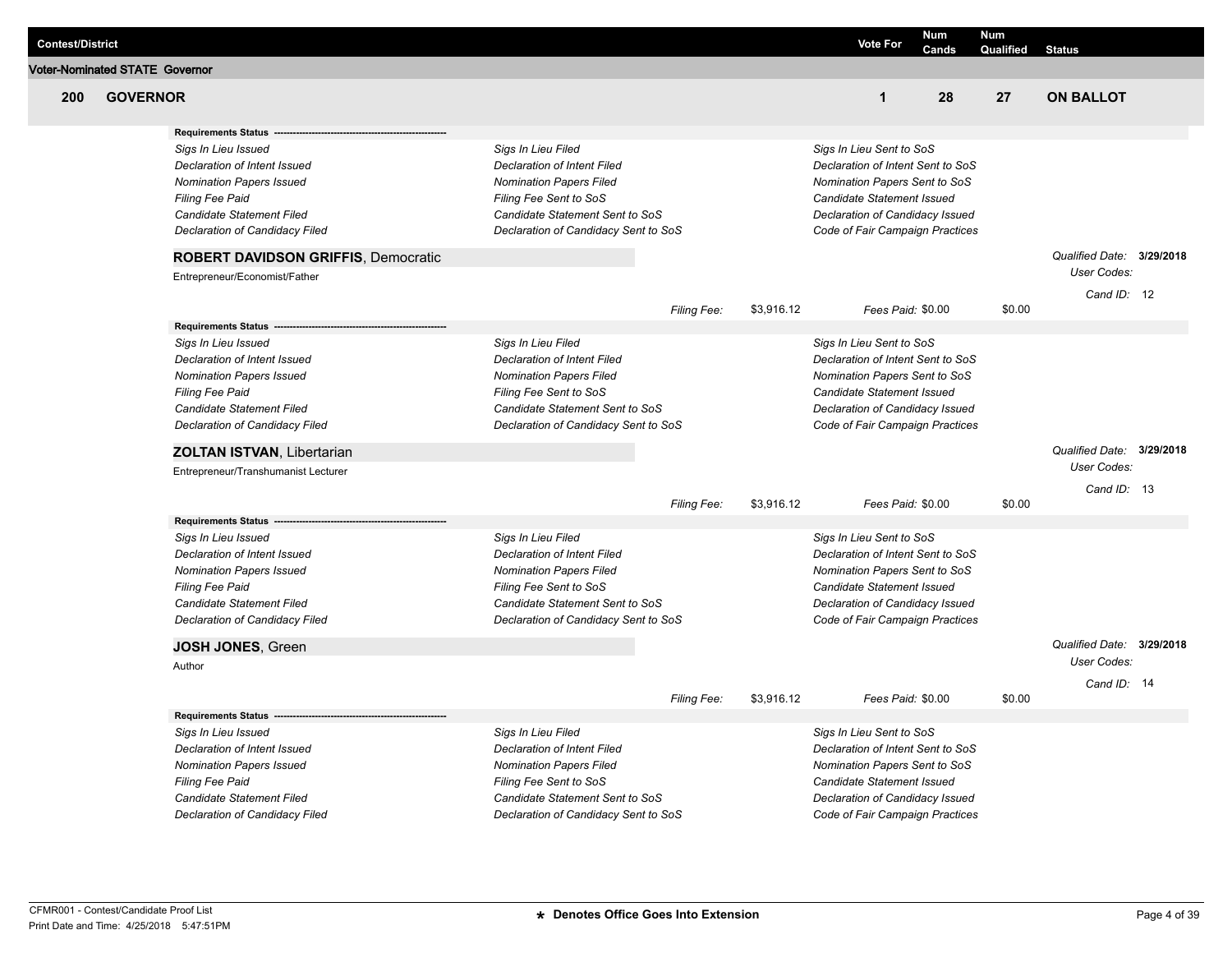| Contest/District | Vote For | Num Cands | Num Qualified | Status |
|---|---|---|---|---|

**Voter-Nominated STATE Governor**

## 200 GOVERNOR

| Vote For | Num Cands | Num Qualified | Status |
|---|---|---|---|
| 1 | 28 | 27 | ON BALLOT |

**Requirements Status** ----------------------------------------------------

| | | |
|---|---|---|
| *Sigs In Lieu Issued* | *Sigs In Lieu Filed* | *Sigs In Lieu Sent to SoS* |
| *Declaration of Intent Issued* | *Declaration of Intent Filed* | *Declaration of Intent Sent to SoS* |
| *Nomination Papers Issued* | *Nomination Papers Filed* | *Nomination Papers Sent to SoS* |
| *Filing Fee Paid* | *Filing Fee Sent to SoS* | *Candidate Statement Issued* |
| *Candidate Statement Filed* | *Candidate Statement Sent to SoS* | *Declaration of Candidacy Issued* |
| *Declaration of Candidacy Filed* | *Declaration of Candidacy Sent to SoS* | *Code of Fair Campaign Practices* |

### ROBERT DAVIDSON GRIFFIS, Democratic

Entrepreneur/Economist/Father

*Qualified Date:* **3/29/2018**
*User Codes:*
*Cand ID:* 12

*Filing Fee:* $3,916.12 *Fees Paid:* $0.00 $0.00

**Requirements Status** ----------------------------------------------------

| | | |
|---|---|---|
| *Sigs In Lieu Issued* | *Sigs In Lieu Filed* | *Sigs In Lieu Sent to SoS* |
| *Declaration of Intent Issued* | *Declaration of Intent Filed* | *Declaration of Intent Sent to SoS* |
| *Nomination Papers Issued* | *Nomination Papers Filed* | *Nomination Papers Sent to SoS* |
| *Filing Fee Paid* | *Filing Fee Sent to SoS* | *Candidate Statement Issued* |
| *Candidate Statement Filed* | *Candidate Statement Sent to SoS* | *Declaration of Candidacy Issued* |
| *Declaration of Candidacy Filed* | *Declaration of Candidacy Sent to SoS* | *Code of Fair Campaign Practices* |

### ZOLTAN ISTVAN, Libertarian

Entrepreneur/Transhumanist Lecturer

*Qualified Date:* **3/29/2018**
*User Codes:*
*Cand ID:* 13

*Filing Fee:* $3,916.12 *Fees Paid:* $0.00 $0.00

**Requirements Status** ----------------------------------------------------

| | | |
|---|---|---|
| *Sigs In Lieu Issued* | *Sigs In Lieu Filed* | *Sigs In Lieu Sent to SoS* |
| *Declaration of Intent Issued* | *Declaration of Intent Filed* | *Declaration of Intent Sent to SoS* |
| *Nomination Papers Issued* | *Nomination Papers Filed* | *Nomination Papers Sent to SoS* |
| *Filing Fee Paid* | *Filing Fee Sent to SoS* | *Candidate Statement Issued* |
| *Candidate Statement Filed* | *Candidate Statement Sent to SoS* | *Declaration of Candidacy Issued* |
| *Declaration of Candidacy Filed* | *Declaration of Candidacy Sent to SoS* | *Code of Fair Campaign Practices* |

### JOSH JONES, Green

Author

*Qualified Date:* **3/29/2018**
*User Codes:*
*Cand ID:* 14

*Filing Fee:* $3,916.12 *Fees Paid:* $0.00 $0.00

**Requirements Status** ----------------------------------------------------

| | | |
|---|---|---|
| *Sigs In Lieu Issued* | *Sigs In Lieu Filed* | *Sigs In Lieu Sent to SoS* |
| *Declaration of Intent Issued* | *Declaration of Intent Filed* | *Declaration of Intent Sent to SoS* |
| *Nomination Papers Issued* | *Nomination Papers Filed* | *Nomination Papers Sent to SoS* |
| *Filing Fee Paid* | *Filing Fee Sent to SoS* | *Candidate Statement Issued* |
| *Candidate Statement Filed* | *Candidate Statement Sent to SoS* | *Declaration of Candidacy Issued* |
| *Declaration of Candidacy Filed* | *Declaration of Candidacy Sent to SoS* | *Code of Fair Campaign Practices* |

CFMR001 - Contest/Candidate Proof List
Print Date and Time: 4/25/2018 5:47:51PM

**\* Denotes Office Goes Into Extension**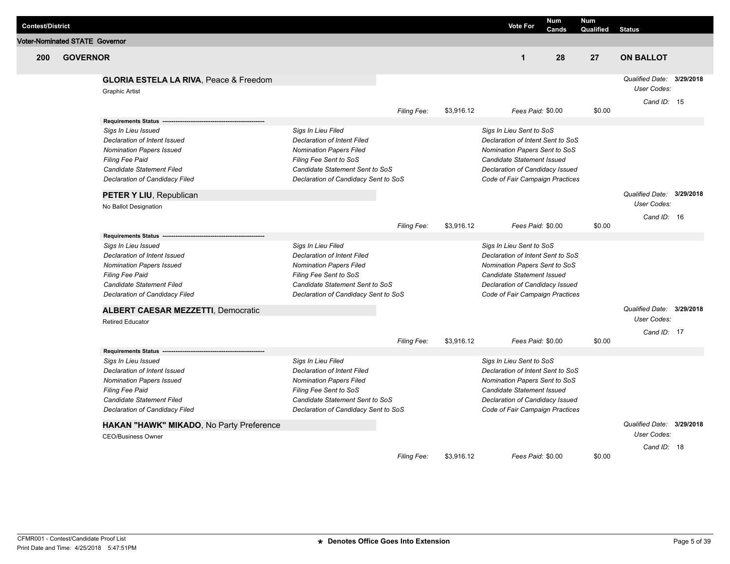| Contest/District | | Vote For | Num Cands | Num Qualified | Status |
|---|---|---|---|---|---|
| **Voter-Nominated STATE Governor** | | | | | |
| **200** | **GOVERNOR** | **1** | **28** | **27** | **ON BALLOT** |

**GLORIA ESTELA LA RIVA**, Peace & Freedom

Graphic Artist

*Qualified Date:* **3/29/2018**
*User Codes:*
*Cand ID:* 15

*Filing Fee:* $3,916.12 *Fees Paid:* $0.00 $0.00

**Requirements Status** -----------------------------------------------------------

| | | |
|---|---|---|
| *Sigs In Lieu Issued* | *Sigs In Lieu Filed* | *Sigs In Lieu Sent to SoS* |
| *Declaration of Intent Issued* | *Declaration of Intent Filed* | *Declaration of Intent Sent to SoS* |
| *Nomination Papers Issued* | *Nomination Papers Filed* | *Nomination Papers Sent to SoS* |
| *Filing Fee Paid* | *Filing Fee Sent to SoS* | *Candidate Statement Issued* |
| *Candidate Statement Filed* | *Candidate Statement Sent to SoS* | *Declaration of Candidacy Issued* |
| *Declaration of Candidacy Filed* | *Declaration of Candidacy Sent to SoS* | *Code of Fair Campaign Practices* |

**PETER Y LIU**, Republican

No Ballot Designation

*Qualified Date:* **3/29/2018**
*User Codes:*
*Cand ID:* 16

*Filing Fee:* $3,916.12 *Fees Paid:* $0.00 $0.00

**Requirements Status** -----------------------------------------------------------

| | | |
|---|---|---|
| *Sigs In Lieu Issued* | *Sigs In Lieu Filed* | *Sigs In Lieu Sent to SoS* |
| *Declaration of Intent Issued* | *Declaration of Intent Filed* | *Declaration of Intent Sent to SoS* |
| *Nomination Papers Issued* | *Nomination Papers Filed* | *Nomination Papers Sent to SoS* |
| *Filing Fee Paid* | *Filing Fee Sent to SoS* | *Candidate Statement Issued* |
| *Candidate Statement Filed* | *Candidate Statement Sent to SoS* | *Declaration of Candidacy Issued* |
| *Declaration of Candidacy Filed* | *Declaration of Candidacy Sent to SoS* | *Code of Fair Campaign Practices* |

**ALBERT CAESAR MEZZETTI**, Democratic

Retired Educator

*Qualified Date:* **3/29/2018**
*User Codes:*
*Cand ID:* 17

*Filing Fee:* $3,916.12 *Fees Paid:* $0.00 $0.00

**Requirements Status** -----------------------------------------------------------

| | | |
|---|---|---|
| *Sigs In Lieu Issued* | *Sigs In Lieu Filed* | *Sigs In Lieu Sent to SoS* |
| *Declaration of Intent Issued* | *Declaration of Intent Filed* | *Declaration of Intent Sent to SoS* |
| *Nomination Papers Issued* | *Nomination Papers Filed* | *Nomination Papers Sent to SoS* |
| *Filing Fee Paid* | *Filing Fee Sent to SoS* | *Candidate Statement Issued* |
| *Candidate Statement Filed* | *Candidate Statement Sent to SoS* | *Declaration of Candidacy Issued* |
| *Declaration of Candidacy Filed* | *Declaration of Candidacy Sent to SoS* | *Code of Fair Campaign Practices* |

**HAKAN "HAWK" MIKADO**, No Party Preference

CEO/Business Owner

*Qualified Date:* **3/29/2018**
*User Codes:*
*Cand ID:* 18

*Filing Fee:* $3,916.12 *Fees Paid:* $0.00 $0.00

CFMR001 - Contest/Candidate Proof List
Print Date and Time: 4/25/2018 5:47:51PM

**\* Denotes Office Goes Into Extension**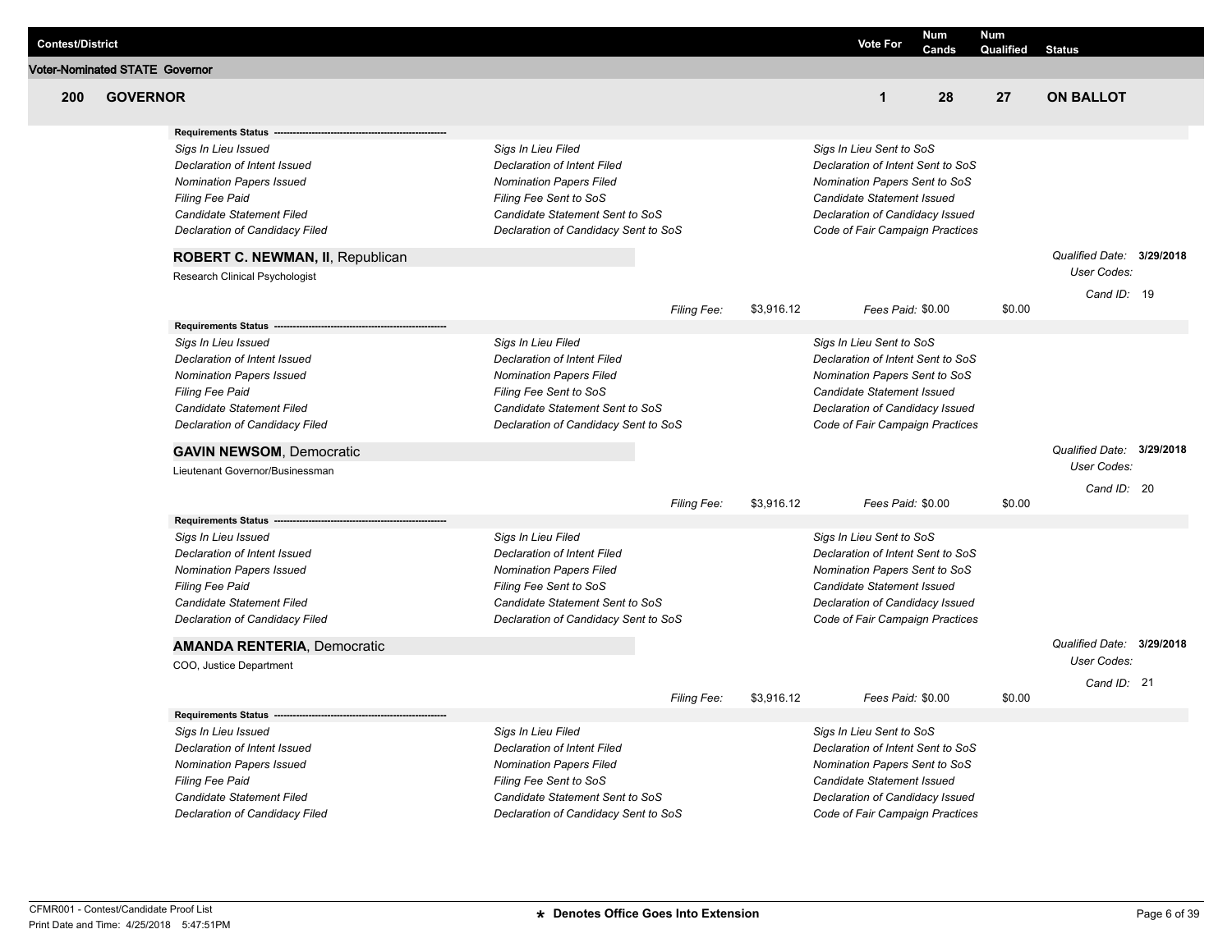| Contest/District | Vote For | Num Cands | Num Qualified | Status |
|---|---|---|---|---|

**Voter-Nominated STATE Governor**

| 200 GOVERNOR | 1 | 28 | 27 | ON BALLOT |
|---|---|---|---|---|

**Requirements Status** ----------------------------------------------------------

| | | |
|---|---|---|
| *Sigs In Lieu Issued* | *Sigs In Lieu Filed* | *Sigs In Lieu Sent to SoS* |
| *Declaration of Intent Issued* | *Declaration of Intent Filed* | *Declaration of Intent Sent to SoS* |
| *Nomination Papers Issued* | *Nomination Papers Filed* | *Nomination Papers Sent to SoS* |
| *Filing Fee Paid* | *Filing Fee Sent to SoS* | *Candidate Statement Issued* |
| *Candidate Statement Filed* | *Candidate Statement Sent to SoS* | *Declaration of Candidacy Issued* |
| *Declaration of Candidacy Filed* | *Declaration of Candidacy Sent to SoS* | *Code of Fair Campaign Practices* |

**ROBERT C. NEWMAN, II**, Republican

Research Clinical Psychologist

*Qualified Date:* **3/29/2018**
*User Codes:*
*Cand ID:* 19

*Filing Fee:* $3,916.12 *Fees Paid:* $0.00 $0.00

**Requirements Status** ----------------------------------------------------------

| | | |
|---|---|---|
| *Sigs In Lieu Issued* | *Sigs In Lieu Filed* | *Sigs In Lieu Sent to SoS* |
| *Declaration of Intent Issued* | *Declaration of Intent Filed* | *Declaration of Intent Sent to SoS* |
| *Nomination Papers Issued* | *Nomination Papers Filed* | *Nomination Papers Sent to SoS* |
| *Filing Fee Paid* | *Filing Fee Sent to SoS* | *Candidate Statement Issued* |
| *Candidate Statement Filed* | *Candidate Statement Sent to SoS* | *Declaration of Candidacy Issued* |
| *Declaration of Candidacy Filed* | *Declaration of Candidacy Sent to SoS* | *Code of Fair Campaign Practices* |

**GAVIN NEWSOM**, Democratic

Lieutenant Governor/Businessman

*Qualified Date:* **3/29/2018**
*User Codes:*
*Cand ID:* 20

*Filing Fee:* $3,916.12 *Fees Paid:* $0.00 $0.00

**Requirements Status** ----------------------------------------------------------

| | | |
|---|---|---|
| *Sigs In Lieu Issued* | *Sigs In Lieu Filed* | *Sigs In Lieu Sent to SoS* |
| *Declaration of Intent Issued* | *Declaration of Intent Filed* | *Declaration of Intent Sent to SoS* |
| *Nomination Papers Issued* | *Nomination Papers Filed* | *Nomination Papers Sent to SoS* |
| *Filing Fee Paid* | *Filing Fee Sent to SoS* | *Candidate Statement Issued* |
| *Candidate Statement Filed* | *Candidate Statement Sent to SoS* | *Declaration of Candidacy Issued* |
| *Declaration of Candidacy Filed* | *Declaration of Candidacy Sent to SoS* | *Code of Fair Campaign Practices* |

**AMANDA RENTERIA**, Democratic

COO, Justice Department

*Qualified Date:* **3/29/2018**
*User Codes:*
*Cand ID:* 21

*Filing Fee:* $3,916.12 *Fees Paid:* $0.00 $0.00

**Requirements Status** ----------------------------------------------------------

| | | |
|---|---|---|
| *Sigs In Lieu Issued* | *Sigs In Lieu Filed* | *Sigs In Lieu Sent to SoS* |
| *Declaration of Intent Issued* | *Declaration of Intent Filed* | *Declaration of Intent Sent to SoS* |
| *Nomination Papers Issued* | *Nomination Papers Filed* | *Nomination Papers Sent to SoS* |
| *Filing Fee Paid* | *Filing Fee Sent to SoS* | *Candidate Statement Issued* |
| *Candidate Statement Filed* | *Candidate Statement Sent to SoS* | *Declaration of Candidacy Issued* |
| *Declaration of Candidacy Filed* | *Declaration of Candidacy Sent to SoS* | *Code of Fair Campaign Practices* |

CFMR001 - Contest/Candidate Proof List
Print Date and Time: 4/25/2018 5:47:51PM

**\* Denotes Office Goes Into Extension**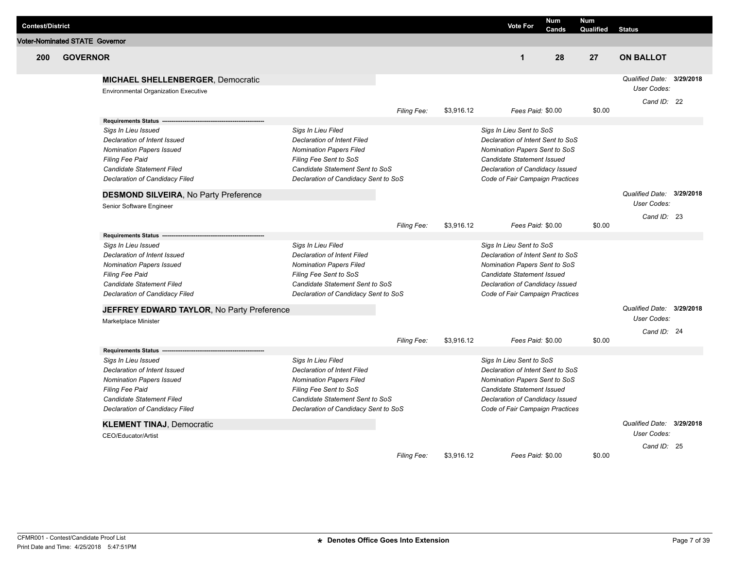| Contest/District | | Vote For | Num Cands | Num Qualified | Status |
|---|---|---|---|---|---|
| **Voter-Nominated STATE Governor** | | | | | |
| **200** | **GOVERNOR** | **1** | **28** | **27** | **ON BALLOT** |

**MICHAEL SHELLENBERGER**, Democratic

Environmental Organization Executive

*Qualified Date:* **3/29/2018**
*User Codes:*
*Cand ID:* 22

*Filing Fee:* $3,916.12 *Fees Paid:* $0.00 $0.00

**Requirements Status**

| | | |
|---|---|---|
| *Sigs In Lieu Issued* | *Sigs In Lieu Filed* | *Sigs In Lieu Sent to SoS* |
| *Declaration of Intent Issued* | *Declaration of Intent Filed* | *Declaration of Intent Sent to SoS* |
| *Nomination Papers Issued* | *Nomination Papers Filed* | *Nomination Papers Sent to SoS* |
| *Filing Fee Paid* | *Filing Fee Sent to SoS* | *Candidate Statement Issued* |
| *Candidate Statement Filed* | *Candidate Statement Sent to SoS* | *Declaration of Candidacy Issued* |
| *Declaration of Candidacy Filed* | *Declaration of Candidacy Sent to SoS* | *Code of Fair Campaign Practices* |

**DESMOND SILVEIRA**, No Party Preference

Senior Software Engineer

*Qualified Date:* **3/29/2018**
*User Codes:*
*Cand ID:* 23

*Filing Fee:* $3,916.12 *Fees Paid:* $0.00 $0.00

**Requirements Status**

| | | |
|---|---|---|
| *Sigs In Lieu Issued* | *Sigs In Lieu Filed* | *Sigs In Lieu Sent to SoS* |
| *Declaration of Intent Issued* | *Declaration of Intent Filed* | *Declaration of Intent Sent to SoS* |
| *Nomination Papers Issued* | *Nomination Papers Filed* | *Nomination Papers Sent to SoS* |
| *Filing Fee Paid* | *Filing Fee Sent to SoS* | *Candidate Statement Issued* |
| *Candidate Statement Filed* | *Candidate Statement Sent to SoS* | *Declaration of Candidacy Issued* |
| *Declaration of Candidacy Filed* | *Declaration of Candidacy Sent to SoS* | *Code of Fair Campaign Practices* |

**JEFFREY EDWARD TAYLOR**, No Party Preference

Marketplace Minister

*Qualified Date:* **3/29/2018**
*User Codes:*
*Cand ID:* 24

*Filing Fee:* $3,916.12 *Fees Paid:* $0.00 $0.00

**Requirements Status**

| | | |
|---|---|---|
| *Sigs In Lieu Issued* | *Sigs In Lieu Filed* | *Sigs In Lieu Sent to SoS* |
| *Declaration of Intent Issued* | *Declaration of Intent Filed* | *Declaration of Intent Sent to SoS* |
| *Nomination Papers Issued* | *Nomination Papers Filed* | *Nomination Papers Sent to SoS* |
| *Filing Fee Paid* | *Filing Fee Sent to SoS* | *Candidate Statement Issued* |
| *Candidate Statement Filed* | *Candidate Statement Sent to SoS* | *Declaration of Candidacy Issued* |
| *Declaration of Candidacy Filed* | *Declaration of Candidacy Sent to SoS* | *Code of Fair Campaign Practices* |

**KLEMENT TINAJ**, Democratic

CEO/Educator/Artist

*Qualified Date:* **3/29/2018**
*User Codes:*
*Cand ID:* 25

*Filing Fee:* $3,916.12 *Fees Paid:* $0.00 $0.00

CFMR001 - Contest/Candidate Proof List
Print Date and Time: 4/25/2018 5:47:51PM

**\* Denotes Office Goes Into Extension**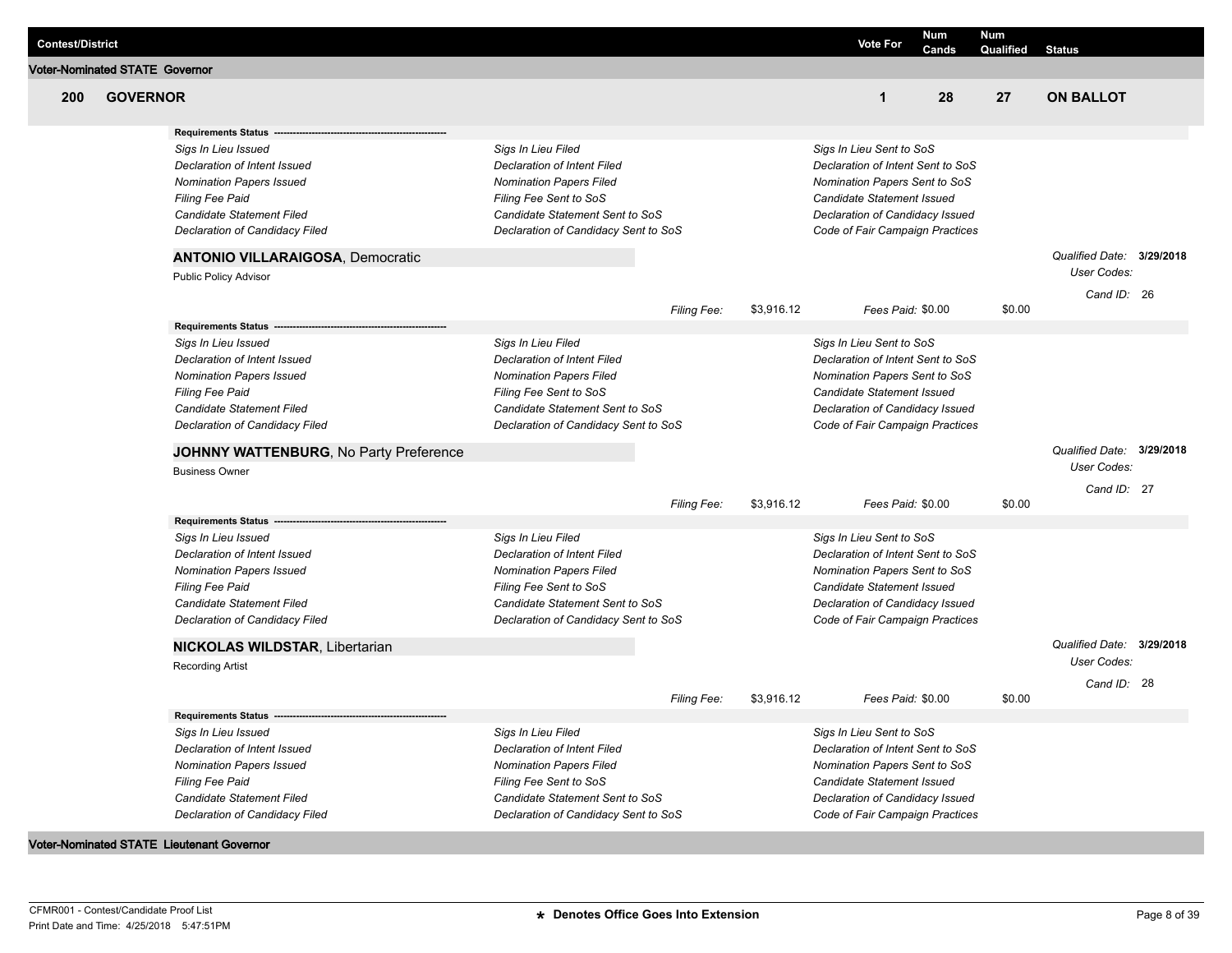| Contest/District | Vote For | Num Cands | Num Qualified | Status |
|---|---|---|---|---|

**Voter-Nominated STATE Governor**

| 200 GOVERNOR | 1 | 28 | 27 | ON BALLOT |
|---|---|---|---|---|

**Requirements Status** -------------------------------------------------------

| | | |
|---|---|---|
| *Sigs In Lieu Issued* | *Sigs In Lieu Filed* | *Sigs In Lieu Sent to SoS* |
| *Declaration of Intent Issued* | *Declaration of Intent Filed* | *Declaration of Intent Sent to SoS* |
| *Nomination Papers Issued* | *Nomination Papers Filed* | *Nomination Papers Sent to SoS* |
| *Filing Fee Paid* | *Filing Fee Sent to SoS* | *Candidate Statement Issued* |
| *Candidate Statement Filed* | *Candidate Statement Sent to SoS* | *Declaration of Candidacy Issued* |
| *Declaration of Candidacy Filed* | *Declaration of Candidacy Sent to SoS* | *Code of Fair Campaign Practices* |

**ANTONIO VILLARAIGOSA**, Democratic

Public Policy Advisor

*Qualified Date:* **3/29/2018**
*User Codes:*
*Cand ID:* 26

*Filing Fee:* $3,916.12 *Fees Paid:* $0.00 $0.00

**Requirements Status** -------------------------------------------------------

| | | |
|---|---|---|
| *Sigs In Lieu Issued* | *Sigs In Lieu Filed* | *Sigs In Lieu Sent to SoS* |
| *Declaration of Intent Issued* | *Declaration of Intent Filed* | *Declaration of Intent Sent to SoS* |
| *Nomination Papers Issued* | *Nomination Papers Filed* | *Nomination Papers Sent to SoS* |
| *Filing Fee Paid* | *Filing Fee Sent to SoS* | *Candidate Statement Issued* |
| *Candidate Statement Filed* | *Candidate Statement Sent to SoS* | *Declaration of Candidacy Issued* |
| *Declaration of Candidacy Filed* | *Declaration of Candidacy Sent to SoS* | *Code of Fair Campaign Practices* |

**JOHNNY WATTENBURG**, No Party Preference

Business Owner

*Qualified Date:* **3/29/2018**
*User Codes:*
*Cand ID:* 27

*Filing Fee:* $3,916.12 *Fees Paid:* $0.00 $0.00

**Requirements Status** -------------------------------------------------------

| | | |
|---|---|---|
| *Sigs In Lieu Issued* | *Sigs In Lieu Filed* | *Sigs In Lieu Sent to SoS* |
| *Declaration of Intent Issued* | *Declaration of Intent Filed* | *Declaration of Intent Sent to SoS* |
| *Nomination Papers Issued* | *Nomination Papers Filed* | *Nomination Papers Sent to SoS* |
| *Filing Fee Paid* | *Filing Fee Sent to SoS* | *Candidate Statement Issued* |
| *Candidate Statement Filed* | *Candidate Statement Sent to SoS* | *Declaration of Candidacy Issued* |
| *Declaration of Candidacy Filed* | *Declaration of Candidacy Sent to SoS* | *Code of Fair Campaign Practices* |

**NICKOLAS WILDSTAR**, Libertarian

Recording Artist

*Qualified Date:* **3/29/2018**
*User Codes:*
*Cand ID:* 28

*Filing Fee:* $3,916.12 *Fees Paid:* $0.00 $0.00

**Requirements Status** -------------------------------------------------------

| | | |
|---|---|---|
| *Sigs In Lieu Issued* | *Sigs In Lieu Filed* | *Sigs In Lieu Sent to SoS* |
| *Declaration of Intent Issued* | *Declaration of Intent Filed* | *Declaration of Intent Sent to SoS* |
| *Nomination Papers Issued* | *Nomination Papers Filed* | *Nomination Papers Sent to SoS* |
| *Filing Fee Paid* | *Filing Fee Sent to SoS* | *Candidate Statement Issued* |
| *Candidate Statement Filed* | *Candidate Statement Sent to SoS* | *Declaration of Candidacy Issued* |
| *Declaration of Candidacy Filed* | *Declaration of Candidacy Sent to SoS* | *Code of Fair Campaign Practices* |

**Voter-Nominated STATE Lieutenant Governor**

CFMR001 - Contest/Candidate Proof List
Print Date and Time: 4/25/2018 5:47:51PM

**★ Denotes Office Goes Into Extension**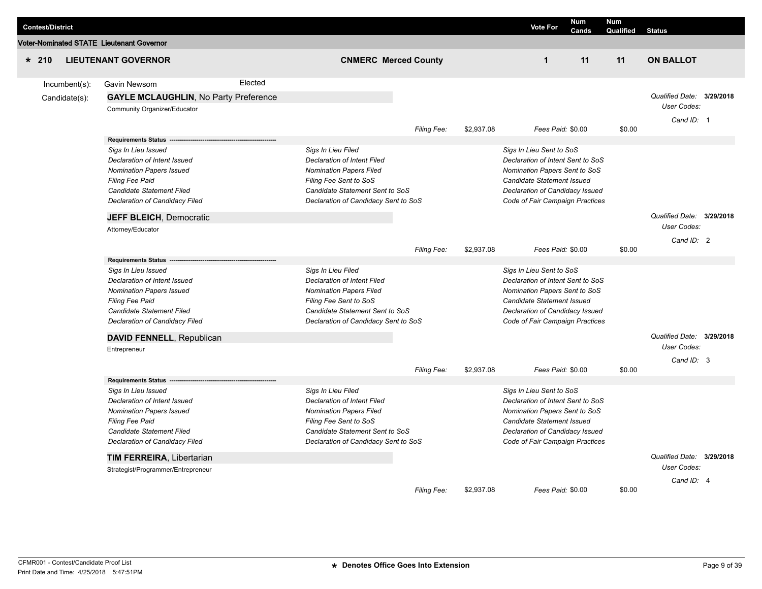| Contest/District | | Vote For | Num Cands | Num Qualified | Status |
|---|---|---|---|---|---|
| **Voter-Nominated STATE Lieutenant Governor** | | | | | |
| * **210 LIEUTENANT GOVERNOR** | **CNMERC Merced County** | **1** | **11** | **11** | **ON BALLOT** |

Incumbent(s): Gavin Newsom — Elected

Candidate(s):

**GAYLE MCLAUGHLIN**, No Party Preference
Community Organizer/Educator

*Qualified Date:* **3/29/2018**
*User Codes:*
*Cand ID:* 1

*Filing Fee:* $2,937.08 *Fees Paid:* $0.00 $0.00

**Requirements Status**

| | | |
|---|---|---|
| *Sigs In Lieu Issued* | *Sigs In Lieu Filed* | *Sigs In Lieu Sent to SoS* |
| *Declaration of Intent Issued* | *Declaration of Intent Filed* | *Declaration of Intent Sent to SoS* |
| *Nomination Papers Issued* | *Nomination Papers Filed* | *Nomination Papers Sent to SoS* |
| *Filing Fee Paid* | *Filing Fee Sent to SoS* | *Candidate Statement Issued* |
| *Candidate Statement Filed* | *Candidate Statement Sent to SoS* | *Declaration of Candidacy Issued* |
| *Declaration of Candidacy Filed* | *Declaration of Candidacy Sent to SoS* | *Code of Fair Campaign Practices* |

**JEFF BLEICH**, Democratic
Attorney/Educator

*Qualified Date:* **3/29/2018**
*User Codes:*
*Cand ID:* 2

*Filing Fee:* $2,937.08 *Fees Paid:* $0.00 $0.00

**Requirements Status**

| | | |
|---|---|---|
| *Sigs In Lieu Issued* | *Sigs In Lieu Filed* | *Sigs In Lieu Sent to SoS* |
| *Declaration of Intent Issued* | *Declaration of Intent Filed* | *Declaration of Intent Sent to SoS* |
| *Nomination Papers Issued* | *Nomination Papers Filed* | *Nomination Papers Sent to SoS* |
| *Filing Fee Paid* | *Filing Fee Sent to SoS* | *Candidate Statement Issued* |
| *Candidate Statement Filed* | *Candidate Statement Sent to SoS* | *Declaration of Candidacy Issued* |
| *Declaration of Candidacy Filed* | *Declaration of Candidacy Sent to SoS* | *Code of Fair Campaign Practices* |

**DAVID FENNELL**, Republican
Entrepreneur

*Qualified Date:* **3/29/2018**
*User Codes:*
*Cand ID:* 3

*Filing Fee:* $2,937.08 *Fees Paid:* $0.00 $0.00

**Requirements Status**

| | | |
|---|---|---|
| *Sigs In Lieu Issued* | *Sigs In Lieu Filed* | *Sigs In Lieu Sent to SoS* |
| *Declaration of Intent Issued* | *Declaration of Intent Filed* | *Declaration of Intent Sent to SoS* |
| *Nomination Papers Issued* | *Nomination Papers Filed* | *Nomination Papers Sent to SoS* |
| *Filing Fee Paid* | *Filing Fee Sent to SoS* | *Candidate Statement Issued* |
| *Candidate Statement Filed* | *Candidate Statement Sent to SoS* | *Declaration of Candidacy Issued* |
| *Declaration of Candidacy Filed* | *Declaration of Candidacy Sent to SoS* | *Code of Fair Campaign Practices* |

**TIM FERREIRA**, Libertarian
Strategist/Programmer/Entrepreneur

*Qualified Date:* **3/29/2018**
*User Codes:*
*Cand ID:* 4

*Filing Fee:* $2,937.08 *Fees Paid:* $0.00 $0.00

CFMR001 - Contest/Candidate Proof List
Print Date and Time: 4/25/2018 5:47:51PM

**\* Denotes Office Goes Into Extension**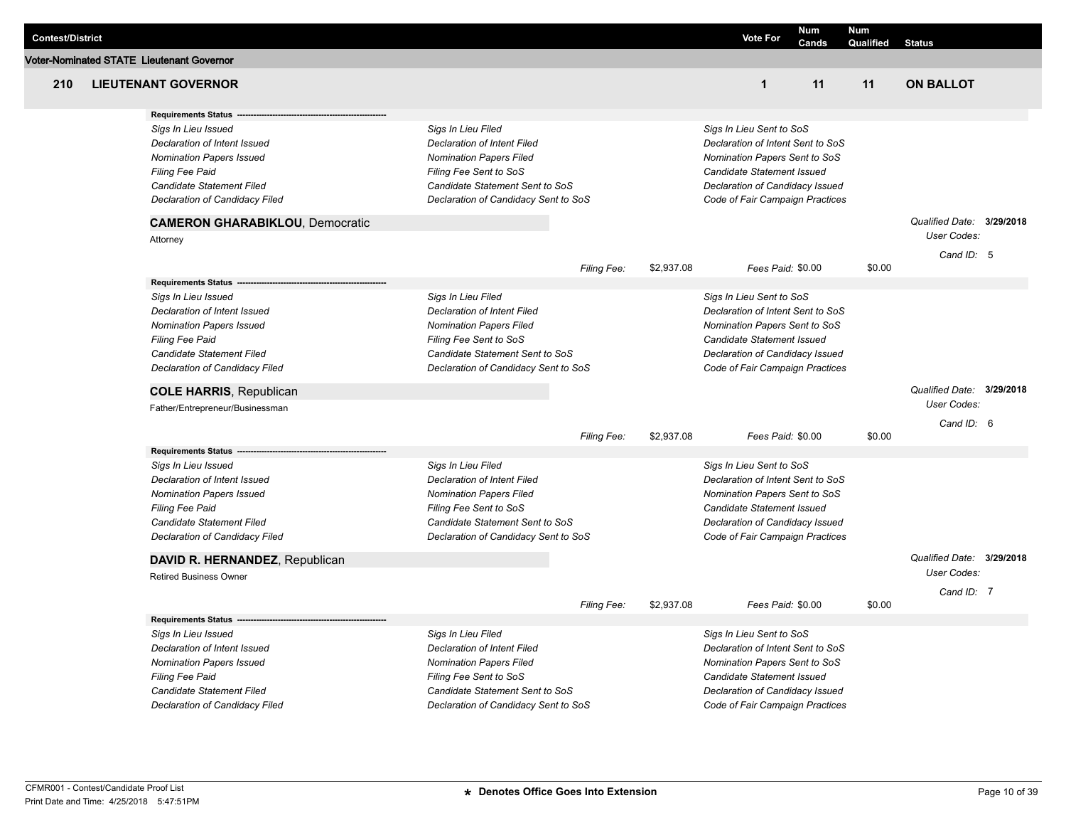| Contest/District | | Vote For | Num Cands | Num Qualified | Status |
|---|---|---|---|---|---|

**Voter-Nominated STATE Lieutenant Governor**

| 210 | LIEUTENANT GOVERNOR | 1 | 11 | 11 | ON BALLOT |
|---|---|---|---|---|---|

**Requirements Status** ---------------------------------------------------------

| | | |
|---|---|---|
| *Sigs In Lieu Issued* | *Sigs In Lieu Filed* | *Sigs In Lieu Sent to SoS* |
| *Declaration of Intent Issued* | *Declaration of Intent Filed* | *Declaration of Intent Sent to SoS* |
| *Nomination Papers Issued* | *Nomination Papers Filed* | *Nomination Papers Sent to SoS* |
| *Filing Fee Paid* | *Filing Fee Sent to SoS* | *Candidate Statement Issued* |
| *Candidate Statement Filed* | *Candidate Statement Sent to SoS* | *Declaration of Candidacy Issued* |
| *Declaration of Candidacy Filed* | *Declaration of Candidacy Sent to SoS* | *Code of Fair Campaign Practices* |

**CAMERON GHARABIKLOU**, Democratic

Attorney

*Qualified Date:* **3/29/2018**
*User Codes:*
*Cand ID:* 5

*Filing Fee:* $2,937.08 *Fees Paid:* $0.00 $0.00

**Requirements Status** ---------------------------------------------------------

| | | |
|---|---|---|
| *Sigs In Lieu Issued* | *Sigs In Lieu Filed* | *Sigs In Lieu Sent to SoS* |
| *Declaration of Intent Issued* | *Declaration of Intent Filed* | *Declaration of Intent Sent to SoS* |
| *Nomination Papers Issued* | *Nomination Papers Filed* | *Nomination Papers Sent to SoS* |
| *Filing Fee Paid* | *Filing Fee Sent to SoS* | *Candidate Statement Issued* |
| *Candidate Statement Filed* | *Candidate Statement Sent to SoS* | *Declaration of Candidacy Issued* |
| *Declaration of Candidacy Filed* | *Declaration of Candidacy Sent to SoS* | *Code of Fair Campaign Practices* |

**COLE HARRIS**, Republican

Father/Entrepreneur/Businessman

*Qualified Date:* **3/29/2018**
*User Codes:*
*Cand ID:* 6

*Filing Fee:* $2,937.08 *Fees Paid:* $0.00 $0.00

**Requirements Status** ---------------------------------------------------------

| | | |
|---|---|---|
| *Sigs In Lieu Issued* | *Sigs In Lieu Filed* | *Sigs In Lieu Sent to SoS* |
| *Declaration of Intent Issued* | *Declaration of Intent Filed* | *Declaration of Intent Sent to SoS* |
| *Nomination Papers Issued* | *Nomination Papers Filed* | *Nomination Papers Sent to SoS* |
| *Filing Fee Paid* | *Filing Fee Sent to SoS* | *Candidate Statement Issued* |
| *Candidate Statement Filed* | *Candidate Statement Sent to SoS* | *Declaration of Candidacy Issued* |
| *Declaration of Candidacy Filed* | *Declaration of Candidacy Sent to SoS* | *Code of Fair Campaign Practices* |

**DAVID R. HERNANDEZ**, Republican

Retired Business Owner

*Qualified Date:* **3/29/2018**
*User Codes:*
*Cand ID:* 7

*Filing Fee:* $2,937.08 *Fees Paid:* $0.00 $0.00

**Requirements Status** ---------------------------------------------------------

| | | |
|---|---|---|
| *Sigs In Lieu Issued* | *Sigs In Lieu Filed* | *Sigs In Lieu Sent to SoS* |
| *Declaration of Intent Issued* | *Declaration of Intent Filed* | *Declaration of Intent Sent to SoS* |
| *Nomination Papers Issued* | *Nomination Papers Filed* | *Nomination Papers Sent to SoS* |
| *Filing Fee Paid* | *Filing Fee Sent to SoS* | *Candidate Statement Issued* |
| *Candidate Statement Filed* | *Candidate Statement Sent to SoS* | *Declaration of Candidacy Issued* |
| *Declaration of Candidacy Filed* | *Declaration of Candidacy Sent to SoS* | *Code of Fair Campaign Practices* |

CFMR001 - Contest/Candidate Proof List
Print Date and Time: 4/25/2018 5:47:51PM

**\* Denotes Office Goes Into Extension**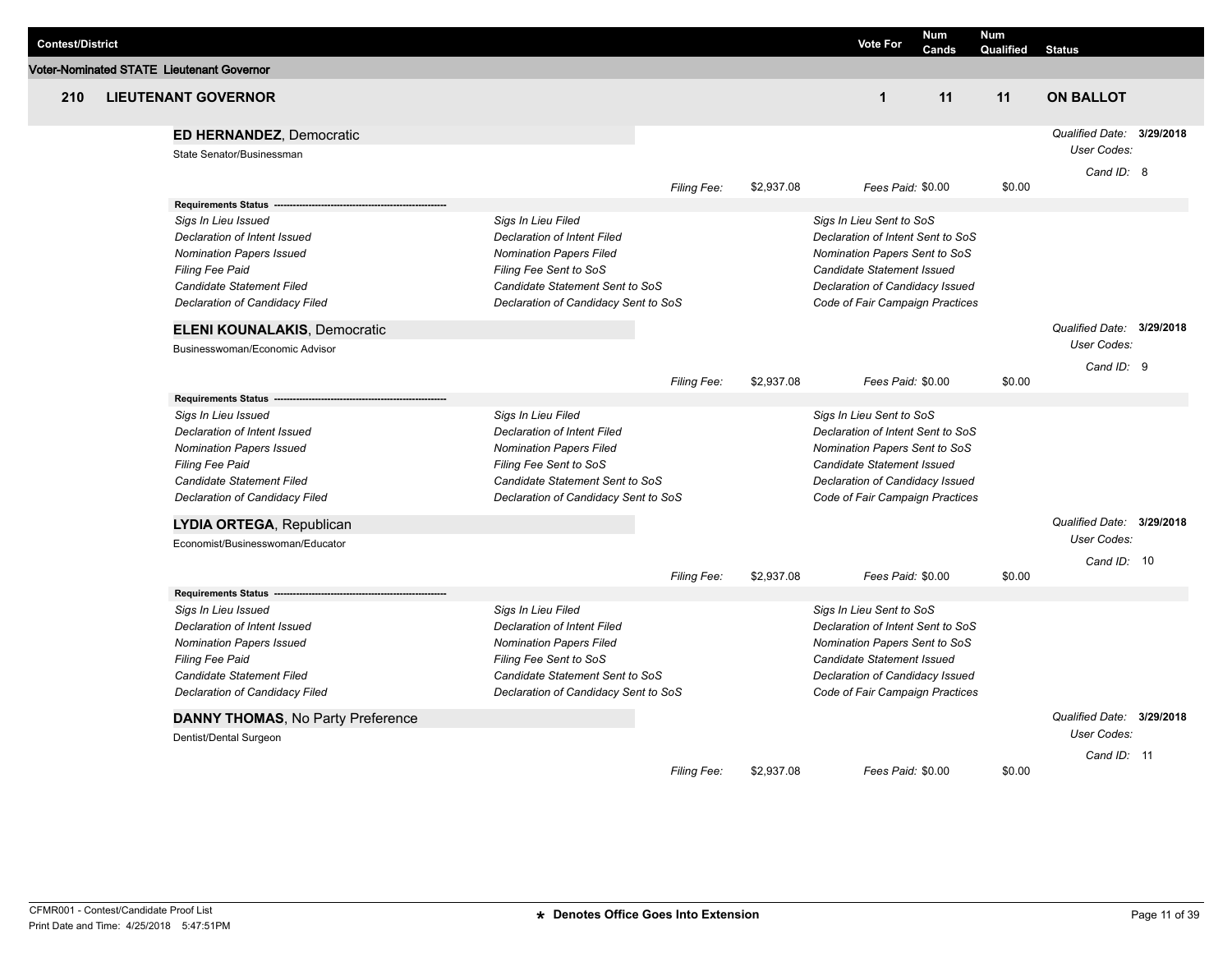| Contest/District | Vote For | Num Cands | Num Qualified | Status |
|---|---|---|---|---|

**Voter-Nominated STATE Lieutenant Governor**

| 210 LIEUTENANT GOVERNOR | Vote For | Num Cands | Num Qualified | Status |
|---|---|---|---|---|
| | 1 | 11 | 11 | ON BALLOT |

**ED HERNANDEZ**, Democratic
State Senator/Businessman

*Qualified Date:* **3/29/2018**
*User Codes:*
*Cand ID:* 8

*Filing Fee:* $2,937.08 *Fees Paid:* $0.00 $0.00

**Requirements Status**

| | | |
|---|---|---|
| *Sigs In Lieu Issued* | *Sigs In Lieu Filed* | *Sigs In Lieu Sent to SoS* |
| *Declaration of Intent Issued* | *Declaration of Intent Filed* | *Declaration of Intent Sent to SoS* |
| *Nomination Papers Issued* | *Nomination Papers Filed* | *Nomination Papers Sent to SoS* |
| *Filing Fee Paid* | *Filing Fee Sent to SoS* | *Candidate Statement Issued* |
| *Candidate Statement Filed* | *Candidate Statement Sent to SoS* | *Declaration of Candidacy Issued* |
| *Declaration of Candidacy Filed* | *Declaration of Candidacy Sent to SoS* | *Code of Fair Campaign Practices* |

**ELENI KOUNALAKIS**, Democratic
Businesswoman/Economic Advisor

*Qualified Date:* **3/29/2018**
*User Codes:*
*Cand ID:* 9

*Filing Fee:* $2,937.08 *Fees Paid:* $0.00 $0.00

**Requirements Status**

| | | |
|---|---|---|
| *Sigs In Lieu Issued* | *Sigs In Lieu Filed* | *Sigs In Lieu Sent to SoS* |
| *Declaration of Intent Issued* | *Declaration of Intent Filed* | *Declaration of Intent Sent to SoS* |
| *Nomination Papers Issued* | *Nomination Papers Filed* | *Nomination Papers Sent to SoS* |
| *Filing Fee Paid* | *Filing Fee Sent to SoS* | *Candidate Statement Issued* |
| *Candidate Statement Filed* | *Candidate Statement Sent to SoS* | *Declaration of Candidacy Issued* |
| *Declaration of Candidacy Filed* | *Declaration of Candidacy Sent to SoS* | *Code of Fair Campaign Practices* |

**LYDIA ORTEGA**, Republican
Economist/Businesswoman/Educator

*Qualified Date:* **3/29/2018**
*User Codes:*
*Cand ID:* 10

*Filing Fee:* $2,937.08 *Fees Paid:* $0.00 $0.00

**Requirements Status**

| | | |
|---|---|---|
| *Sigs In Lieu Issued* | *Sigs In Lieu Filed* | *Sigs In Lieu Sent to SoS* |
| *Declaration of Intent Issued* | *Declaration of Intent Filed* | *Declaration of Intent Sent to SoS* |
| *Nomination Papers Issued* | *Nomination Papers Filed* | *Nomination Papers Sent to SoS* |
| *Filing Fee Paid* | *Filing Fee Sent to SoS* | *Candidate Statement Issued* |
| *Candidate Statement Filed* | *Candidate Statement Sent to SoS* | *Declaration of Candidacy Issued* |
| *Declaration of Candidacy Filed* | *Declaration of Candidacy Sent to SoS* | *Code of Fair Campaign Practices* |

**DANNY THOMAS**, No Party Preference
Dentist/Dental Surgeon

*Qualified Date:* **3/29/2018**
*User Codes:*
*Cand ID:* 11

*Filing Fee:* $2,937.08 *Fees Paid:* $0.00 $0.00

CFMR001 - Contest/Candidate Proof List
Print Date and Time: 4/25/2018 5:47:51PM

**\* Denotes Office Goes Into Extension**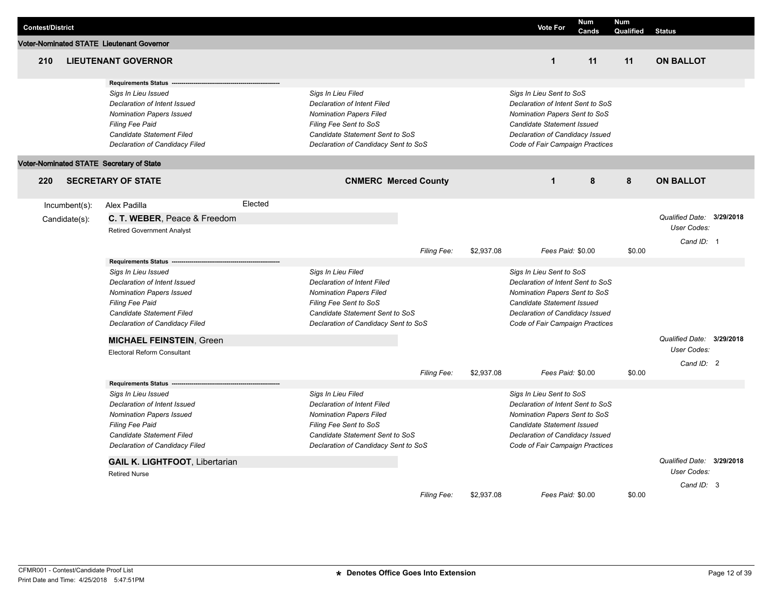| Contest/District | | | Vote For | Num Cands | Num Qualified | Status |
|---|---|---|---|---|---|---|

**Voter-Nominated STATE Lieutenant Governor**

| 210 | LIEUTENANT GOVERNOR | | 1 | 11 | 11 | ON BALLOT |
|---|---|---|---|---|---|---|

**Requirements Status** ---------------------------------------------------------

| | | |
|---|---|---|
| *Sigs In Lieu Issued* | *Sigs In Lieu Filed* | *Sigs In Lieu Sent to SoS* |
| *Declaration of Intent Issued* | *Declaration of Intent Filed* | *Declaration of Intent Sent to SoS* |
| *Nomination Papers Issued* | *Nomination Papers Filed* | *Nomination Papers Sent to SoS* |
| *Filing Fee Paid* | *Filing Fee Sent to SoS* | *Candidate Statement Issued* |
| *Candidate Statement Filed* | *Candidate Statement Sent to SoS* | *Declaration of Candidacy Issued* |
| *Declaration of Candidacy Filed* | *Declaration of Candidacy Sent to SoS* | *Code of Fair Campaign Practices* |

**Voter-Nominated STATE Secretary of State**

| 220 | SECRETARY OF STATE | CNMERC Merced County | 1 | 8 | 8 | ON BALLOT |
|---|---|---|---|---|---|---|

Incumbent(s): Alex Padilla — Elected

Candidate(s):

**C. T. WEBER**, Peace & Freedom
Retired Government Analyst

*Qualified Date:* **3/29/2018**
*User Codes:*
*Cand ID:* 1

*Filing Fee:* $2,937.08 *Fees Paid:* $0.00 $0.00

**Requirements Status** ---------------------------------------------------------

| | | |
|---|---|---|
| *Sigs In Lieu Issued* | *Sigs In Lieu Filed* | *Sigs In Lieu Sent to SoS* |
| *Declaration of Intent Issued* | *Declaration of Intent Filed* | *Declaration of Intent Sent to SoS* |
| *Nomination Papers Issued* | *Nomination Papers Filed* | *Nomination Papers Sent to SoS* |
| *Filing Fee Paid* | *Filing Fee Sent to SoS* | *Candidate Statement Issued* |
| *Candidate Statement Filed* | *Candidate Statement Sent to SoS* | *Declaration of Candidacy Issued* |
| *Declaration of Candidacy Filed* | *Declaration of Candidacy Sent to SoS* | *Code of Fair Campaign Practices* |

**MICHAEL FEINSTEIN**, Green
Electoral Reform Consultant

*Qualified Date:* **3/29/2018**
*User Codes:*
*Cand ID:* 2

*Filing Fee:* $2,937.08 *Fees Paid:* $0.00 $0.00

**Requirements Status** ---------------------------------------------------------

| | | |
|---|---|---|
| *Sigs In Lieu Issued* | *Sigs In Lieu Filed* | *Sigs In Lieu Sent to SoS* |
| *Declaration of Intent Issued* | *Declaration of Intent Filed* | *Declaration of Intent Sent to SoS* |
| *Nomination Papers Issued* | *Nomination Papers Filed* | *Nomination Papers Sent to SoS* |
| *Filing Fee Paid* | *Filing Fee Sent to SoS* | *Candidate Statement Issued* |
| *Candidate Statement Filed* | *Candidate Statement Sent to SoS* | *Declaration of Candidacy Issued* |
| *Declaration of Candidacy Filed* | *Declaration of Candidacy Sent to SoS* | *Code of Fair Campaign Practices* |

**GAIL K. LIGHTFOOT**, Libertarian
Retired Nurse

*Qualified Date:* **3/29/2018**
*User Codes:*
*Cand ID:* 3

*Filing Fee:* $2,937.08 *Fees Paid:* $0.00 $0.00

**\*** **Denotes Office Goes Into Extension**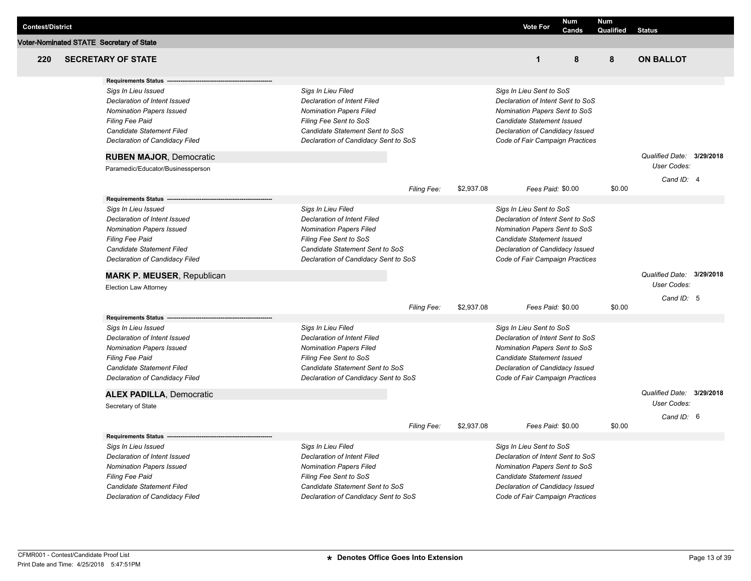| Contest/District | | Vote For | Num Cands | Num Qualified | Status |
|---|---|---|---|---|---|

**Voter-Nominated STATE Secretary of State**

| 220 | SECRETARY OF STATE | 1 | 8 | 8 | ON BALLOT |
|---|---|---|---|---|---|

**Requirements Status** ----------------------------------------------------------

| | | |
|---|---|---|
| *Sigs In Lieu Issued* | *Sigs In Lieu Filed* | *Sigs In Lieu Sent to SoS* |
| *Declaration of Intent Issued* | *Declaration of Intent Filed* | *Declaration of Intent Sent to SoS* |
| *Nomination Papers Issued* | *Nomination Papers Filed* | *Nomination Papers Sent to SoS* |
| *Filing Fee Paid* | *Filing Fee Sent to SoS* | *Candidate Statement Issued* |
| *Candidate Statement Filed* | *Candidate Statement Sent to SoS* | *Declaration of Candidacy Issued* |
| *Declaration of Candidacy Filed* | *Declaration of Candidacy Sent to SoS* | *Code of Fair Campaign Practices* |

**RUBEN MAJOR**, Democratic

Paramedic/Educator/Businessperson

*Qualified Date:* **3/29/2018**
*User Codes:*
*Cand ID:* 4

*Filing Fee:* $2,937.08 *Fees Paid:* $0.00 $0.00

**Requirements Status** ----------------------------------------------------------

| | | |
|---|---|---|
| *Sigs In Lieu Issued* | *Sigs In Lieu Filed* | *Sigs In Lieu Sent to SoS* |
| *Declaration of Intent Issued* | *Declaration of Intent Filed* | *Declaration of Intent Sent to SoS* |
| *Nomination Papers Issued* | *Nomination Papers Filed* | *Nomination Papers Sent to SoS* |
| *Filing Fee Paid* | *Filing Fee Sent to SoS* | *Candidate Statement Issued* |
| *Candidate Statement Filed* | *Candidate Statement Sent to SoS* | *Declaration of Candidacy Issued* |
| *Declaration of Candidacy Filed* | *Declaration of Candidacy Sent to SoS* | *Code of Fair Campaign Practices* |

**MARK P. MEUSER**, Republican

Election Law Attorney

*Qualified Date:* **3/29/2018**
*User Codes:*
*Cand ID:* 5

*Filing Fee:* $2,937.08 *Fees Paid:* $0.00 $0.00

**Requirements Status** ----------------------------------------------------------

| | | |
|---|---|---|
| *Sigs In Lieu Issued* | *Sigs In Lieu Filed* | *Sigs In Lieu Sent to SoS* |
| *Declaration of Intent Issued* | *Declaration of Intent Filed* | *Declaration of Intent Sent to SoS* |
| *Nomination Papers Issued* | *Nomination Papers Filed* | *Nomination Papers Sent to SoS* |
| *Filing Fee Paid* | *Filing Fee Sent to SoS* | *Candidate Statement Issued* |
| *Candidate Statement Filed* | *Candidate Statement Sent to SoS* | *Declaration of Candidacy Issued* |
| *Declaration of Candidacy Filed* | *Declaration of Candidacy Sent to SoS* | *Code of Fair Campaign Practices* |

**ALEX PADILLA**, Democratic

Secretary of State

*Qualified Date:* **3/29/2018**
*User Codes:*
*Cand ID:* 6

*Filing Fee:* $2,937.08 *Fees Paid:* $0.00 $0.00

**Requirements Status** ----------------------------------------------------------

| | | |
|---|---|---|
| *Sigs In Lieu Issued* | *Sigs In Lieu Filed* | *Sigs In Lieu Sent to SoS* |
| *Declaration of Intent Issued* | *Declaration of Intent Filed* | *Declaration of Intent Sent to SoS* |
| *Nomination Papers Issued* | *Nomination Papers Filed* | *Nomination Papers Sent to SoS* |
| *Filing Fee Paid* | *Filing Fee Sent to SoS* | *Candidate Statement Issued* |
| *Candidate Statement Filed* | *Candidate Statement Sent to SoS* | *Declaration of Candidacy Issued* |
| *Declaration of Candidacy Filed* | *Declaration of Candidacy Sent to SoS* | *Code of Fair Campaign Practices* |

CFMR001 - Contest/Candidate Proof List
Print Date and Time: 4/25/2018 5:47:51PM

**★ Denotes Office Goes Into Extension**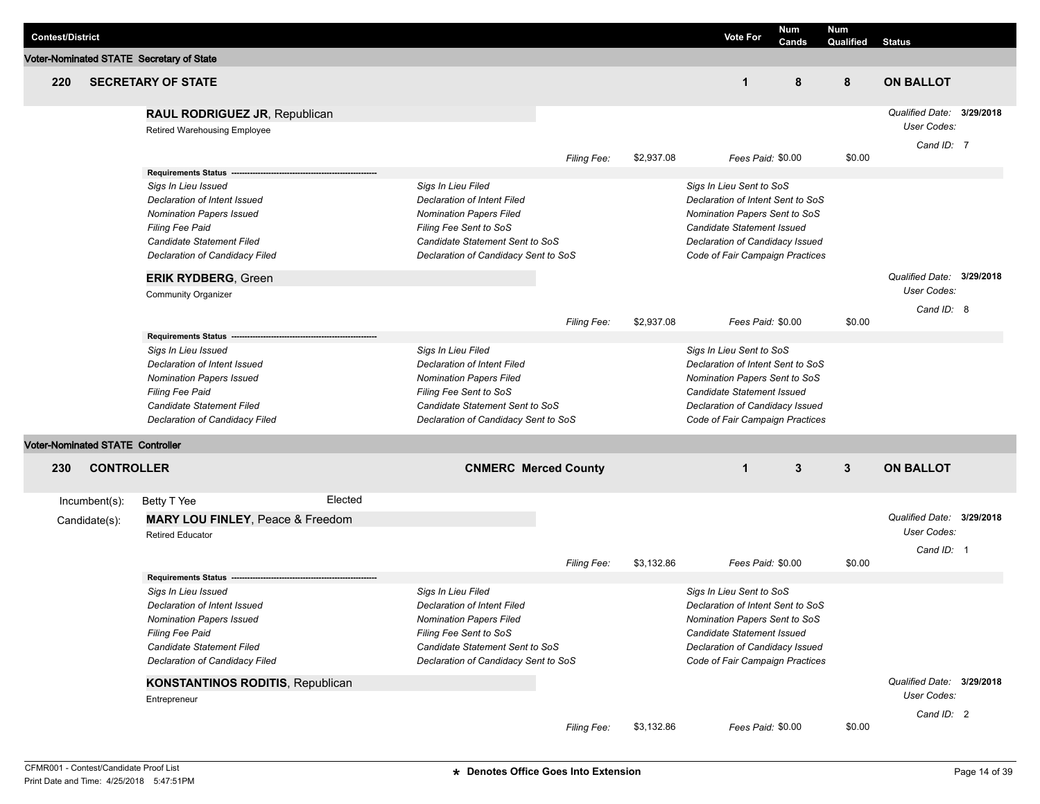| Contest/District | | Vote For | Num Cands | Num Qualified | Status |
|---|---|---|---|---|---|

## Voter-Nominated STATE Secretary of State

| 220 | SECRETARY OF STATE | 1 | 8 | 8 | ON BALLOT |
|---|---|---|---|---|---|

**RAUL RODRIGUEZ JR**, Republican
Retired Warehousing Employee

*Qualified Date:* **3/29/2018**
*User Codes:*
*Cand ID:* 7

*Filing Fee:* $2,937.08 — *Fees Paid:* $0.00 — $0.00

**Requirements Status**

| | | |
|---|---|---|
| *Sigs In Lieu Issued* | *Sigs In Lieu Filed* | *Sigs In Lieu Sent to SoS* |
| *Declaration of Intent Issued* | *Declaration of Intent Filed* | *Declaration of Intent Sent to SoS* |
| *Nomination Papers Issued* | *Nomination Papers Filed* | *Nomination Papers Sent to SoS* |
| *Filing Fee Paid* | *Filing Fee Sent to SoS* | *Candidate Statement Issued* |
| *Candidate Statement Filed* | *Candidate Statement Sent to SoS* | *Declaration of Candidacy Issued* |
| *Declaration of Candidacy Filed* | *Declaration of Candidacy Sent to SoS* | *Code of Fair Campaign Practices* |

**ERIK RYDBERG**, Green
Community Organizer

*Qualified Date:* **3/29/2018**
*User Codes:*
*Cand ID:* 8

*Filing Fee:* $2,937.08 — *Fees Paid:* $0.00 — $0.00

**Requirements Status**

| | | |
|---|---|---|
| *Sigs In Lieu Issued* | *Sigs In Lieu Filed* | *Sigs In Lieu Sent to SoS* |
| *Declaration of Intent Issued* | *Declaration of Intent Filed* | *Declaration of Intent Sent to SoS* |
| *Nomination Papers Issued* | *Nomination Papers Filed* | *Nomination Papers Sent to SoS* |
| *Filing Fee Paid* | *Filing Fee Sent to SoS* | *Candidate Statement Issued* |
| *Candidate Statement Filed* | *Candidate Statement Sent to SoS* | *Declaration of Candidacy Issued* |
| *Declaration of Candidacy Filed* | *Declaration of Candidacy Sent to SoS* | *Code of Fair Campaign Practices* |

## Voter-Nominated STATE Controller

| 230 | CONTROLLER | CNMERC Merced County | 1 | 3 | 3 | ON BALLOT |
|---|---|---|---|---|---|---|

Incumbent(s): Betty T Yee — Elected

Candidate(s):

**MARY LOU FINLEY**, Peace & Freedom
Retired Educator

*Qualified Date:* **3/29/2018**
*User Codes:*
*Cand ID:* 1

*Filing Fee:* $3,132.86 — *Fees Paid:* $0.00 — $0.00

**Requirements Status**

| | | |
|---|---|---|
| *Sigs In Lieu Issued* | *Sigs In Lieu Filed* | *Sigs In Lieu Sent to SoS* |
| *Declaration of Intent Issued* | *Declaration of Intent Filed* | *Declaration of Intent Sent to SoS* |
| *Nomination Papers Issued* | *Nomination Papers Filed* | *Nomination Papers Sent to SoS* |
| *Filing Fee Paid* | *Filing Fee Sent to SoS* | *Candidate Statement Issued* |
| *Candidate Statement Filed* | *Candidate Statement Sent to SoS* | *Declaration of Candidacy Issued* |
| *Declaration of Candidacy Filed* | *Declaration of Candidacy Sent to SoS* | *Code of Fair Campaign Practices* |

**KONSTANTINOS RODITIS**, Republican
Entrepreneur

*Qualified Date:* **3/29/2018**
*User Codes:*
*Cand ID:* 2

*Filing Fee:* $3,132.86 — *Fees Paid:* $0.00 — $0.00

CFMR001 - Contest/Candidate Proof List
Print Date and Time: 4/25/2018 5:47:51PM

**★ Denotes Office Goes Into Extension**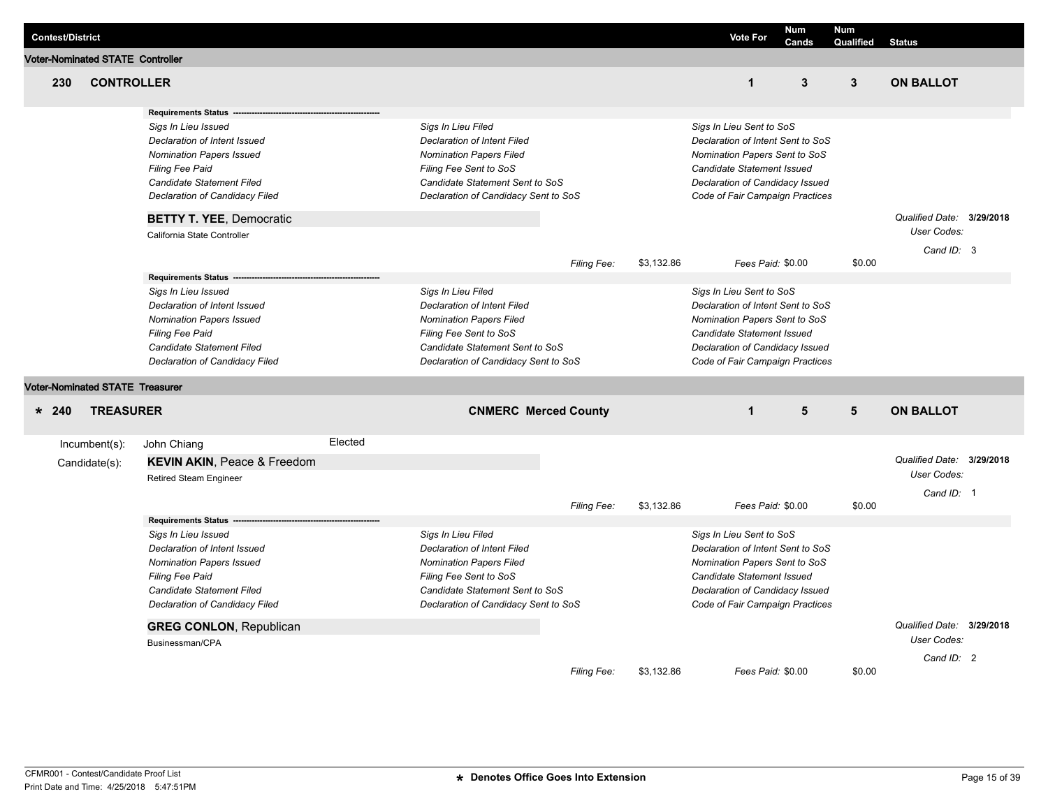| Contest/District | | Vote For | Num Cands | Num Qualified | Status |
|---|---|---|---|---|---|

## Voter-Nominated STATE Controller

| | | | Vote For | Num Cands | Num Qualified | Status |
|---|---|---|---|---|---|---|
| 230 | CONTROLLER | | 1 | 3 | 3 | ON BALLOT |

**Requirements Status**

| | | |
|---|---|---|
| *Sigs In Lieu Issued* | *Sigs In Lieu Filed* | *Sigs In Lieu Sent to SoS* |
| *Declaration of Intent Issued* | *Declaration of Intent Filed* | *Declaration of Intent Sent to SoS* |
| *Nomination Papers Issued* | *Nomination Papers Filed* | *Nomination Papers Sent to SoS* |
| *Filing Fee Paid* | *Filing Fee Sent to SoS* | *Candidate Statement Issued* |
| *Candidate Statement Filed* | *Candidate Statement Sent to SoS* | *Declaration of Candidacy Issued* |
| *Declaration of Candidacy Filed* | *Declaration of Candidacy Sent to SoS* | *Code of Fair Campaign Practices* |

**BETTY T. YEE**, Democratic
California State Controller

*Qualified Date:* **3/29/2018**
*User Codes:*
*Cand ID:* 3

*Filing Fee:* $3,132.86 *Fees Paid:* $0.00 $0.00

**Requirements Status**

| | | |
|---|---|---|
| *Sigs In Lieu Issued* | *Sigs In Lieu Filed* | *Sigs In Lieu Sent to SoS* |
| *Declaration of Intent Issued* | *Declaration of Intent Filed* | *Declaration of Intent Sent to SoS* |
| *Nomination Papers Issued* | *Nomination Papers Filed* | *Nomination Papers Sent to SoS* |
| *Filing Fee Paid* | *Filing Fee Sent to SoS* | *Candidate Statement Issued* |
| *Candidate Statement Filed* | *Candidate Statement Sent to SoS* | *Declaration of Candidacy Issued* |
| *Declaration of Candidacy Filed* | *Declaration of Candidacy Sent to SoS* | *Code of Fair Campaign Practices* |

## Voter-Nominated STATE Treasurer

| | | | Vote For | Num Cands | Num Qualified | Status |
|---|---|---|---|---|---|---|
| * 240 | TREASURER | CNMERC Merced County | 1 | 5 | 5 | ON BALLOT |

Incumbent(s): John Chiang — Elected

Candidate(s):

**KEVIN AKIN**, Peace & Freedom
Retired Steam Engineer

*Qualified Date:* **3/29/2018**
*User Codes:*
*Cand ID:* 1

*Filing Fee:* $3,132.86 *Fees Paid:* $0.00 $0.00

**Requirements Status**

| | | |
|---|---|---|
| *Sigs In Lieu Issued* | *Sigs In Lieu Filed* | *Sigs In Lieu Sent to SoS* |
| *Declaration of Intent Issued* | *Declaration of Intent Filed* | *Declaration of Intent Sent to SoS* |
| *Nomination Papers Issued* | *Nomination Papers Filed* | *Nomination Papers Sent to SoS* |
| *Filing Fee Paid* | *Filing Fee Sent to SoS* | *Candidate Statement Issued* |
| *Candidate Statement Filed* | *Candidate Statement Sent to SoS* | *Declaration of Candidacy Issued* |
| *Declaration of Candidacy Filed* | *Declaration of Candidacy Sent to SoS* | *Code of Fair Campaign Practices* |

**GREG CONLON**, Republican
Businessman/CPA

*Qualified Date:* **3/29/2018**
*User Codes:*
*Cand ID:* 2

*Filing Fee:* $3,132.86 *Fees Paid:* $0.00 $0.00

CFMR001 - Contest/Candidate Proof List
Print Date and Time: 4/25/2018 5:47:51PM

**\* Denotes Office Goes Into Extension**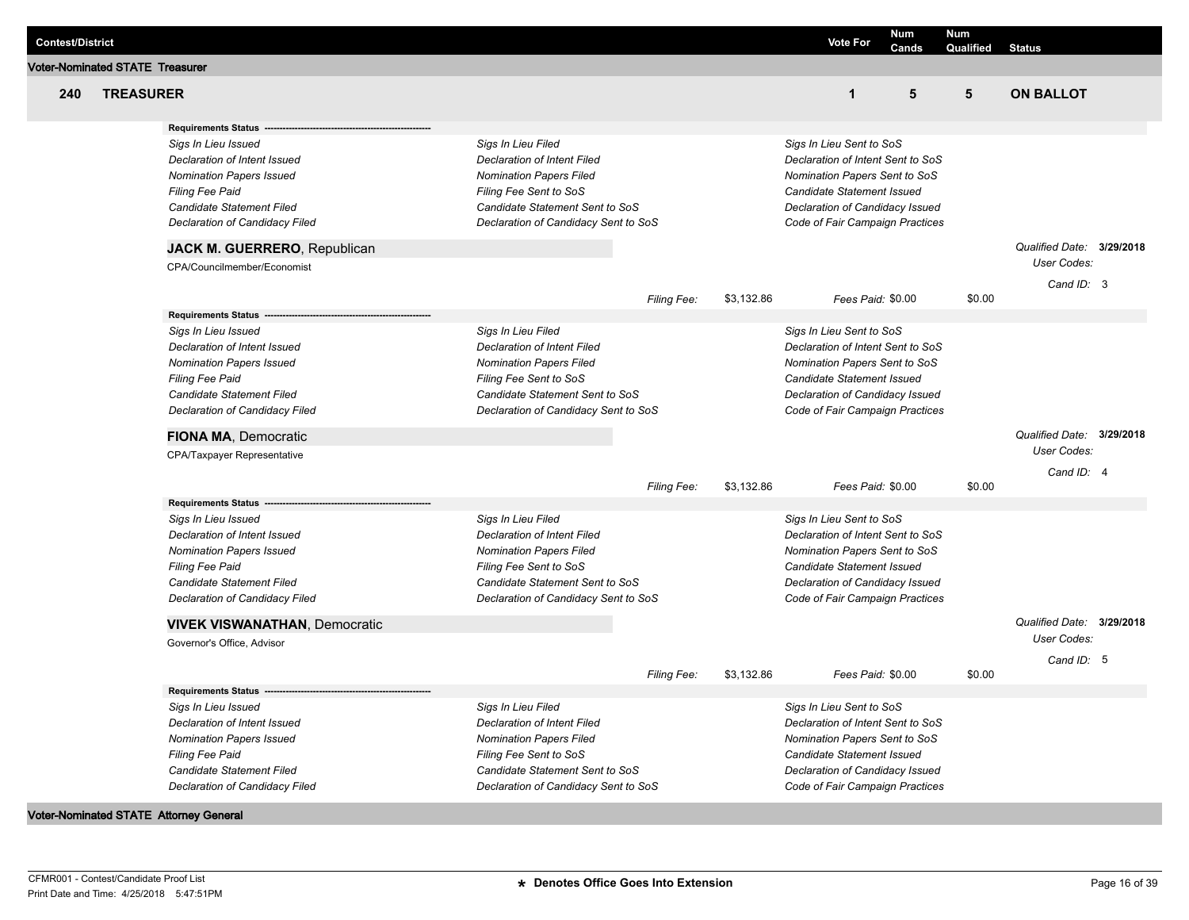| Contest/District | Vote For | Num Cands | Num Qualified | Status |
|---|---|---|---|---|

**Voter-Nominated STATE Treasurer**

| 240 | TREASURER | 1 | 5 | 5 | ON BALLOT |
|---|---|---|---|---|---|

**Requirements Status** ------------------------------------------------------------

| | | |
|---|---|---|
| *Sigs In Lieu Issued* | *Sigs In Lieu Filed* | *Sigs In Lieu Sent to SoS* |
| *Declaration of Intent Issued* | *Declaration of Intent Filed* | *Declaration of Intent Sent to SoS* |
| *Nomination Papers Issued* | *Nomination Papers Filed* | *Nomination Papers Sent to SoS* |
| *Filing Fee Paid* | *Filing Fee Sent to SoS* | *Candidate Statement Issued* |
| *Candidate Statement Filed* | *Candidate Statement Sent to SoS* | *Declaration of Candidacy Issued* |
| *Declaration of Candidacy Filed* | *Declaration of Candidacy Sent to SoS* | *Code of Fair Campaign Practices* |

**JACK M. GUERRERO**, Republican

CPA/Councilmember/Economist

*Qualified Date:* **3/29/2018**
*User Codes:*
*Cand ID:* 3

*Filing Fee:* $3,132.86 *Fees Paid:* $0.00 $0.00

**Requirements Status** ------------------------------------------------------------

| | | |
|---|---|---|
| *Sigs In Lieu Issued* | *Sigs In Lieu Filed* | *Sigs In Lieu Sent to SoS* |
| *Declaration of Intent Issued* | *Declaration of Intent Filed* | *Declaration of Intent Sent to SoS* |
| *Nomination Papers Issued* | *Nomination Papers Filed* | *Nomination Papers Sent to SoS* |
| *Filing Fee Paid* | *Filing Fee Sent to SoS* | *Candidate Statement Issued* |
| *Candidate Statement Filed* | *Candidate Statement Sent to SoS* | *Declaration of Candidacy Issued* |
| *Declaration of Candidacy Filed* | *Declaration of Candidacy Sent to SoS* | *Code of Fair Campaign Practices* |

**FIONA MA**, Democratic

CPA/Taxpayer Representative

*Qualified Date:* **3/29/2018**
*User Codes:*
*Cand ID:* 4

*Filing Fee:* $3,132.86 *Fees Paid:* $0.00 $0.00

**Requirements Status** ------------------------------------------------------------

| | | |
|---|---|---|
| *Sigs In Lieu Issued* | *Sigs In Lieu Filed* | *Sigs In Lieu Sent to SoS* |
| *Declaration of Intent Issued* | *Declaration of Intent Filed* | *Declaration of Intent Sent to SoS* |
| *Nomination Papers Issued* | *Nomination Papers Filed* | *Nomination Papers Sent to SoS* |
| *Filing Fee Paid* | *Filing Fee Sent to SoS* | *Candidate Statement Issued* |
| *Candidate Statement Filed* | *Candidate Statement Sent to SoS* | *Declaration of Candidacy Issued* |
| *Declaration of Candidacy Filed* | *Declaration of Candidacy Sent to SoS* | *Code of Fair Campaign Practices* |

**VIVEK VISWANATHAN**, Democratic

Governor's Office, Advisor

*Qualified Date:* **3/29/2018**
*User Codes:*
*Cand ID:* 5

*Filing Fee:* $3,132.86 *Fees Paid:* $0.00 $0.00

**Requirements Status** ------------------------------------------------------------

| | | |
|---|---|---|
| *Sigs In Lieu Issued* | *Sigs In Lieu Filed* | *Sigs In Lieu Sent to SoS* |
| *Declaration of Intent Issued* | *Declaration of Intent Filed* | *Declaration of Intent Sent to SoS* |
| *Nomination Papers Issued* | *Nomination Papers Filed* | *Nomination Papers Sent to SoS* |
| *Filing Fee Paid* | *Filing Fee Sent to SoS* | *Candidate Statement Issued* |
| *Candidate Statement Filed* | *Candidate Statement Sent to SoS* | *Declaration of Candidacy Issued* |
| *Declaration of Candidacy Filed* | *Declaration of Candidacy Sent to SoS* | *Code of Fair Campaign Practices* |

**Voter-Nominated STATE Attorney General**

CFMR001 - Contest/Candidate Proof List
Print Date and Time: 4/25/2018 5:47:51PM

**\* Denotes Office Goes Into Extension**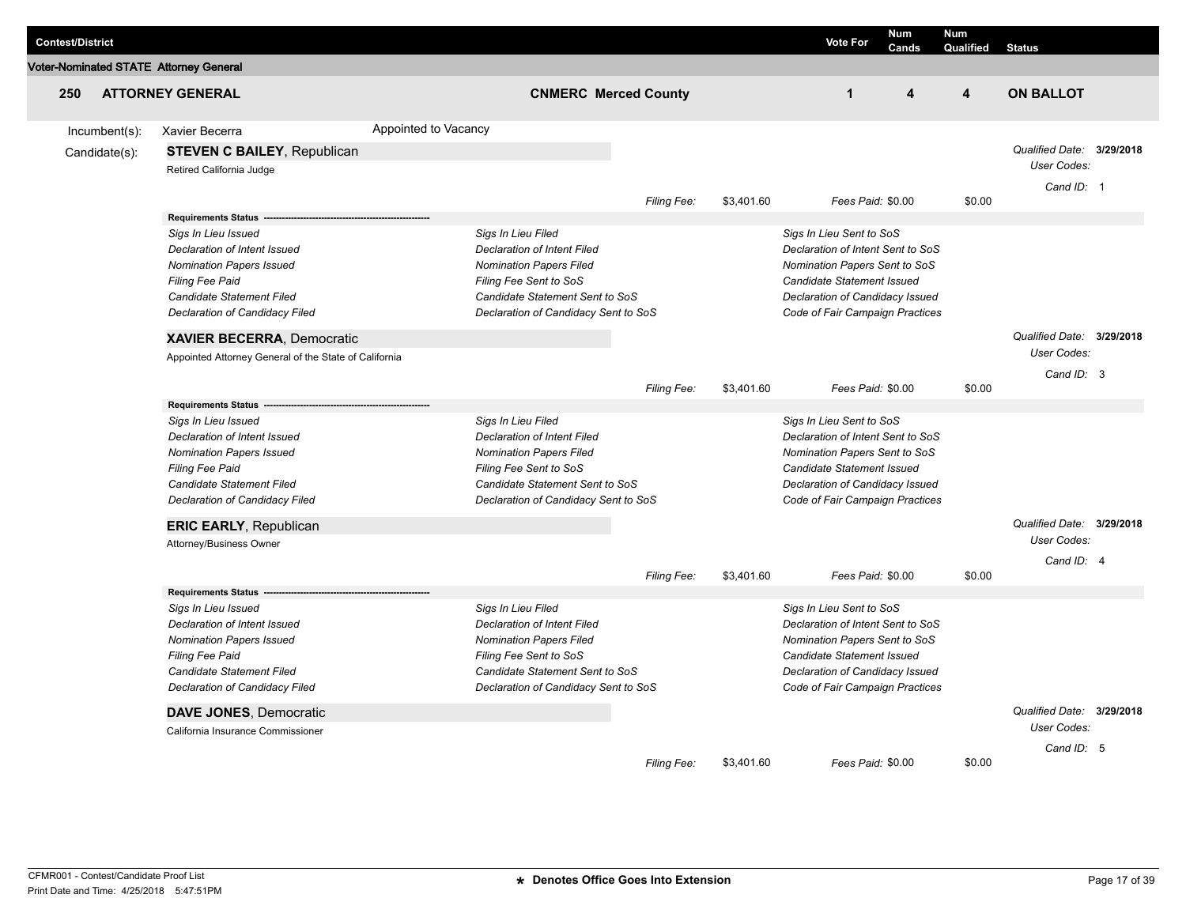| Contest/District | | | Vote For | Num Cands | Num Qualified | Status |
|---|---|---|---|---|---|---|
| **Voter-Nominated STATE Attorney General** | | | | | | |
| **250** | **ATTORNEY GENERAL** | **CNMERC Merced County** | **1** | **4** | **4** | **ON BALLOT** |

Incumbent(s): Xavier Becerra — Appointed to Vacancy

Candidate(s):

**STEVEN C BAILEY**, Republican

Retired California Judge

*Qualified Date:* **3/29/2018**
*User Codes:*
*Cand ID:* 1

*Filing Fee:* $3,401.60 *Fees Paid:* $0.00 $0.00

**Requirements Status**

| | | |
|---|---|---|
| *Sigs In Lieu Issued* | *Sigs In Lieu Filed* | *Sigs In Lieu Sent to SoS* |
| *Declaration of Intent Issued* | *Declaration of Intent Filed* | *Declaration of Intent Sent to SoS* |
| *Nomination Papers Issued* | *Nomination Papers Filed* | *Nomination Papers Sent to SoS* |
| *Filing Fee Paid* | *Filing Fee Sent to SoS* | *Candidate Statement Issued* |
| *Candidate Statement Filed* | *Candidate Statement Sent to SoS* | *Declaration of Candidacy Issued* |
| *Declaration of Candidacy Filed* | *Declaration of Candidacy Sent to SoS* | *Code of Fair Campaign Practices* |

**XAVIER BECERRA**, Democratic

Appointed Attorney General of the State of California

*Qualified Date:* **3/29/2018**
*User Codes:*
*Cand ID:* 3

*Filing Fee:* $3,401.60 *Fees Paid:* $0.00 $0.00

**Requirements Status**

| | | |
|---|---|---|
| *Sigs In Lieu Issued* | *Sigs In Lieu Filed* | *Sigs In Lieu Sent to SoS* |
| *Declaration of Intent Issued* | *Declaration of Intent Filed* | *Declaration of Intent Sent to SoS* |
| *Nomination Papers Issued* | *Nomination Papers Filed* | *Nomination Papers Sent to SoS* |
| *Filing Fee Paid* | *Filing Fee Sent to SoS* | *Candidate Statement Issued* |
| *Candidate Statement Filed* | *Candidate Statement Sent to SoS* | *Declaration of Candidacy Issued* |
| *Declaration of Candidacy Filed* | *Declaration of Candidacy Sent to SoS* | *Code of Fair Campaign Practices* |

**ERIC EARLY**, Republican

Attorney/Business Owner

*Qualified Date:* **3/29/2018**
*User Codes:*
*Cand ID:* 4

*Filing Fee:* $3,401.60 *Fees Paid:* $0.00 $0.00

**Requirements Status**

| | | |
|---|---|---|
| *Sigs In Lieu Issued* | *Sigs In Lieu Filed* | *Sigs In Lieu Sent to SoS* |
| *Declaration of Intent Issued* | *Declaration of Intent Filed* | *Declaration of Intent Sent to SoS* |
| *Nomination Papers Issued* | *Nomination Papers Filed* | *Nomination Papers Sent to SoS* |
| *Filing Fee Paid* | *Filing Fee Sent to SoS* | *Candidate Statement Issued* |
| *Candidate Statement Filed* | *Candidate Statement Sent to SoS* | *Declaration of Candidacy Issued* |
| *Declaration of Candidacy Filed* | *Declaration of Candidacy Sent to SoS* | *Code of Fair Campaign Practices* |

**DAVE JONES**, Democratic

California Insurance Commissioner

*Qualified Date:* **3/29/2018**
*User Codes:*
*Cand ID:* 5

*Filing Fee:* $3,401.60 *Fees Paid:* $0.00 $0.00

CFMR001 - Contest/Candidate Proof List
Print Date and Time: 4/25/2018 5:47:51PM

**\* Denotes Office Goes Into Extension**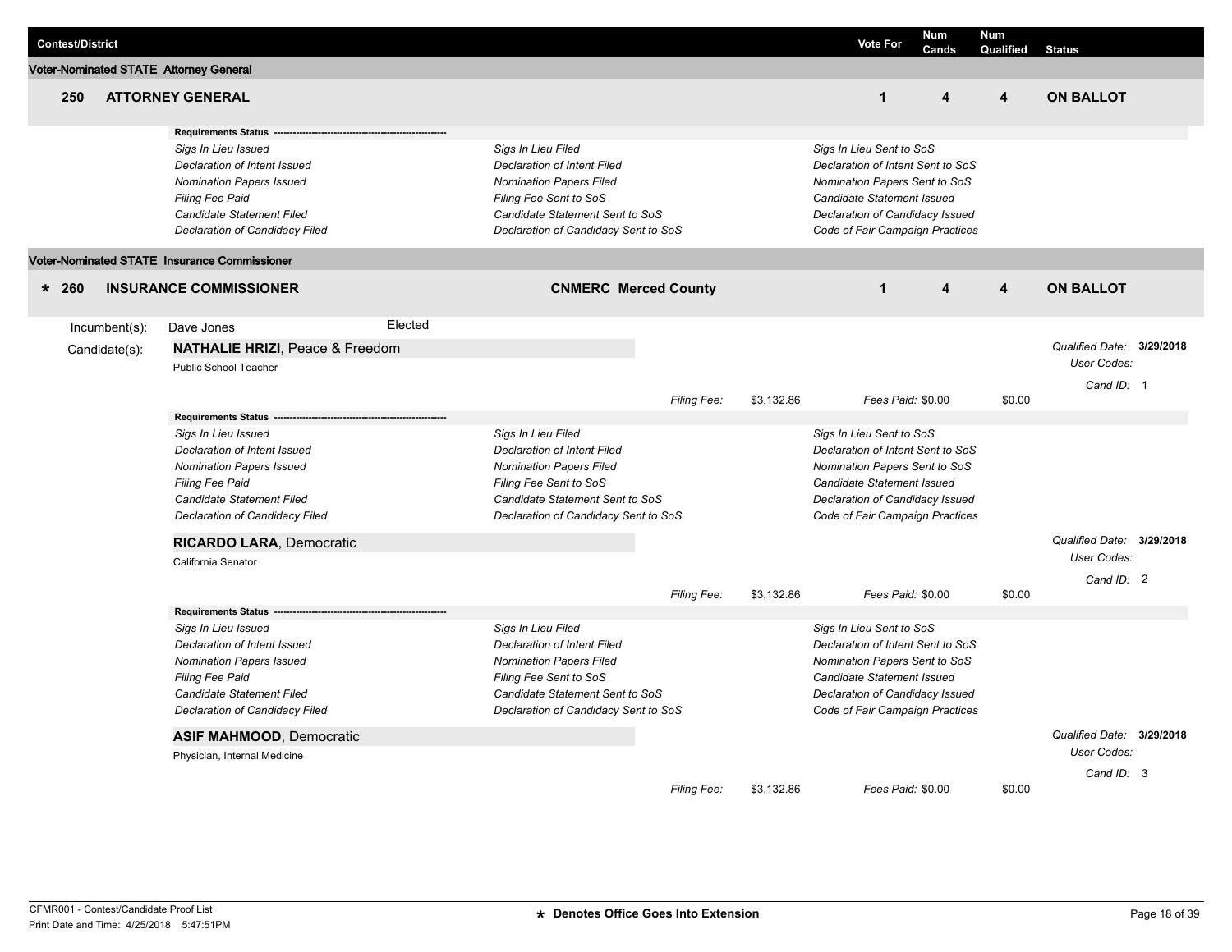| Contest/District | | | Vote For | Num Cands | Num Qualified | Status |
|---|---|---|---|---|---|---|

**Voter-Nominated STATE Attorney General**

| | | | Vote For | Num Cands | Num Qualified | Status |
|---|---|---|---|---|---|---|
| 250 | ATTORNEY GENERAL | | 1 | 4 | 4 | ON BALLOT |

**Requirements Status**

| | | |
|---|---|---|
| *Sigs In Lieu Issued* | *Sigs In Lieu Filed* | *Sigs In Lieu Sent to SoS* |
| *Declaration of Intent Issued* | *Declaration of Intent Filed* | *Declaration of Intent Sent to SoS* |
| *Nomination Papers Issued* | *Nomination Papers Filed* | *Nomination Papers Sent to SoS* |
| *Filing Fee Paid* | *Filing Fee Sent to SoS* | *Candidate Statement Issued* |
| *Candidate Statement Filed* | *Candidate Statement Sent to SoS* | *Declaration of Candidacy Issued* |
| *Declaration of Candidacy Filed* | *Declaration of Candidacy Sent to SoS* | *Code of Fair Campaign Practices* |

**Voter-Nominated STATE Insurance Commissioner**

| | | | Vote For | Num Cands | Num Qualified | Status |
|---|---|---|---|---|---|---|
| * 260 | INSURANCE COMMISSIONER | CNMERC Merced County | 1 | 4 | 4 | ON BALLOT |

Incumbent(s): Dave Jones — Elected

Candidate(s):

**NATHALIE HRIZI**, Peace & Freedom
Public School Teacher

*Qualified Date:* **3/29/2018**
*User Codes:*
*Cand ID:* 1

*Filing Fee:* $3,132.86 — *Fees Paid:* $0.00 — $0.00

**Requirements Status**

| | | |
|---|---|---|
| *Sigs In Lieu Issued* | *Sigs In Lieu Filed* | *Sigs In Lieu Sent to SoS* |
| *Declaration of Intent Issued* | *Declaration of Intent Filed* | *Declaration of Intent Sent to SoS* |
| *Nomination Papers Issued* | *Nomination Papers Filed* | *Nomination Papers Sent to SoS* |
| *Filing Fee Paid* | *Filing Fee Sent to SoS* | *Candidate Statement Issued* |
| *Candidate Statement Filed* | *Candidate Statement Sent to SoS* | *Declaration of Candidacy Issued* |
| *Declaration of Candidacy Filed* | *Declaration of Candidacy Sent to SoS* | *Code of Fair Campaign Practices* |

**RICARDO LARA**, Democratic
California Senator

*Qualified Date:* **3/29/2018**
*User Codes:*
*Cand ID:* 2

*Filing Fee:* $3,132.86 — *Fees Paid:* $0.00 — $0.00

**Requirements Status**

| | | |
|---|---|---|
| *Sigs In Lieu Issued* | *Sigs In Lieu Filed* | *Sigs In Lieu Sent to SoS* |
| *Declaration of Intent Issued* | *Declaration of Intent Filed* | *Declaration of Intent Sent to SoS* |
| *Nomination Papers Issued* | *Nomination Papers Filed* | *Nomination Papers Sent to SoS* |
| *Filing Fee Paid* | *Filing Fee Sent to SoS* | *Candidate Statement Issued* |
| *Candidate Statement Filed* | *Candidate Statement Sent to SoS* | *Declaration of Candidacy Issued* |
| *Declaration of Candidacy Filed* | *Declaration of Candidacy Sent to SoS* | *Code of Fair Campaign Practices* |

**ASIF MAHMOOD**, Democratic
Physician, Internal Medicine

*Qualified Date:* **3/29/2018**
*User Codes:*
*Cand ID:* 3

*Filing Fee:* $3,132.86 — *Fees Paid:* $0.00 — $0.00

CFMR001 - Contest/Candidate Proof List
Print Date and Time: 4/25/2018 5:47:51PM

**\* Denotes Office Goes Into Extension**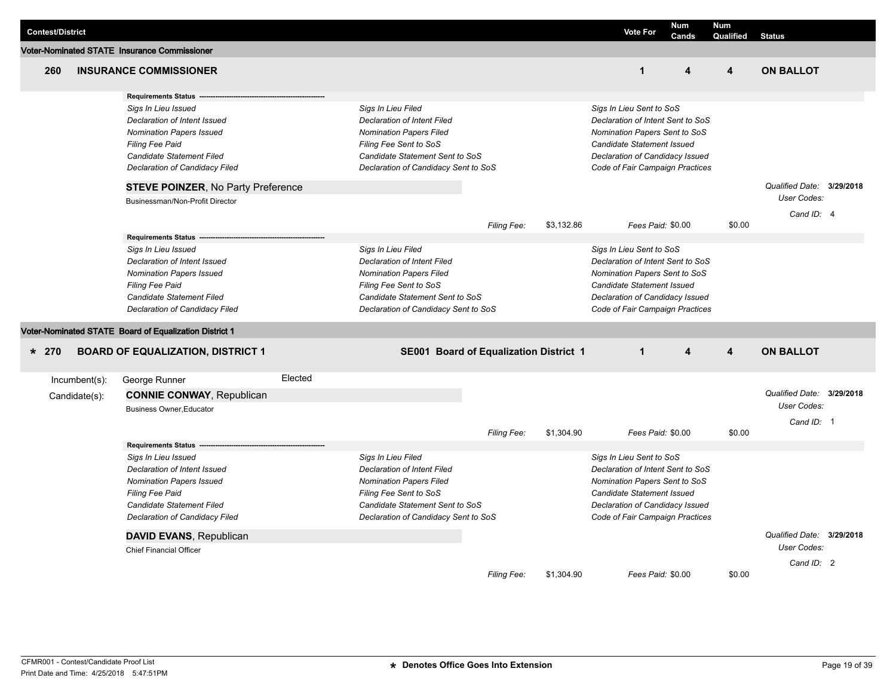| Contest/District | | | Vote For | Num Cands | Num Qualified | Status |
|---|---|---|---|---|---|---|

## Voter-Nominated STATE Insurance Commissioner

**260 INSURANCE COMMISSIONER** — Vote For: **1** | Num Cands: **4** | Num Qualified: **4** | Status: **ON BALLOT**

**Requirements Status** ------------------------------------------------------

| | | |
|---|---|---|
| *Sigs In Lieu Issued* | *Sigs In Lieu Filed* | *Sigs In Lieu Sent to SoS* |
| *Declaration of Intent Issued* | *Declaration of Intent Filed* | *Declaration of Intent Sent to SoS* |
| *Nomination Papers Issued* | *Nomination Papers Filed* | *Nomination Papers Sent to SoS* |
| *Filing Fee Paid* | *Filing Fee Sent to SoS* | *Candidate Statement Issued* |
| *Candidate Statement Filed* | *Candidate Statement Sent to SoS* | *Declaration of Candidacy Issued* |
| *Declaration of Candidacy Filed* | *Declaration of Candidacy Sent to SoS* | *Code of Fair Campaign Practices* |

**STEVE POINZER**, No Party Preference
Businessman/Non-Profit Director

*Qualified Date:* **3/29/2018**
*User Codes:*
*Cand ID:* 4

*Filing Fee:* $3,132.86 *Fees Paid:* $0.00 $0.00

**Requirements Status** ------------------------------------------------------

| | | |
|---|---|---|
| *Sigs In Lieu Issued* | *Sigs In Lieu Filed* | *Sigs In Lieu Sent to SoS* |
| *Declaration of Intent Issued* | *Declaration of Intent Filed* | *Declaration of Intent Sent to SoS* |
| *Nomination Papers Issued* | *Nomination Papers Filed* | *Nomination Papers Sent to SoS* |
| *Filing Fee Paid* | *Filing Fee Sent to SoS* | *Candidate Statement Issued* |
| *Candidate Statement Filed* | *Candidate Statement Sent to SoS* | *Declaration of Candidacy Issued* |
| *Declaration of Candidacy Filed* | *Declaration of Candidacy Sent to SoS* | *Code of Fair Campaign Practices* |

## Voter-Nominated STATE Board of Equalization District 1

**\* 270 BOARD OF EQUALIZATION, DISTRICT 1** — **SE001 Board of Equalization District 1** — Vote For: **1** | Num Cands: **4** | Num Qualified: **4** | Status: **ON BALLOT**

Incumbent(s): George Runner — Elected

Candidate(s):

**CONNIE CONWAY**, Republican
Business Owner,Educator

*Qualified Date:* **3/29/2018**
*User Codes:*
*Cand ID:* 1

*Filing Fee:* $1,304.90 *Fees Paid:* $0.00 $0.00

**Requirements Status** ------------------------------------------------------

| | | |
|---|---|---|
| *Sigs In Lieu Issued* | *Sigs In Lieu Filed* | *Sigs In Lieu Sent to SoS* |
| *Declaration of Intent Issued* | *Declaration of Intent Filed* | *Declaration of Intent Sent to SoS* |
| *Nomination Papers Issued* | *Nomination Papers Filed* | *Nomination Papers Sent to SoS* |
| *Filing Fee Paid* | *Filing Fee Sent to SoS* | *Candidate Statement Issued* |
| *Candidate Statement Filed* | *Candidate Statement Sent to SoS* | *Declaration of Candidacy Issued* |
| *Declaration of Candidacy Filed* | *Declaration of Candidacy Sent to SoS* | *Code of Fair Campaign Practices* |

**DAVID EVANS**, Republican
Chief Financial Officer

*Qualified Date:* **3/29/2018**
*User Codes:*
*Cand ID:* 2

*Filing Fee:* $1,304.90 *Fees Paid:* $0.00 $0.00

CFMR001 - Contest/Candidate Proof List
Print Date and Time: 4/25/2018 5:47:51PM

**\* Denotes Office Goes Into Extension**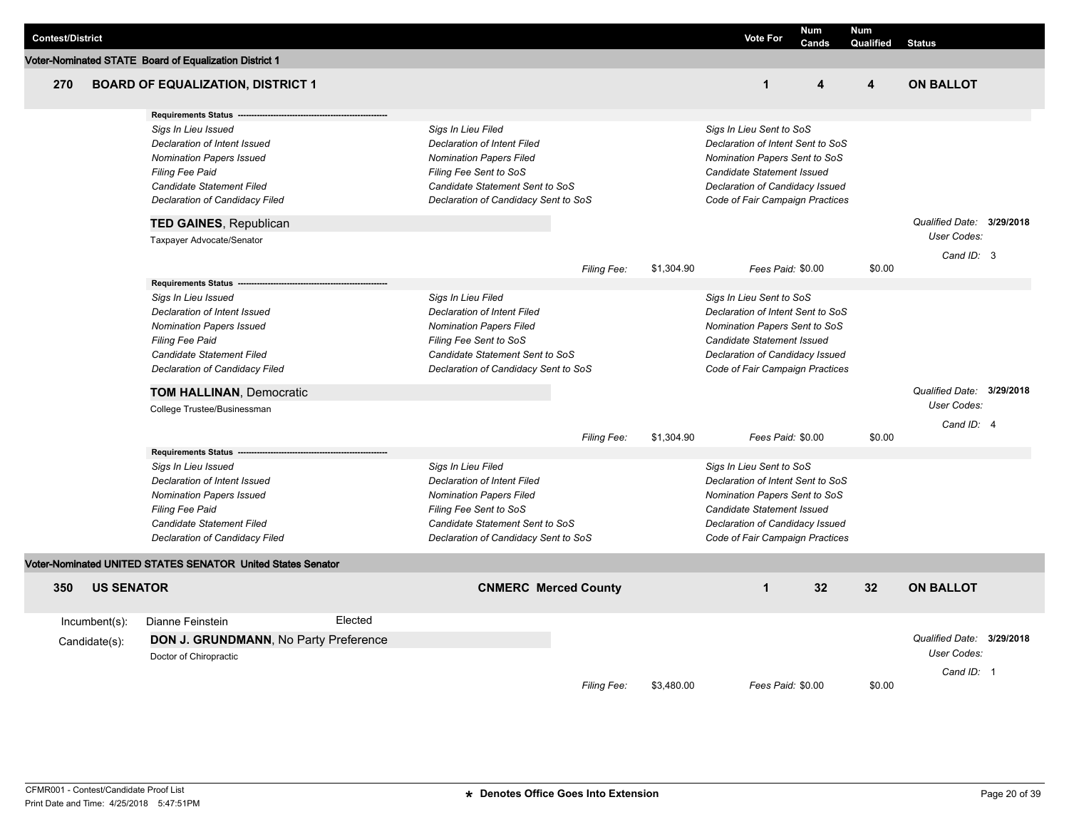| Contest/District | Vote For | Num Cands | Num Qualified | Status |
|---|---|---|---|---|

**Voter-Nominated STATE Board of Equalization District 1**

| 270 BOARD OF EQUALIZATION, DISTRICT 1 | Vote For | Num Cands | Num Qualified | Status |
|---|---|---|---|---|
| | 1 | 4 | 4 | ON BALLOT |

**Requirements Status**

*Sigs In Lieu Issued* | *Sigs In Lieu Filed* | *Sigs In Lieu Sent to SoS*
*Declaration of Intent Issued* | *Declaration of Intent Filed* | *Declaration of Intent Sent to SoS*
*Nomination Papers Issued* | *Nomination Papers Filed* | *Nomination Papers Sent to SoS*
*Filing Fee Paid* | *Filing Fee Sent to SoS* | *Candidate Statement Issued*
*Candidate Statement Filed* | *Candidate Statement Sent to SoS* | *Declaration of Candidacy Issued*
*Declaration of Candidacy Filed* | *Declaration of Candidacy Sent to SoS* | *Code of Fair Campaign Practices*

**TED GAINES**, Republican
Taxpayer Advocate/Senator

*Qualified Date:* **3/29/2018**
*User Codes:*
*Cand ID:* 3

*Filing Fee:* $1,304.90 *Fees Paid:* $0.00 $0.00

**Requirements Status**

*Sigs In Lieu Issued* | *Sigs In Lieu Filed* | *Sigs In Lieu Sent to SoS*
*Declaration of Intent Issued* | *Declaration of Intent Filed* | *Declaration of Intent Sent to SoS*
*Nomination Papers Issued* | *Nomination Papers Filed* | *Nomination Papers Sent to SoS*
*Filing Fee Paid* | *Filing Fee Sent to SoS* | *Candidate Statement Issued*
*Candidate Statement Filed* | *Candidate Statement Sent to SoS* | *Declaration of Candidacy Issued*
*Declaration of Candidacy Filed* | *Declaration of Candidacy Sent to SoS* | *Code of Fair Campaign Practices*

**TOM HALLINAN**, Democratic
College Trustee/Businessman

*Qualified Date:* **3/29/2018**
*User Codes:*
*Cand ID:* 4

*Filing Fee:* $1,304.90 *Fees Paid:* $0.00 $0.00

**Requirements Status**

*Sigs In Lieu Issued* | *Sigs In Lieu Filed* | *Sigs In Lieu Sent to SoS*
*Declaration of Intent Issued* | *Declaration of Intent Filed* | *Declaration of Intent Sent to SoS*
*Nomination Papers Issued* | *Nomination Papers Filed* | *Nomination Papers Sent to SoS*
*Filing Fee Paid* | *Filing Fee Sent to SoS* | *Candidate Statement Issued*
*Candidate Statement Filed* | *Candidate Statement Sent to SoS* | *Declaration of Candidacy Issued*
*Declaration of Candidacy Filed* | *Declaration of Candidacy Sent to SoS* | *Code of Fair Campaign Practices*

**Voter-Nominated UNITED STATES SENATOR United States Senator**

| 350 US SENATOR | CNMERC Merced County | Vote For | Num Cands | Num Qualified | Status |
|---|---|---|---|---|---|
| | | 1 | 32 | 32 | ON BALLOT |

Incumbent(s): Dianne Feinstein — Elected

Candidate(s): **DON J. GRUNDMANN**, No Party Preference
Doctor of Chiropractic

*Qualified Date:* **3/29/2018**
*User Codes:*
*Cand ID:* 1

*Filing Fee:* $3,480.00 *Fees Paid:* $0.00 $0.00

CFMR001 - Contest/Candidate Proof List
Print Date and Time: 4/25/2018 5:47:51PM

**\* Denotes Office Goes Into Extension**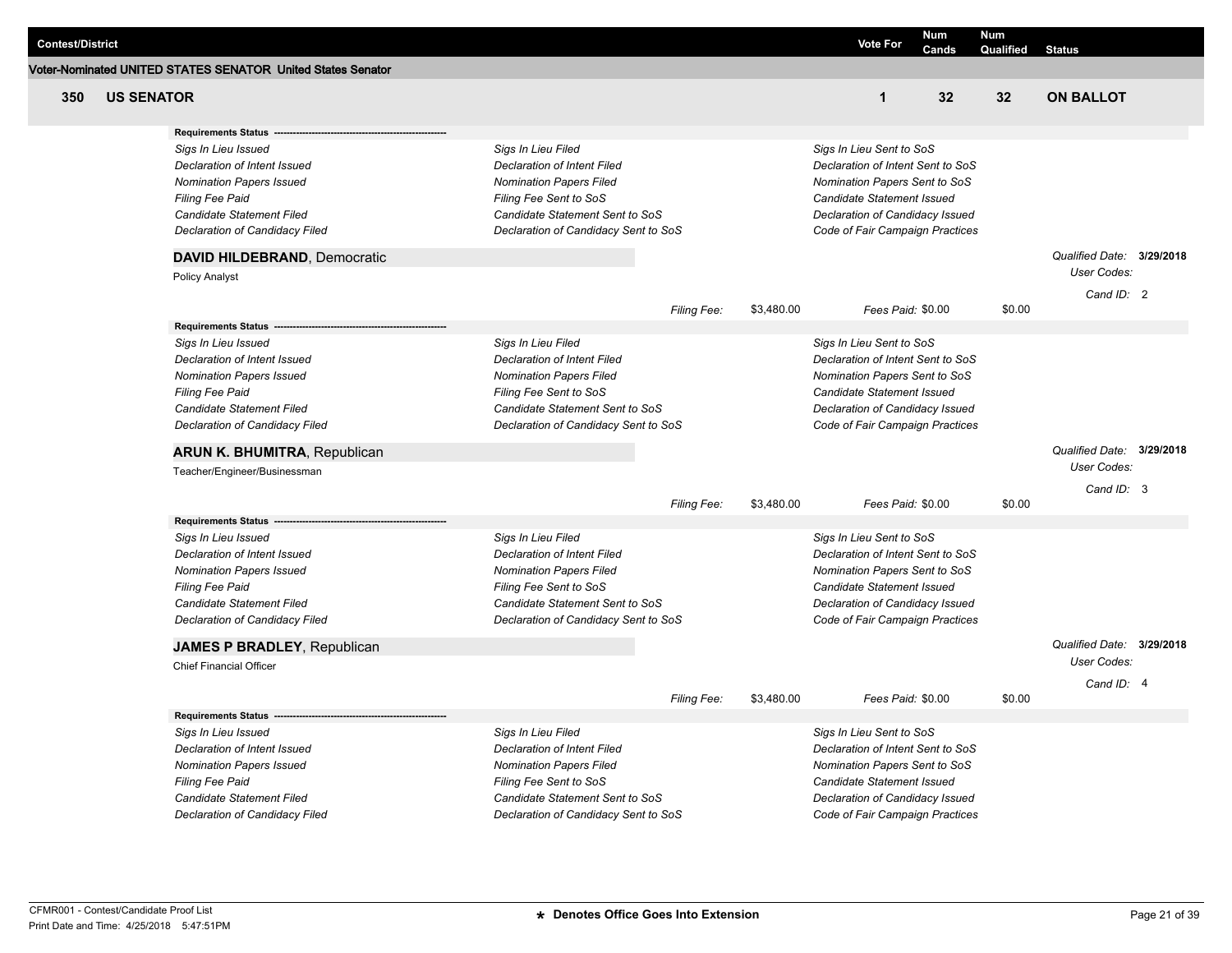| Contest/District | Vote For | Num Cands | Num Qualified | Status |
|---|---|---|---|---|

**Voter-Nominated UNITED STATES SENATOR United States Senator**

| 350 | US SENATOR | 1 | 32 | 32 | ON BALLOT |
|---|---|---|---|---|---|

**Requirements Status** ---

| | | |
|---|---|---|
| *Sigs In Lieu Issued* | *Sigs In Lieu Filed* | *Sigs In Lieu Sent to SoS* |
| *Declaration of Intent Issued* | *Declaration of Intent Filed* | *Declaration of Intent Sent to SoS* |
| *Nomination Papers Issued* | *Nomination Papers Filed* | *Nomination Papers Sent to SoS* |
| *Filing Fee Paid* | *Filing Fee Sent to SoS* | *Candidate Statement Issued* |
| *Candidate Statement Filed* | *Candidate Statement Sent to SoS* | *Declaration of Candidacy Issued* |
| *Declaration of Candidacy Filed* | *Declaration of Candidacy Sent to SoS* | *Code of Fair Campaign Practices* |

**DAVID HILDEBRAND**, Democratic

Policy Analyst

*Qualified Date:* **3/29/2018**
*User Codes:*
*Cand ID:* 2

*Filing Fee:* $3,480.00 *Fees Paid:* $0.00 $0.00

**Requirements Status** ---

| | | |
|---|---|---|
| *Sigs In Lieu Issued* | *Sigs In Lieu Filed* | *Sigs In Lieu Sent to SoS* |
| *Declaration of Intent Issued* | *Declaration of Intent Filed* | *Declaration of Intent Sent to SoS* |
| *Nomination Papers Issued* | *Nomination Papers Filed* | *Nomination Papers Sent to SoS* |
| *Filing Fee Paid* | *Filing Fee Sent to SoS* | *Candidate Statement Issued* |
| *Candidate Statement Filed* | *Candidate Statement Sent to SoS* | *Declaration of Candidacy Issued* |
| *Declaration of Candidacy Filed* | *Declaration of Candidacy Sent to SoS* | *Code of Fair Campaign Practices* |

**ARUN K. BHUMITRA**, Republican

Teacher/Engineer/Businessman

*Qualified Date:* **3/29/2018**
*User Codes:*
*Cand ID:* 3

*Filing Fee:* $3,480.00 *Fees Paid:* $0.00 $0.00

**Requirements Status** ---

| | | |
|---|---|---|
| *Sigs In Lieu Issued* | *Sigs In Lieu Filed* | *Sigs In Lieu Sent to SoS* |
| *Declaration of Intent Issued* | *Declaration of Intent Filed* | *Declaration of Intent Sent to SoS* |
| *Nomination Papers Issued* | *Nomination Papers Filed* | *Nomination Papers Sent to SoS* |
| *Filing Fee Paid* | *Filing Fee Sent to SoS* | *Candidate Statement Issued* |
| *Candidate Statement Filed* | *Candidate Statement Sent to SoS* | *Declaration of Candidacy Issued* |
| *Declaration of Candidacy Filed* | *Declaration of Candidacy Sent to SoS* | *Code of Fair Campaign Practices* |

**JAMES P BRADLEY**, Republican

Chief Financial Officer

*Qualified Date:* **3/29/2018**
*User Codes:*
*Cand ID:* 4

*Filing Fee:* $3,480.00 *Fees Paid:* $0.00 $0.00

**Requirements Status** ---

| | | |
|---|---|---|
| *Sigs In Lieu Issued* | *Sigs In Lieu Filed* | *Sigs In Lieu Sent to SoS* |
| *Declaration of Intent Issued* | *Declaration of Intent Filed* | *Declaration of Intent Sent to SoS* |
| *Nomination Papers Issued* | *Nomination Papers Filed* | *Nomination Papers Sent to SoS* |
| *Filing Fee Paid* | *Filing Fee Sent to SoS* | *Candidate Statement Issued* |
| *Candidate Statement Filed* | *Candidate Statement Sent to SoS* | *Declaration of Candidacy Issued* |
| *Declaration of Candidacy Filed* | *Declaration of Candidacy Sent to SoS* | *Code of Fair Campaign Practices* |

CFMR001 - Contest/Candidate Proof List
Print Date and Time: 4/25/2018 5:47:51PM

**\* Denotes Office Goes Into Extension**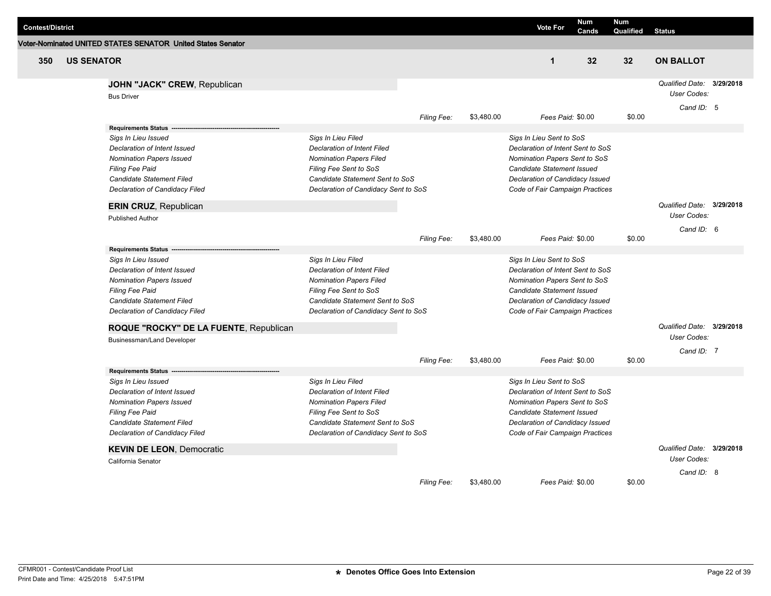| Contest/District | Vote For | Num Cands | Num Qualified | Status |
|---|---|---|---|---|

**Voter-Nominated UNITED STATES SENATOR United States Senator**

| 350 | US SENATOR | 1 | 32 | 32 | ON BALLOT |
|---|---|---|---|---|---|

**JOHN "JACK" CREW**, Republican

Bus Driver

*Qualified Date:* **3/29/2018**
*User Codes:*
*Cand ID:* 5

*Filing Fee:* $3,480.00 *Fees Paid:* $0.00 $0.00

**Requirements Status** ----------------------------------------------------

| | | |
|---|---|---|
| *Sigs In Lieu Issued* | *Sigs In Lieu Filed* | *Sigs In Lieu Sent to SoS* |
| *Declaration of Intent Issued* | *Declaration of Intent Filed* | *Declaration of Intent Sent to SoS* |
| *Nomination Papers Issued* | *Nomination Papers Filed* | *Nomination Papers Sent to SoS* |
| *Filing Fee Paid* | *Filing Fee Sent to SoS* | *Candidate Statement Issued* |
| *Candidate Statement Filed* | *Candidate Statement Sent to SoS* | *Declaration of Candidacy Issued* |
| *Declaration of Candidacy Filed* | *Declaration of Candidacy Sent to SoS* | *Code of Fair Campaign Practices* |

**ERIN CRUZ**, Republican

Published Author

*Qualified Date:* **3/29/2018**
*User Codes:*
*Cand ID:* 6

*Filing Fee:* $3,480.00 *Fees Paid:* $0.00 $0.00

**Requirements Status** ----------------------------------------------------

| | | |
|---|---|---|
| *Sigs In Lieu Issued* | *Sigs In Lieu Filed* | *Sigs In Lieu Sent to SoS* |
| *Declaration of Intent Issued* | *Declaration of Intent Filed* | *Declaration of Intent Sent to SoS* |
| *Nomination Papers Issued* | *Nomination Papers Filed* | *Nomination Papers Sent to SoS* |
| *Filing Fee Paid* | *Filing Fee Sent to SoS* | *Candidate Statement Issued* |
| *Candidate Statement Filed* | *Candidate Statement Sent to SoS* | *Declaration of Candidacy Issued* |
| *Declaration of Candidacy Filed* | *Declaration of Candidacy Sent to SoS* | *Code of Fair Campaign Practices* |

**ROQUE "ROCKY" DE LA FUENTE**, Republican

Businessman/Land Developer

*Qualified Date:* **3/29/2018**
*User Codes:*
*Cand ID:* 7

*Filing Fee:* $3,480.00 *Fees Paid:* $0.00 $0.00

**Requirements Status** ----------------------------------------------------

| | | |
|---|---|---|
| *Sigs In Lieu Issued* | *Sigs In Lieu Filed* | *Sigs In Lieu Sent to SoS* |
| *Declaration of Intent Issued* | *Declaration of Intent Filed* | *Declaration of Intent Sent to SoS* |
| *Nomination Papers Issued* | *Nomination Papers Filed* | *Nomination Papers Sent to SoS* |
| *Filing Fee Paid* | *Filing Fee Sent to SoS* | *Candidate Statement Issued* |
| *Candidate Statement Filed* | *Candidate Statement Sent to SoS* | *Declaration of Candidacy Issued* |
| *Declaration of Candidacy Filed* | *Declaration of Candidacy Sent to SoS* | *Code of Fair Campaign Practices* |

**KEVIN DE LEON**, Democratic

California Senator

*Qualified Date:* **3/29/2018**
*User Codes:*
*Cand ID:* 8

*Filing Fee:* $3,480.00 *Fees Paid:* $0.00 $0.00

CFMR001 - Contest/Candidate Proof List
Print Date and Time: 4/25/2018 5:47:51PM

**\* Denotes Office Goes Into Extension**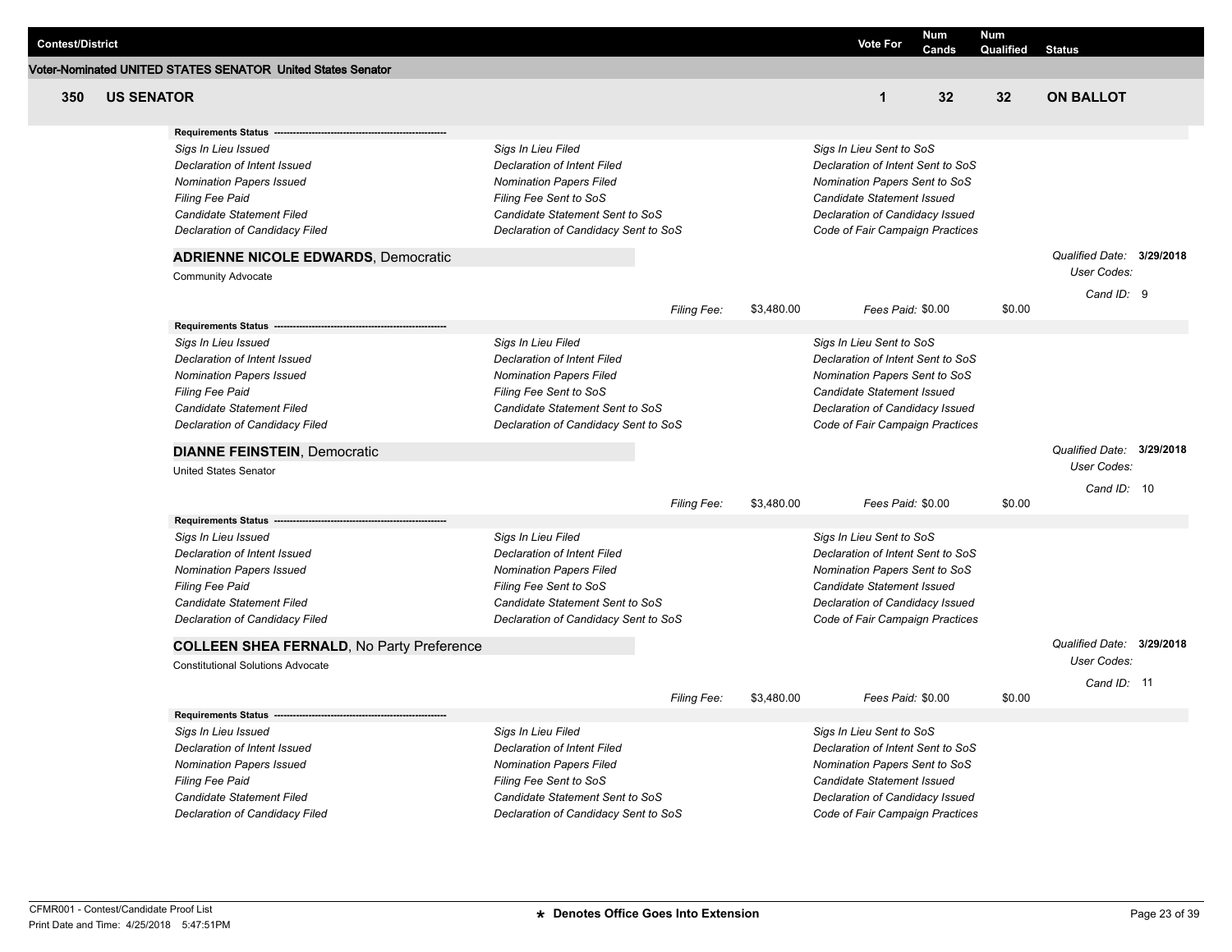| Contest/District | Vote For | Num Cands | Num Qualified | Status |
|---|---|---|---|---|

**Voter-Nominated UNITED STATES SENATOR United States Senator**

| | | Vote For | Num Cands | Num Qualified | Status |
|---|---|---|---|---|---|
| 350 | US SENATOR | 1 | 32 | 32 | ON BALLOT |

**Requirements Status** -------------------------------------------------------

| | | |
|---|---|---|
| *Sigs In Lieu Issued* | *Sigs In Lieu Filed* | *Sigs In Lieu Sent to SoS* |
| *Declaration of Intent Issued* | *Declaration of Intent Filed* | *Declaration of Intent Sent to SoS* |
| *Nomination Papers Issued* | *Nomination Papers Filed* | *Nomination Papers Sent to SoS* |
| *Filing Fee Paid* | *Filing Fee Sent to SoS* | *Candidate Statement Issued* |
| *Candidate Statement Filed* | *Candidate Statement Sent to SoS* | *Declaration of Candidacy Issued* |
| *Declaration of Candidacy Filed* | *Declaration of Candidacy Sent to SoS* | *Code of Fair Campaign Practices* |

**ADRIENNE NICOLE EDWARDS**, Democratic
Community Advocate

*Qualified Date:* **3/29/2018**
*User Codes:*
*Cand ID:* 9

*Filing Fee:* $3,480.00 *Fees Paid:* $0.00 $0.00

**Requirements Status** -------------------------------------------------------

| | | |
|---|---|---|
| *Sigs In Lieu Issued* | *Sigs In Lieu Filed* | *Sigs In Lieu Sent to SoS* |
| *Declaration of Intent Issued* | *Declaration of Intent Filed* | *Declaration of Intent Sent to SoS* |
| *Nomination Papers Issued* | *Nomination Papers Filed* | *Nomination Papers Sent to SoS* |
| *Filing Fee Paid* | *Filing Fee Sent to SoS* | *Candidate Statement Issued* |
| *Candidate Statement Filed* | *Candidate Statement Sent to SoS* | *Declaration of Candidacy Issued* |
| *Declaration of Candidacy Filed* | *Declaration of Candidacy Sent to SoS* | *Code of Fair Campaign Practices* |

**DIANNE FEINSTEIN**, Democratic
United States Senator

*Qualified Date:* **3/29/2018**
*User Codes:*
*Cand ID:* 10

*Filing Fee:* $3,480.00 *Fees Paid:* $0.00 $0.00

**Requirements Status** -------------------------------------------------------

| | | |
|---|---|---|
| *Sigs In Lieu Issued* | *Sigs In Lieu Filed* | *Sigs In Lieu Sent to SoS* |
| *Declaration of Intent Issued* | *Declaration of Intent Filed* | *Declaration of Intent Sent to SoS* |
| *Nomination Papers Issued* | *Nomination Papers Filed* | *Nomination Papers Sent to SoS* |
| *Filing Fee Paid* | *Filing Fee Sent to SoS* | *Candidate Statement Issued* |
| *Candidate Statement Filed* | *Candidate Statement Sent to SoS* | *Declaration of Candidacy Issued* |
| *Declaration of Candidacy Filed* | *Declaration of Candidacy Sent to SoS* | *Code of Fair Campaign Practices* |

**COLLEEN SHEA FERNALD**, No Party Preference
Constitutional Solutions Advocate

*Qualified Date:* **3/29/2018**
*User Codes:*
*Cand ID:* 11

*Filing Fee:* $3,480.00 *Fees Paid:* $0.00 $0.00

**Requirements Status** -------------------------------------------------------

| | | |
|---|---|---|
| *Sigs In Lieu Issued* | *Sigs In Lieu Filed* | *Sigs In Lieu Sent to SoS* |
| *Declaration of Intent Issued* | *Declaration of Intent Filed* | *Declaration of Intent Sent to SoS* |
| *Nomination Papers Issued* | *Nomination Papers Filed* | *Nomination Papers Sent to SoS* |
| *Filing Fee Paid* | *Filing Fee Sent to SoS* | *Candidate Statement Issued* |
| *Candidate Statement Filed* | *Candidate Statement Sent to SoS* | *Declaration of Candidacy Issued* |
| *Declaration of Candidacy Filed* | *Declaration of Candidacy Sent to SoS* | *Code of Fair Campaign Practices* |

CFMR001 - Contest/Candidate Proof List
Print Date and Time: 4/25/2018 5:47:51PM

**★ Denotes Office Goes Into Extension**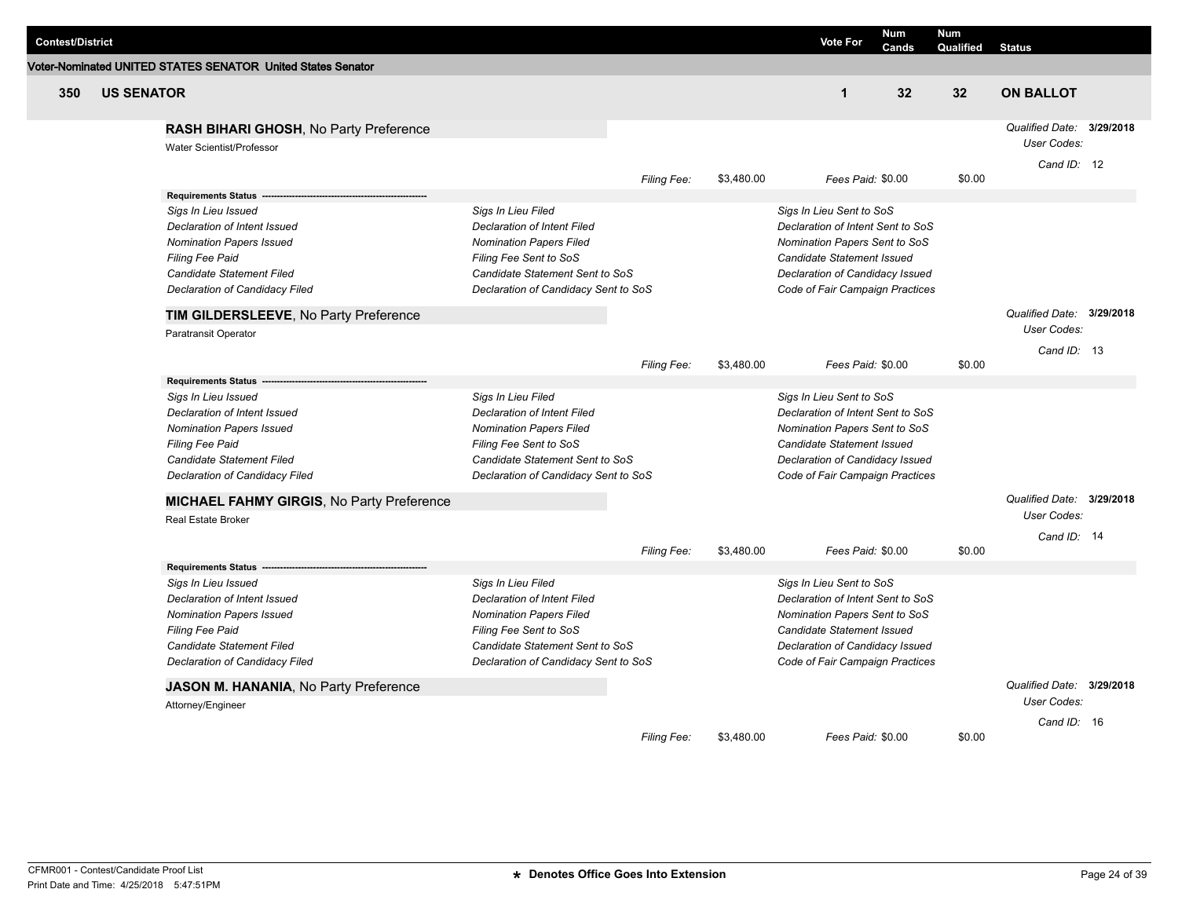| Contest/District | Vote For | Num Cands | Num Qualified | Status |
| --- | --- | --- | --- | --- |

**Voter-Nominated UNITED STATES SENATOR United States Senator**

| | | Vote For | Num Cands | Num Qualified | Status |
| --- | --- | --- | --- | --- | --- |
| 350 | US SENATOR | 1 | 32 | 32 | ON BALLOT |

**RASH BIHARI GHOSH**, No Party Preference

Water Scientist/Professor

*Qualified Date:* **3/29/2018**
*User Codes:*
*Cand ID:* 12

*Filing Fee:* $3,480.00 *Fees Paid:* $0.00 $0.00

**Requirements Status**

| | | |
| --- | --- | --- |
| *Sigs In Lieu Issued* | *Sigs In Lieu Filed* | *Sigs In Lieu Sent to SoS* |
| *Declaration of Intent Issued* | *Declaration of Intent Filed* | *Declaration of Intent Sent to SoS* |
| *Nomination Papers Issued* | *Nomination Papers Filed* | *Nomination Papers Sent to SoS* |
| *Filing Fee Paid* | *Filing Fee Sent to SoS* | *Candidate Statement Issued* |
| *Candidate Statement Filed* | *Candidate Statement Sent to SoS* | *Declaration of Candidacy Issued* |
| *Declaration of Candidacy Filed* | *Declaration of Candidacy Sent to SoS* | *Code of Fair Campaign Practices* |

**TIM GILDERSLEEVE**, No Party Preference

Paratransit Operator

*Qualified Date:* **3/29/2018**
*User Codes:*
*Cand ID:* 13

*Filing Fee:* $3,480.00 *Fees Paid:* $0.00 $0.00

**Requirements Status**

| | | |
| --- | --- | --- |
| *Sigs In Lieu Issued* | *Sigs In Lieu Filed* | *Sigs In Lieu Sent to SoS* |
| *Declaration of Intent Issued* | *Declaration of Intent Filed* | *Declaration of Intent Sent to SoS* |
| *Nomination Papers Issued* | *Nomination Papers Filed* | *Nomination Papers Sent to SoS* |
| *Filing Fee Paid* | *Filing Fee Sent to SoS* | *Candidate Statement Issued* |
| *Candidate Statement Filed* | *Candidate Statement Sent to SoS* | *Declaration of Candidacy Issued* |
| *Declaration of Candidacy Filed* | *Declaration of Candidacy Sent to SoS* | *Code of Fair Campaign Practices* |

**MICHAEL FAHMY GIRGIS**, No Party Preference

Real Estate Broker

*Qualified Date:* **3/29/2018**
*User Codes:*
*Cand ID:* 14

*Filing Fee:* $3,480.00 *Fees Paid:* $0.00 $0.00

**Requirements Status**

| | | |
| --- | --- | --- |
| *Sigs In Lieu Issued* | *Sigs In Lieu Filed* | *Sigs In Lieu Sent to SoS* |
| *Declaration of Intent Issued* | *Declaration of Intent Filed* | *Declaration of Intent Sent to SoS* |
| *Nomination Papers Issued* | *Nomination Papers Filed* | *Nomination Papers Sent to SoS* |
| *Filing Fee Paid* | *Filing Fee Sent to SoS* | *Candidate Statement Issued* |
| *Candidate Statement Filed* | *Candidate Statement Sent to SoS* | *Declaration of Candidacy Issued* |
| *Declaration of Candidacy Filed* | *Declaration of Candidacy Sent to SoS* | *Code of Fair Campaign Practices* |

**JASON M. HANANIA**, No Party Preference

Attorney/Engineer

*Qualified Date:* **3/29/2018**
*User Codes:*
*Cand ID:* 16

*Filing Fee:* $3,480.00 *Fees Paid:* $0.00 $0.00

CFMR001 - Contest/Candidate Proof List
Print Date and Time: 4/25/2018 5:47:51PM

**\* Denotes Office Goes Into Extension**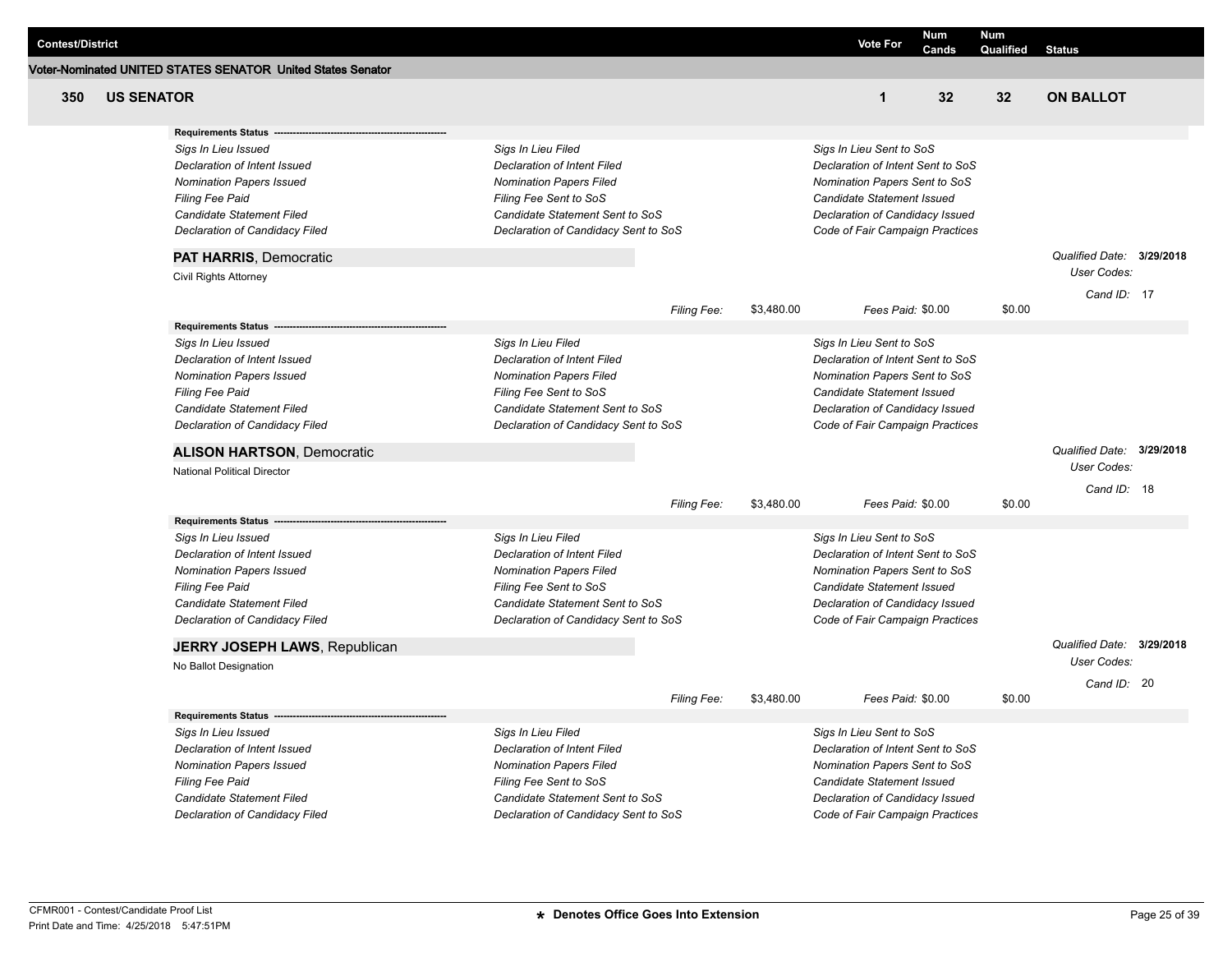| Contest/District | | Vote For | Num Cands | Num Qualified | Status |
|---|---|---|---|---|---|

**Voter-Nominated UNITED STATES SENATOR United States Senator**

| | | Vote For | Num Cands | Num Qualified | Status |
|---|---|---|---|---|---|
| 350 | US SENATOR | 1 | 32 | 32 | ON BALLOT |

**Requirements Status**

| | | |
|---|---|---|
| *Sigs In Lieu Issued* | *Sigs In Lieu Filed* | *Sigs In Lieu Sent to SoS* |
| *Declaration of Intent Issued* | *Declaration of Intent Filed* | *Declaration of Intent Sent to SoS* |
| *Nomination Papers Issued* | *Nomination Papers Filed* | *Nomination Papers Sent to SoS* |
| *Filing Fee Paid* | *Filing Fee Sent to SoS* | *Candidate Statement Issued* |
| *Candidate Statement Filed* | *Candidate Statement Sent to SoS* | *Declaration of Candidacy Issued* |
| *Declaration of Candidacy Filed* | *Declaration of Candidacy Sent to SoS* | *Code of Fair Campaign Practices* |

**PAT HARRIS**, Democratic

Civil Rights Attorney

*Qualified Date:* **3/29/2018**
*User Codes:*
*Cand ID:* 17

*Filing Fee:* $3,480.00 *Fees Paid:* $0.00 $0.00

**Requirements Status**

| | | |
|---|---|---|
| *Sigs In Lieu Issued* | *Sigs In Lieu Filed* | *Sigs In Lieu Sent to SoS* |
| *Declaration of Intent Issued* | *Declaration of Intent Filed* | *Declaration of Intent Sent to SoS* |
| *Nomination Papers Issued* | *Nomination Papers Filed* | *Nomination Papers Sent to SoS* |
| *Filing Fee Paid* | *Filing Fee Sent to SoS* | *Candidate Statement Issued* |
| *Candidate Statement Filed* | *Candidate Statement Sent to SoS* | *Declaration of Candidacy Issued* |
| *Declaration of Candidacy Filed* | *Declaration of Candidacy Sent to SoS* | *Code of Fair Campaign Practices* |

**ALISON HARTSON**, Democratic

National Political Director

*Qualified Date:* **3/29/2018**
*User Codes:*
*Cand ID:* 18

*Filing Fee:* $3,480.00 *Fees Paid:* $0.00 $0.00

**Requirements Status**

| | | |
|---|---|---|
| *Sigs In Lieu Issued* | *Sigs In Lieu Filed* | *Sigs In Lieu Sent to SoS* |
| *Declaration of Intent Issued* | *Declaration of Intent Filed* | *Declaration of Intent Sent to SoS* |
| *Nomination Papers Issued* | *Nomination Papers Filed* | *Nomination Papers Sent to SoS* |
| *Filing Fee Paid* | *Filing Fee Sent to SoS* | *Candidate Statement Issued* |
| *Candidate Statement Filed* | *Candidate Statement Sent to SoS* | *Declaration of Candidacy Issued* |
| *Declaration of Candidacy Filed* | *Declaration of Candidacy Sent to SoS* | *Code of Fair Campaign Practices* |

**JERRY JOSEPH LAWS**, Republican

No Ballot Designation

*Qualified Date:* **3/29/2018**
*User Codes:*
*Cand ID:* 20

*Filing Fee:* $3,480.00 *Fees Paid:* $0.00 $0.00

**Requirements Status**

| | | |
|---|---|---|
| *Sigs In Lieu Issued* | *Sigs In Lieu Filed* | *Sigs In Lieu Sent to SoS* |
| *Declaration of Intent Issued* | *Declaration of Intent Filed* | *Declaration of Intent Sent to SoS* |
| *Nomination Papers Issued* | *Nomination Papers Filed* | *Nomination Papers Sent to SoS* |
| *Filing Fee Paid* | *Filing Fee Sent to SoS* | *Candidate Statement Issued* |
| *Candidate Statement Filed* | *Candidate Statement Sent to SoS* | *Declaration of Candidacy Issued* |
| *Declaration of Candidacy Filed* | *Declaration of Candidacy Sent to SoS* | *Code of Fair Campaign Practices* |

CFMR001 - Contest/Candidate Proof List
Print Date and Time: 4/25/2018 5:47:51PM

**\* Denotes Office Goes Into Extension**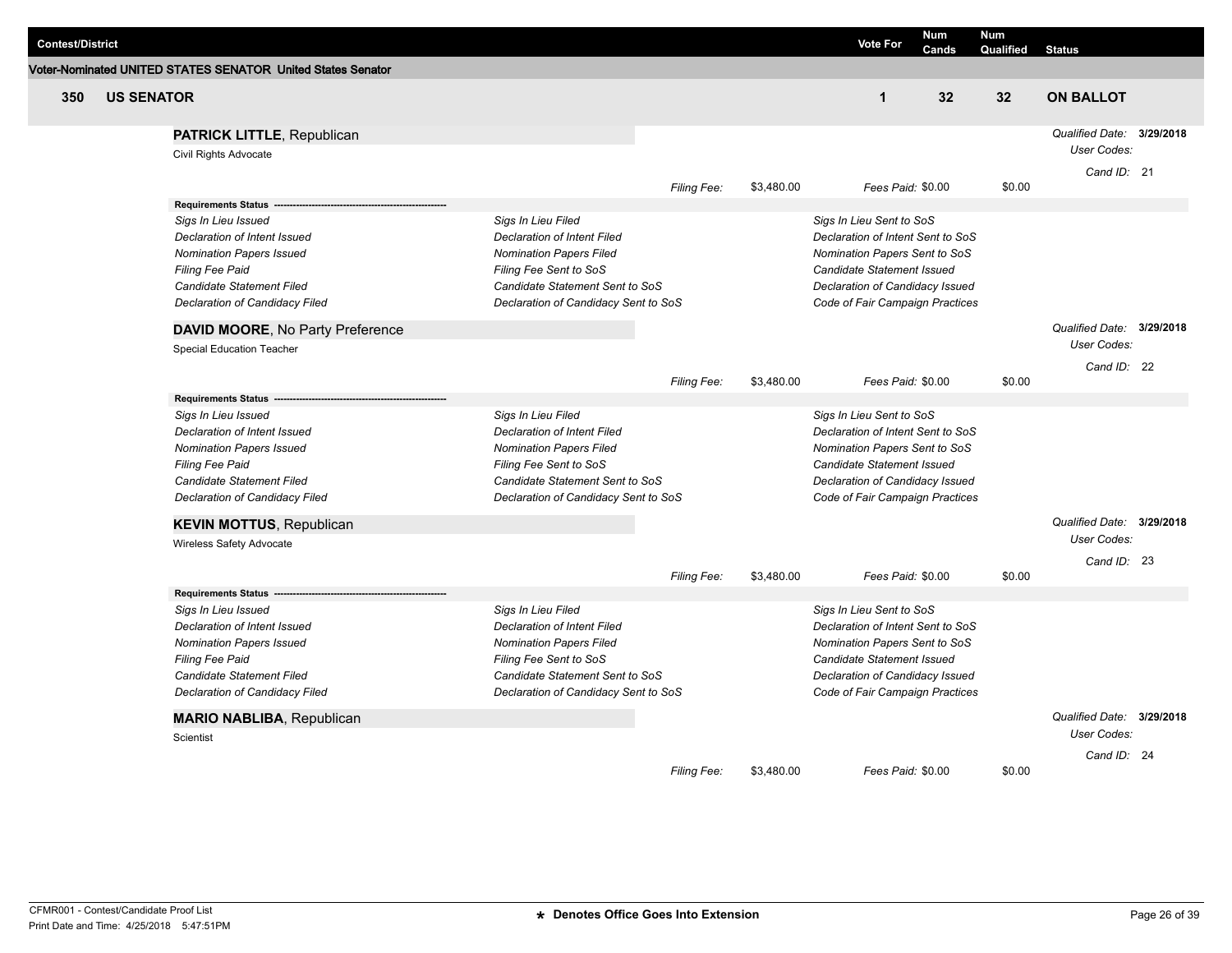| Contest/District | Vote For | Num Cands | Num Qualified | Status |
|---|---|---|---|---|

**Voter-Nominated UNITED STATES SENATOR United States Senator**

| | | Vote For | Num Cands | Num Qualified | Status |
|---|---|---|---|---|---|
| **350** | **US SENATOR** | **1** | **32** | **32** | **ON BALLOT** |

**PATRICK LITTLE**, Republican
Civil Rights Advocate

*Qualified Date:* **3/29/2018**
*User Codes:*
*Cand ID:* 21

*Filing Fee:* $3,480.00 *Fees Paid:* $0.00 $0.00

**Requirements Status** ----------------------------------------------------

| | | |
|---|---|---|
| *Sigs In Lieu Issued* | *Sigs In Lieu Filed* | *Sigs In Lieu Sent to SoS* |
| *Declaration of Intent Issued* | *Declaration of Intent Filed* | *Declaration of Intent Sent to SoS* |
| *Nomination Papers Issued* | *Nomination Papers Filed* | *Nomination Papers Sent to SoS* |
| *Filing Fee Paid* | *Filing Fee Sent to SoS* | *Candidate Statement Issued* |
| *Candidate Statement Filed* | *Candidate Statement Sent to SoS* | *Declaration of Candidacy Issued* |
| *Declaration of Candidacy Filed* | *Declaration of Candidacy Sent to SoS* | *Code of Fair Campaign Practices* |

**DAVID MOORE**, No Party Preference
Special Education Teacher

*Qualified Date:* **3/29/2018**
*User Codes:*
*Cand ID:* 22

*Filing Fee:* $3,480.00 *Fees Paid:* $0.00 $0.00

**Requirements Status** ----------------------------------------------------

| | | |
|---|---|---|
| *Sigs In Lieu Issued* | *Sigs In Lieu Filed* | *Sigs In Lieu Sent to SoS* |
| *Declaration of Intent Issued* | *Declaration of Intent Filed* | *Declaration of Intent Sent to SoS* |
| *Nomination Papers Issued* | *Nomination Papers Filed* | *Nomination Papers Sent to SoS* |
| *Filing Fee Paid* | *Filing Fee Sent to SoS* | *Candidate Statement Issued* |
| *Candidate Statement Filed* | *Candidate Statement Sent to SoS* | *Declaration of Candidacy Issued* |
| *Declaration of Candidacy Filed* | *Declaration of Candidacy Sent to SoS* | *Code of Fair Campaign Practices* |

**KEVIN MOTTUS**, Republican
Wireless Safety Advocate

*Qualified Date:* **3/29/2018**
*User Codes:*
*Cand ID:* 23

*Filing Fee:* $3,480.00 *Fees Paid:* $0.00 $0.00

**Requirements Status** ----------------------------------------------------

| | | |
|---|---|---|
| *Sigs In Lieu Issued* | *Sigs In Lieu Filed* | *Sigs In Lieu Sent to SoS* |
| *Declaration of Intent Issued* | *Declaration of Intent Filed* | *Declaration of Intent Sent to SoS* |
| *Nomination Papers Issued* | *Nomination Papers Filed* | *Nomination Papers Sent to SoS* |
| *Filing Fee Paid* | *Filing Fee Sent to SoS* | *Candidate Statement Issued* |
| *Candidate Statement Filed* | *Candidate Statement Sent to SoS* | *Declaration of Candidacy Issued* |
| *Declaration of Candidacy Filed* | *Declaration of Candidacy Sent to SoS* | *Code of Fair Campaign Practices* |

**MARIO NABLIBA**, Republican
Scientist

*Qualified Date:* **3/29/2018**
*User Codes:*
*Cand ID:* 24

*Filing Fee:* $3,480.00 *Fees Paid:* $0.00 $0.00

CFMR001 - Contest/Candidate Proof List
Print Date and Time: 4/25/2018 5:47:51PM

**\* Denotes Office Goes Into Extension**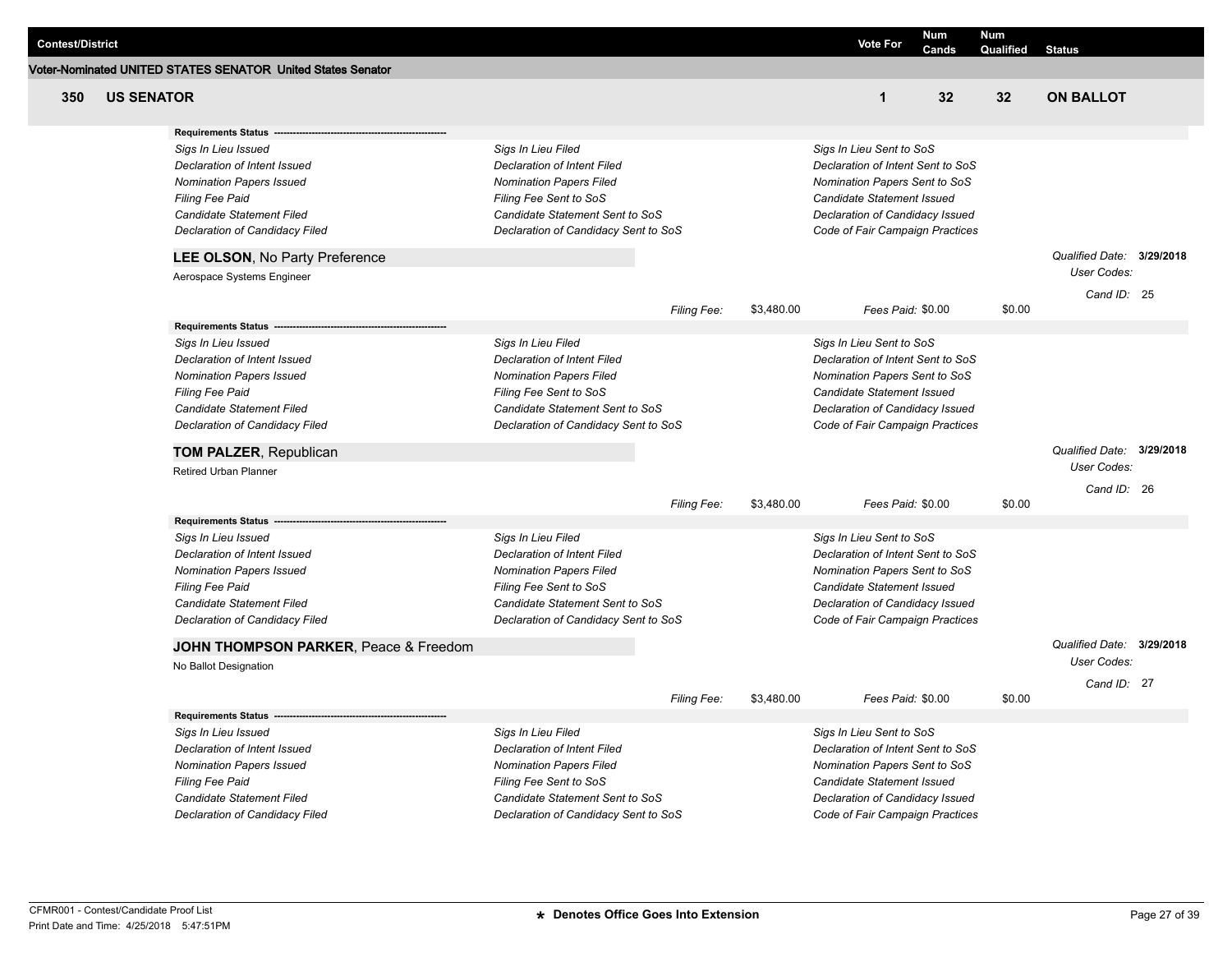| Contest/District | Vote For | Num Cands | Num Qualified | Status |
|---|---|---|---|---|

**Voter-Nominated UNITED STATES SENATOR United States Senator**

| 350 | US SENATOR | 1 | 32 | 32 | ON BALLOT |
|---|---|---|---|---|---|

**Requirements Status** ---------------------------------------------------------

| | | |
|---|---|---|
| *Sigs In Lieu Issued* | *Sigs In Lieu Filed* | *Sigs In Lieu Sent to SoS* |
| *Declaration of Intent Issued* | *Declaration of Intent Filed* | *Declaration of Intent Sent to SoS* |
| *Nomination Papers Issued* | *Nomination Papers Filed* | *Nomination Papers Sent to SoS* |
| *Filing Fee Paid* | *Filing Fee Sent to SoS* | *Candidate Statement Issued* |
| *Candidate Statement Filed* | *Candidate Statement Sent to SoS* | *Declaration of Candidacy Issued* |
| *Declaration of Candidacy Filed* | *Declaration of Candidacy Sent to SoS* | *Code of Fair Campaign Practices* |

**LEE OLSON**, No Party Preference

Aerospace Systems Engineer

*Qualified Date:* **3/29/2018**
*User Codes:*
*Cand ID:* 25

*Filing Fee:* $3,480.00 *Fees Paid:* $0.00 $0.00

**Requirements Status** ---------------------------------------------------------

| | | |
|---|---|---|
| *Sigs In Lieu Issued* | *Sigs In Lieu Filed* | *Sigs In Lieu Sent to SoS* |
| *Declaration of Intent Issued* | *Declaration of Intent Filed* | *Declaration of Intent Sent to SoS* |
| *Nomination Papers Issued* | *Nomination Papers Filed* | *Nomination Papers Sent to SoS* |
| *Filing Fee Paid* | *Filing Fee Sent to SoS* | *Candidate Statement Issued* |
| *Candidate Statement Filed* | *Candidate Statement Sent to SoS* | *Declaration of Candidacy Issued* |
| *Declaration of Candidacy Filed* | *Declaration of Candidacy Sent to SoS* | *Code of Fair Campaign Practices* |

**TOM PALZER**, Republican

Retired Urban Planner

*Qualified Date:* **3/29/2018**
*User Codes:*
*Cand ID:* 26

*Filing Fee:* $3,480.00 *Fees Paid:* $0.00 $0.00

**Requirements Status** ---------------------------------------------------------

| | | |
|---|---|---|
| *Sigs In Lieu Issued* | *Sigs In Lieu Filed* | *Sigs In Lieu Sent to SoS* |
| *Declaration of Intent Issued* | *Declaration of Intent Filed* | *Declaration of Intent Sent to SoS* |
| *Nomination Papers Issued* | *Nomination Papers Filed* | *Nomination Papers Sent to SoS* |
| *Filing Fee Paid* | *Filing Fee Sent to SoS* | *Candidate Statement Issued* |
| *Candidate Statement Filed* | *Candidate Statement Sent to SoS* | *Declaration of Candidacy Issued* |
| *Declaration of Candidacy Filed* | *Declaration of Candidacy Sent to SoS* | *Code of Fair Campaign Practices* |

**JOHN THOMPSON PARKER**, Peace & Freedom

No Ballot Designation

*Qualified Date:* **3/29/2018**
*User Codes:*
*Cand ID:* 27

*Filing Fee:* $3,480.00 *Fees Paid:* $0.00 $0.00

**Requirements Status** ---------------------------------------------------------

| | | |
|---|---|---|
| *Sigs In Lieu Issued* | *Sigs In Lieu Filed* | *Sigs In Lieu Sent to SoS* |
| *Declaration of Intent Issued* | *Declaration of Intent Filed* | *Declaration of Intent Sent to SoS* |
| *Nomination Papers Issued* | *Nomination Papers Filed* | *Nomination Papers Sent to SoS* |
| *Filing Fee Paid* | *Filing Fee Sent to SoS* | *Candidate Statement Issued* |
| *Candidate Statement Filed* | *Candidate Statement Sent to SoS* | *Declaration of Candidacy Issued* |
| *Declaration of Candidacy Filed* | *Declaration of Candidacy Sent to SoS* | *Code of Fair Campaign Practices* |

CFMR001 - Contest/Candidate Proof List
Print Date and Time: 4/25/2018 5:47:51PM

**★ Denotes Office Goes Into Extension**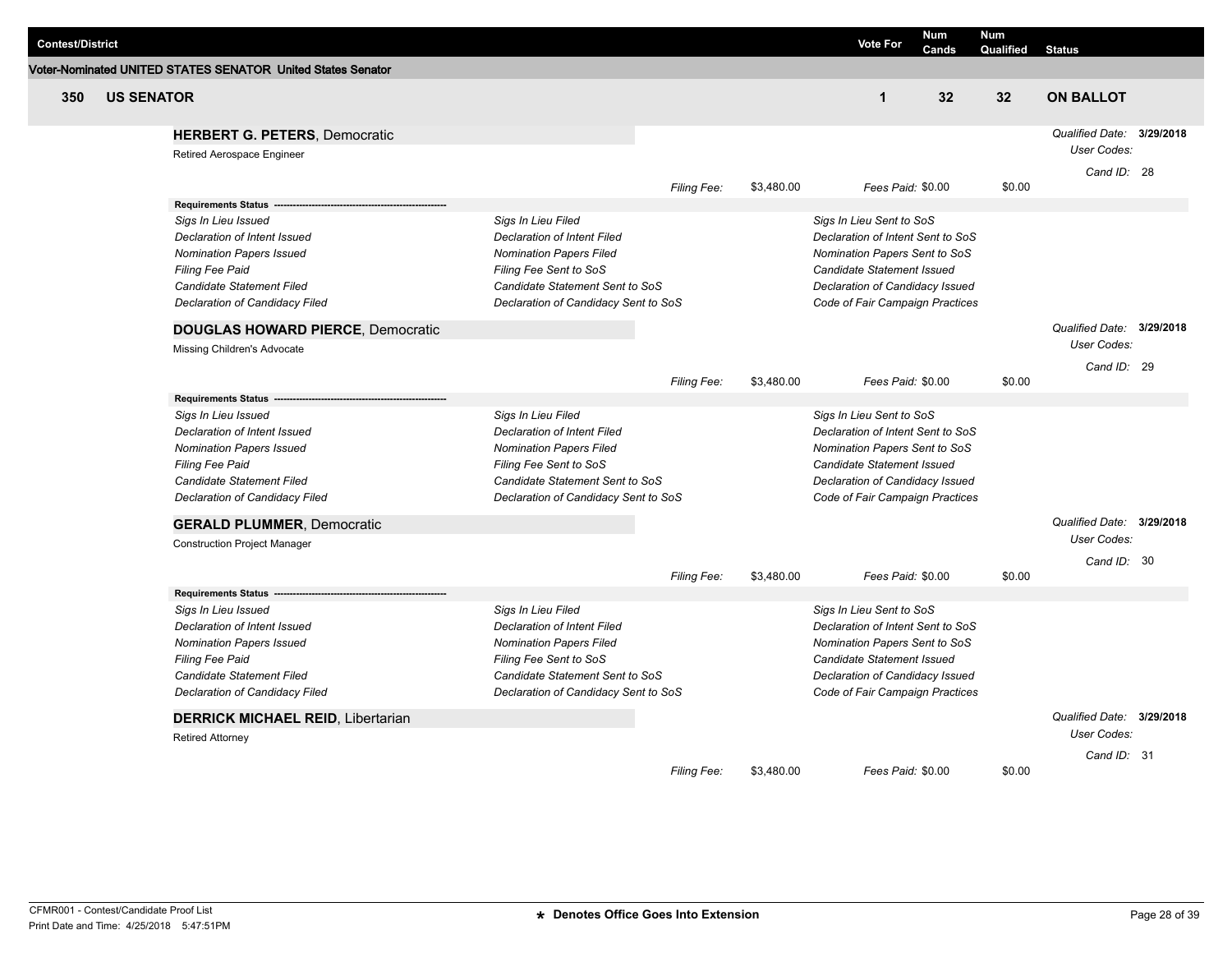| Contest/District | | Vote For | Num Cands | Num Qualified | Status |
|---|---|---|---|---|---|
| **Voter-Nominated UNITED STATES SENATOR United States Senator** | | | | | |
| **350** | **US SENATOR** | **1** | **32** | **32** | **ON BALLOT** |

**HERBERT G. PETERS**, Democratic
Retired Aerospace Engineer

*Qualified Date:* **3/29/2018**
*User Codes:*
*Cand ID:* 28

*Filing Fee:* $3,480.00 *Fees Paid:* $0.00 $0.00

**Requirements Status**

| | | |
|---|---|---|
| *Sigs In Lieu Issued* | *Sigs In Lieu Filed* | *Sigs In Lieu Sent to SoS* |
| *Declaration of Intent Issued* | *Declaration of Intent Filed* | *Declaration of Intent Sent to SoS* |
| *Nomination Papers Issued* | *Nomination Papers Filed* | *Nomination Papers Sent to SoS* |
| *Filing Fee Paid* | *Filing Fee Sent to SoS* | *Candidate Statement Issued* |
| *Candidate Statement Filed* | *Candidate Statement Sent to SoS* | *Declaration of Candidacy Issued* |
| *Declaration of Candidacy Filed* | *Declaration of Candidacy Sent to SoS* | *Code of Fair Campaign Practices* |

**DOUGLAS HOWARD PIERCE**, Democratic
Missing Children's Advocate

*Qualified Date:* **3/29/2018**
*User Codes:*
*Cand ID:* 29

*Filing Fee:* $3,480.00 *Fees Paid:* $0.00 $0.00

**Requirements Status**

| | | |
|---|---|---|
| *Sigs In Lieu Issued* | *Sigs In Lieu Filed* | *Sigs In Lieu Sent to SoS* |
| *Declaration of Intent Issued* | *Declaration of Intent Filed* | *Declaration of Intent Sent to SoS* |
| *Nomination Papers Issued* | *Nomination Papers Filed* | *Nomination Papers Sent to SoS* |
| *Filing Fee Paid* | *Filing Fee Sent to SoS* | *Candidate Statement Issued* |
| *Candidate Statement Filed* | *Candidate Statement Sent to SoS* | *Declaration of Candidacy Issued* |
| *Declaration of Candidacy Filed* | *Declaration of Candidacy Sent to SoS* | *Code of Fair Campaign Practices* |

**GERALD PLUMMER**, Democratic
Construction Project Manager

*Qualified Date:* **3/29/2018**
*User Codes:*
*Cand ID:* 30

*Filing Fee:* $3,480.00 *Fees Paid:* $0.00 $0.00

**Requirements Status**

| | | |
|---|---|---|
| *Sigs In Lieu Issued* | *Sigs In Lieu Filed* | *Sigs In Lieu Sent to SoS* |
| *Declaration of Intent Issued* | *Declaration of Intent Filed* | *Declaration of Intent Sent to SoS* |
| *Nomination Papers Issued* | *Nomination Papers Filed* | *Nomination Papers Sent to SoS* |
| *Filing Fee Paid* | *Filing Fee Sent to SoS* | *Candidate Statement Issued* |
| *Candidate Statement Filed* | *Candidate Statement Sent to SoS* | *Declaration of Candidacy Issued* |
| *Declaration of Candidacy Filed* | *Declaration of Candidacy Sent to SoS* | *Code of Fair Campaign Practices* |

**DERRICK MICHAEL REID**, Libertarian
Retired Attorney

*Qualified Date:* **3/29/2018**
*User Codes:*
*Cand ID:* 31

*Filing Fee:* $3,480.00 *Fees Paid:* $0.00 $0.00

CFMR001 - Contest/Candidate Proof List
Print Date and Time: 4/25/2018 5:47:51PM

**\* Denotes Office Goes Into Extension**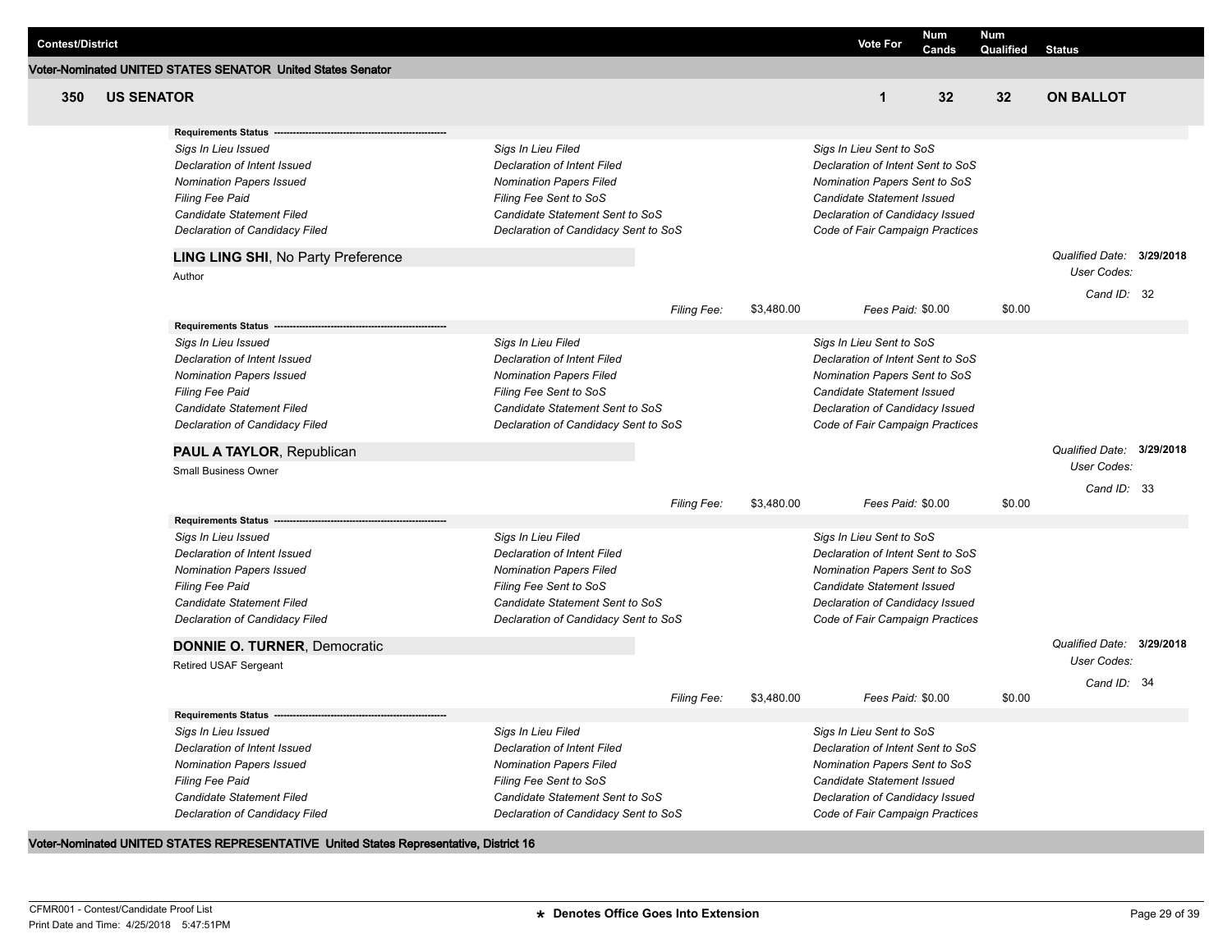| Contest/District | | Vote For | Num Cands | Num Qualified | Status |
|---|---|---|---|---|---|

**Voter-Nominated UNITED STATES SENATOR United States Senator**

| 350 | US SENATOR | 1 | 32 | 32 | ON BALLOT |
|---|---|---|---|---|---|

**Requirements Status** ---------------------------------------------------

| | | |
|---|---|---|
| *Sigs In Lieu Issued* | *Sigs In Lieu Filed* | *Sigs In Lieu Sent to SoS* |
| *Declaration of Intent Issued* | *Declaration of Intent Filed* | *Declaration of Intent Sent to SoS* |
| *Nomination Papers Issued* | *Nomination Papers Filed* | *Nomination Papers Sent to SoS* |
| *Filing Fee Paid* | *Filing Fee Sent to SoS* | *Candidate Statement Issued* |
| *Candidate Statement Filed* | *Candidate Statement Sent to SoS* | *Declaration of Candidacy Issued* |
| *Declaration of Candidacy Filed* | *Declaration of Candidacy Sent to SoS* | *Code of Fair Campaign Practices* |

**LING LING SHI**, No Party Preference

Author

*Qualified Date:* **3/29/2018**
*User Codes:*
*Cand ID:* 32

*Filing Fee:* $3,480.00 *Fees Paid:* $0.00 $0.00

**Requirements Status** ---------------------------------------------------

| | | |
|---|---|---|
| *Sigs In Lieu Issued* | *Sigs In Lieu Filed* | *Sigs In Lieu Sent to SoS* |
| *Declaration of Intent Issued* | *Declaration of Intent Filed* | *Declaration of Intent Sent to SoS* |
| *Nomination Papers Issued* | *Nomination Papers Filed* | *Nomination Papers Sent to SoS* |
| *Filing Fee Paid* | *Filing Fee Sent to SoS* | *Candidate Statement Issued* |
| *Candidate Statement Filed* | *Candidate Statement Sent to SoS* | *Declaration of Candidacy Issued* |
| *Declaration of Candidacy Filed* | *Declaration of Candidacy Sent to SoS* | *Code of Fair Campaign Practices* |

**PAUL A TAYLOR**, Republican

Small Business Owner

*Qualified Date:* **3/29/2018**
*User Codes:*
*Cand ID:* 33

*Filing Fee:* $3,480.00 *Fees Paid:* $0.00 $0.00

**Requirements Status** ---------------------------------------------------

| | | |
|---|---|---|
| *Sigs In Lieu Issued* | *Sigs In Lieu Filed* | *Sigs In Lieu Sent to SoS* |
| *Declaration of Intent Issued* | *Declaration of Intent Filed* | *Declaration of Intent Sent to SoS* |
| *Nomination Papers Issued* | *Nomination Papers Filed* | *Nomination Papers Sent to SoS* |
| *Filing Fee Paid* | *Filing Fee Sent to SoS* | *Candidate Statement Issued* |
| *Candidate Statement Filed* | *Candidate Statement Sent to SoS* | *Declaration of Candidacy Issued* |
| *Declaration of Candidacy Filed* | *Declaration of Candidacy Sent to SoS* | *Code of Fair Campaign Practices* |

**DONNIE O. TURNER**, Democratic

Retired USAF Sergeant

*Qualified Date:* **3/29/2018**
*User Codes:*
*Cand ID:* 34

*Filing Fee:* $3,480.00 *Fees Paid:* $0.00 $0.00

**Requirements Status** ---------------------------------------------------

| | | |
|---|---|---|
| *Sigs In Lieu Issued* | *Sigs In Lieu Filed* | *Sigs In Lieu Sent to SoS* |
| *Declaration of Intent Issued* | *Declaration of Intent Filed* | *Declaration of Intent Sent to SoS* |
| *Nomination Papers Issued* | *Nomination Papers Filed* | *Nomination Papers Sent to SoS* |
| *Filing Fee Paid* | *Filing Fee Sent to SoS* | *Candidate Statement Issued* |
| *Candidate Statement Filed* | *Candidate Statement Sent to SoS* | *Declaration of Candidacy Issued* |
| *Declaration of Candidacy Filed* | *Declaration of Candidacy Sent to SoS* | *Code of Fair Campaign Practices* |

**Voter-Nominated UNITED STATES REPRESENTATIVE United States Representative, District 16**

CFMR001 - Contest/Candidate Proof List
Print Date and Time: 4/25/2018 5:47:51PM

**\* Denotes Office Goes Into Extension**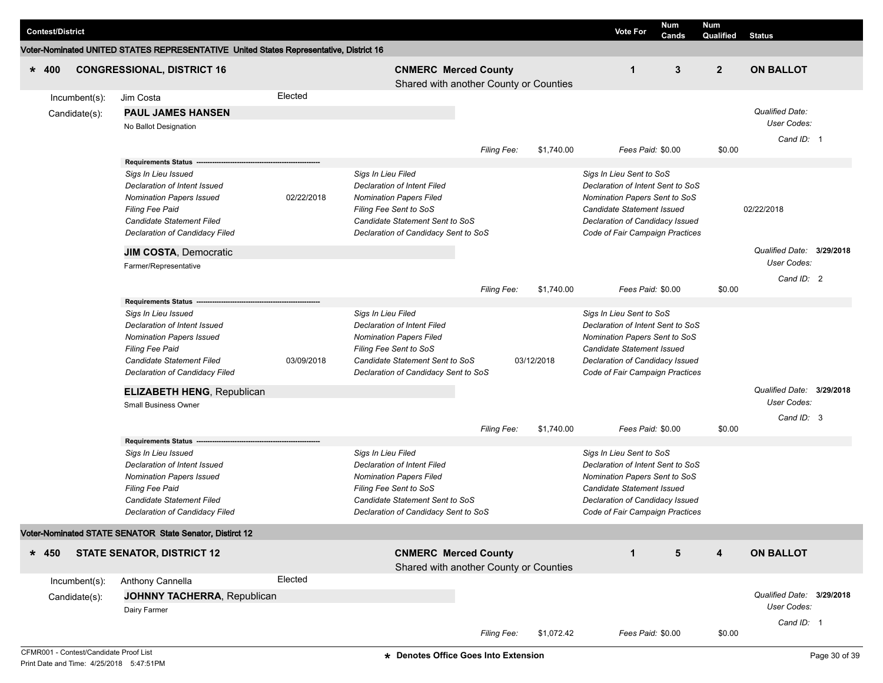| Contest/District | | Vote For | Num Cands | Num Qualified | Status |
|---|---|---|---|---|---|

### Voter-Nominated UNITED STATES REPRESENTATIVE United States Representative, District 16

| | | | | | |
|---|---|---|---|---|---|
| * 400 CONGRESSIONAL, DISTRICT 16 | CNMERC Merced County<br>Shared with another County or Counties | 1 | 3 | 2 | ON BALLOT |

Incumbent(s): Jim Costa — Elected

Candidate(s):

**PAUL JAMES HANSEN**
No Ballot Designation

*Qualified Date:*
*User Codes:*
*Cand ID:* 1

*Filing Fee:* $1,740.00 — *Fees Paid:* $0.00 — $0.00

**Requirements Status**

| | | | | | |
|---|---|---|---|---|---|
| *Sigs In Lieu Issued* | | *Sigs In Lieu Filed* | | *Sigs In Lieu Sent to SoS* | |
| *Declaration of Intent Issued* | | *Declaration of Intent Filed* | | *Declaration of Intent Sent to SoS* | |
| *Nomination Papers Issued* | 02/22/2018 | *Nomination Papers Filed* | | *Nomination Papers Sent to SoS* | |
| *Filing Fee Paid* | | *Filing Fee Sent to SoS* | | *Candidate Statement Issued* | 02/22/2018 |
| *Candidate Statement Filed* | | *Candidate Statement Sent to SoS* | | *Declaration of Candidacy Issued* | |
| *Declaration of Candidacy Filed* | | *Declaration of Candidacy Sent to SoS* | | *Code of Fair Campaign Practices* | |

**JIM COSTA**, Democratic
Farmer/Representative

*Qualified Date:* **3/29/2018**
*User Codes:*
*Cand ID:* 2

*Filing Fee:* $1,740.00 — *Fees Paid:* $0.00 — $0.00

**Requirements Status**

| | | | | | |
|---|---|---|---|---|---|
| *Sigs In Lieu Issued* | | *Sigs In Lieu Filed* | | *Sigs In Lieu Sent to SoS* | |
| *Declaration of Intent Issued* | | *Declaration of Intent Filed* | | *Declaration of Intent Sent to SoS* | |
| *Nomination Papers Issued* | | *Nomination Papers Filed* | | *Nomination Papers Sent to SoS* | |
| *Filing Fee Paid* | | *Filing Fee Sent to SoS* | | *Candidate Statement Issued* | |
| *Candidate Statement Filed* | 03/09/2018 | *Candidate Statement Sent to SoS* | 03/12/2018 | *Declaration of Candidacy Issued* | |
| *Declaration of Candidacy Filed* | | *Declaration of Candidacy Sent to SoS* | | *Code of Fair Campaign Practices* | |

**ELIZABETH HENG**, Republican
Small Business Owner

*Qualified Date:* **3/29/2018**
*User Codes:*
*Cand ID:* 3

*Filing Fee:* $1,740.00 — *Fees Paid:* $0.00 — $0.00

**Requirements Status**

| | | | | | |
|---|---|---|---|---|---|
| *Sigs In Lieu Issued* | | *Sigs In Lieu Filed* | | *Sigs In Lieu Sent to SoS* | |
| *Declaration of Intent Issued* | | *Declaration of Intent Filed* | | *Declaration of Intent Sent to SoS* | |
| *Nomination Papers Issued* | | *Nomination Papers Filed* | | *Nomination Papers Sent to SoS* | |
| *Filing Fee Paid* | | *Filing Fee Sent to SoS* | | *Candidate Statement Issued* | |
| *Candidate Statement Filed* | | *Candidate Statement Sent to SoS* | | *Declaration of Candidacy Issued* | |
| *Declaration of Candidacy Filed* | | *Declaration of Candidacy Sent to SoS* | | *Code of Fair Campaign Practices* | |

### Voter-Nominated STATE SENATOR State Senator, Distirct 12

| | | | | | |
|---|---|---|---|---|---|
| * 450 STATE SENATOR, DISTRICT 12 | CNMERC Merced County<br>Shared with another County or Counties | 1 | 5 | 4 | ON BALLOT |

Incumbent(s): Anthony Cannella — Elected

Candidate(s):

**JOHNNY TACHERRA**, Republican
Dairy Farmer

*Qualified Date:* **3/29/2018**
*User Codes:*
*Cand ID:* 1

*Filing Fee:* $1,072.42 — *Fees Paid:* $0.00 — $0.00

* Denotes Office Goes Into Extension

CFMR001 - Contest/Candidate Proof List
Print Date and Time: 4/25/2018 5:47:51PM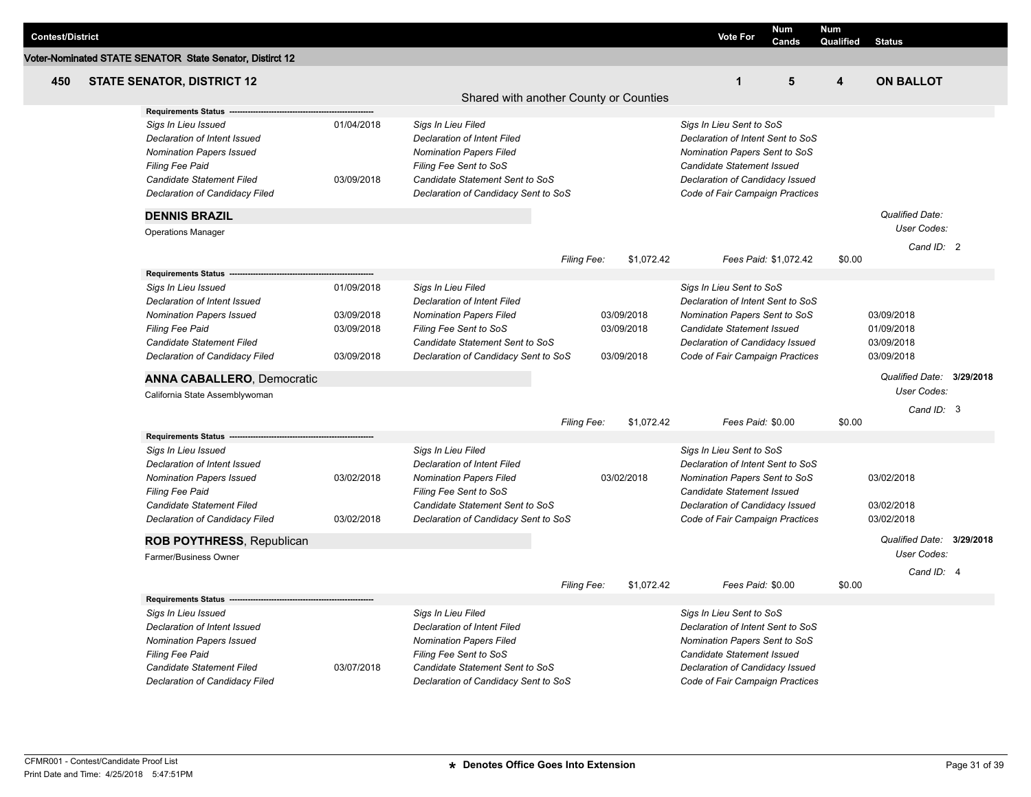| Contest/District | Vote For | Num Cands | Num Qualified | Status |
|---|---|---|---|---|

**Voter-Nominated STATE SENATOR State Senator, Distirct 12**

| 450 | STATE SENATOR, DISTRICT 12 | 1 | 5 | 4 | ON BALLOT |
|---|---|---|---|---|---|

Shared with another County or Counties

**Requirements Status**

| | | | | | |
|---|---|---|---|---|---|
| Sigs In Lieu Issued | 01/04/2018 | Sigs In Lieu Filed | | Sigs In Lieu Sent to SoS | |
| Declaration of Intent Issued | | Declaration of Intent Filed | | Declaration of Intent Sent to SoS | |
| Nomination Papers Issued | | Nomination Papers Filed | | Nomination Papers Sent to SoS | |
| Filing Fee Paid | | Filing Fee Sent to SoS | | Candidate Statement Issued | |
| Candidate Statement Filed | 03/09/2018 | Candidate Statement Sent to SoS | | Declaration of Candidacy Issued | |
| Declaration of Candidacy Filed | | Declaration of Candidacy Sent to SoS | | Code of Fair Campaign Practices | |

**DENNIS BRAZIL**

Operations Manager

Qualified Date:
User Codes:
Cand ID: 2

Filing Fee: $1,072.42 Fees Paid: $1,072.42 $0.00

**Requirements Status**

| | | | | | |
|---|---|---|---|---|---|
| Sigs In Lieu Issued | 01/09/2018 | Sigs In Lieu Filed | | Sigs In Lieu Sent to SoS | |
| Declaration of Intent Issued | | Declaration of Intent Filed | | Declaration of Intent Sent to SoS | |
| Nomination Papers Issued | 03/09/2018 | Nomination Papers Filed | 03/09/2018 | Nomination Papers Sent to SoS | 03/09/2018 |
| Filing Fee Paid | 03/09/2018 | Filing Fee Sent to SoS | 03/09/2018 | Candidate Statement Issued | 01/09/2018 |
| Candidate Statement Filed | | Candidate Statement Sent to SoS | | Declaration of Candidacy Issued | 03/09/2018 |
| Declaration of Candidacy Filed | 03/09/2018 | Declaration of Candidacy Sent to SoS | 03/09/2018 | Code of Fair Campaign Practices | 03/09/2018 |

**ANNA CABALLERO**, Democratic

California State Assemblywoman

Qualified Date: **3/29/2018**
User Codes:
Cand ID: 3

Filing Fee: $1,072.42 Fees Paid: $0.00 $0.00

**Requirements Status**

| | | | | | |
|---|---|---|---|---|---|
| Sigs In Lieu Issued | | Sigs In Lieu Filed | | Sigs In Lieu Sent to SoS | |
| Declaration of Intent Issued | | Declaration of Intent Filed | | Declaration of Intent Sent to SoS | |
| Nomination Papers Issued | 03/02/2018 | Nomination Papers Filed | 03/02/2018 | Nomination Papers Sent to SoS | 03/02/2018 |
| Filing Fee Paid | | Filing Fee Sent to SoS | | Candidate Statement Issued | |
| Candidate Statement Filed | | Candidate Statement Sent to SoS | | Declaration of Candidacy Issued | 03/02/2018 |
| Declaration of Candidacy Filed | 03/02/2018 | Declaration of Candidacy Sent to SoS | | Code of Fair Campaign Practices | 03/02/2018 |

**ROB POYTHRESS**, Republican

Farmer/Business Owner

Qualified Date: **3/29/2018**
User Codes:
Cand ID: 4

Filing Fee: $1,072.42 Fees Paid: $0.00 $0.00

**Requirements Status**

| | | | | | |
|---|---|---|---|---|---|
| Sigs In Lieu Issued | | Sigs In Lieu Filed | | Sigs In Lieu Sent to SoS | |
| Declaration of Intent Issued | | Declaration of Intent Filed | | Declaration of Intent Sent to SoS | |
| Nomination Papers Issued | | Nomination Papers Filed | | Nomination Papers Sent to SoS | |
| Filing Fee Paid | | Filing Fee Sent to SoS | | Candidate Statement Issued | |
| Candidate Statement Filed | 03/07/2018 | Candidate Statement Sent to SoS | | Declaration of Candidacy Issued | |
| Declaration of Candidacy Filed | | Declaration of Candidacy Sent to SoS | | Code of Fair Campaign Practices | |

CFMR001 - Contest/Candidate Proof List
Print Date and Time: 4/25/2018 5:47:51PM

**\* Denotes Office Goes Into Extension**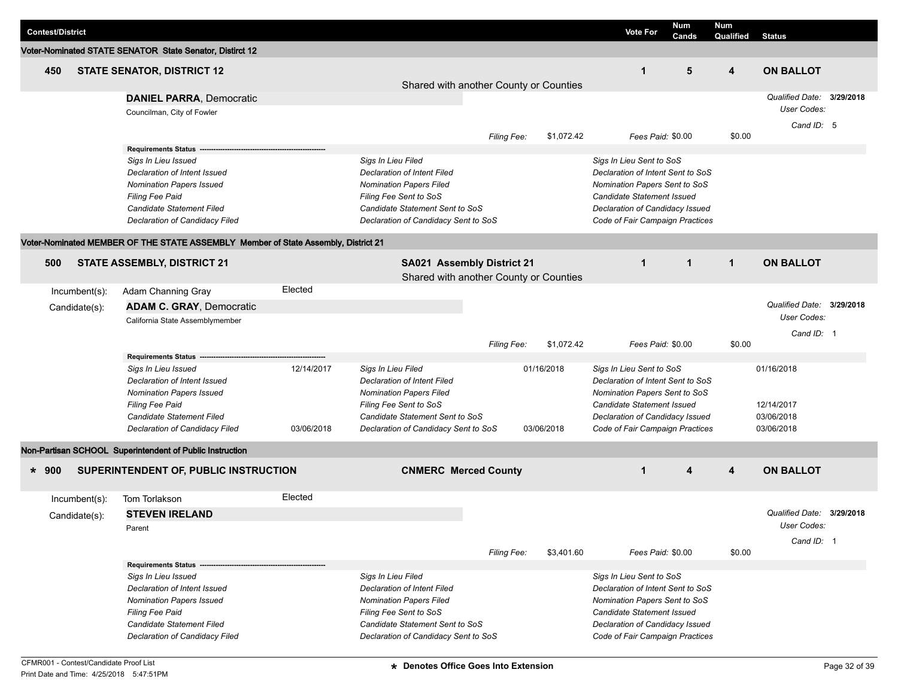| Contest/District | | | Vote For | Num Cands | Num Qualified | Status |
|---|---|---|---|---|---|---|

**Voter-Nominated STATE SENATOR State Senator, Distirct 12**

| | | | Vote For | Num Cands | Num Qualified | Status |
|---|---|---|---|---|---|---|
| 450 | STATE SENATOR, DISTRICT 12 | Shared with another County or Counties | 1 | 5 | 4 | ON BALLOT |

**DANIEL PARRA**, Democratic
Councilman, City of Fowler

*Qualified Date:* **3/29/2018**
*User Codes:*
*Cand ID:* 5

*Filing Fee:* $1,072.42 *Fees Paid:* $0.00 $0.00

**Requirements Status**

| | | | | | |
|---|---|---|---|---|---|
| *Sigs In Lieu Issued* | | *Sigs In Lieu Filed* | | *Sigs In Lieu Sent to SoS* | |
| *Declaration of Intent Issued* | | *Declaration of Intent Filed* | | *Declaration of Intent Sent to SoS* | |
| *Nomination Papers Issued* | | *Nomination Papers Filed* | | *Nomination Papers Sent to SoS* | |
| *Filing Fee Paid* | | *Filing Fee Sent to SoS* | | *Candidate Statement Issued* | |
| *Candidate Statement Filed* | | *Candidate Statement Sent to SoS* | | *Declaration of Candidacy Issued* | |
| *Declaration of Candidacy Filed* | | *Declaration of Candidacy Sent to SoS* | | *Code of Fair Campaign Practices* | |

**Voter-Nominated MEMBER OF THE STATE ASSEMBLY Member of State Assembly, District 21**

| | | | Vote For | Num Cands | Num Qualified | Status |
|---|---|---|---|---|---|---|
| 500 | STATE ASSEMBLY, DISTRICT 21 | SA021 Assembly District 21 — Shared with another County or Counties | 1 | 1 | 1 | ON BALLOT |

Incumbent(s): Adam Channing Gray — Elected

Candidate(s): **ADAM C. GRAY**, Democratic
California State Assemblymember

*Qualified Date:* **3/29/2018**
*User Codes:*
*Cand ID:* 1

*Filing Fee:* $1,072.42 *Fees Paid:* $0.00 $0.00

**Requirements Status**

| | | | | | |
|---|---|---|---|---|---|
| *Sigs In Lieu Issued* | 12/14/2017 | *Sigs In Lieu Filed* | 01/16/2018 | *Sigs In Lieu Sent to SoS* | 01/16/2018 |
| *Declaration of Intent Issued* | | *Declaration of Intent Filed* | | *Declaration of Intent Sent to SoS* | |
| *Nomination Papers Issued* | | *Nomination Papers Filed* | | *Nomination Papers Sent to SoS* | |
| *Filing Fee Paid* | | *Filing Fee Sent to SoS* | | *Candidate Statement Issued* | 12/14/2017 |
| *Candidate Statement Filed* | | *Candidate Statement Sent to SoS* | | *Declaration of Candidacy Issued* | 03/06/2018 |
| *Declaration of Candidacy Filed* | 03/06/2018 | *Declaration of Candidacy Sent to SoS* | 03/06/2018 | *Code of Fair Campaign Practices* | 03/06/2018 |

**Non-Partisan SCHOOL Superintendent of Public Instruction**

| | | | Vote For | Num Cands | Num Qualified | Status |
|---|---|---|---|---|---|---|
| * 900 | SUPERINTENDENT OF, PUBLIC INSTRUCTION | CNMERC Merced County | 1 | 4 | 4 | ON BALLOT |

Incumbent(s): Tom Torlakson — Elected

Candidate(s): **STEVEN IRELAND**
Parent

*Qualified Date:* **3/29/2018**
*User Codes:*
*Cand ID:* 1

*Filing Fee:* $3,401.60 *Fees Paid:* $0.00 $0.00

**Requirements Status**

| | | | | | |
|---|---|---|---|---|---|
| *Sigs In Lieu Issued* | | *Sigs In Lieu Filed* | | *Sigs In Lieu Sent to SoS* | |
| *Declaration of Intent Issued* | | *Declaration of Intent Filed* | | *Declaration of Intent Sent to SoS* | |
| *Nomination Papers Issued* | | *Nomination Papers Filed* | | *Nomination Papers Sent to SoS* | |
| *Filing Fee Paid* | | *Filing Fee Sent to SoS* | | *Candidate Statement Issued* | |
| *Candidate Statement Filed* | | *Candidate Statement Sent to SoS* | | *Declaration of Candidacy Issued* | |
| *Declaration of Candidacy Filed* | | *Declaration of Candidacy Sent to SoS* | | *Code of Fair Campaign Practices* | |

CFMR001 - Contest/Candidate Proof List
Print Date and Time: 4/25/2018 5:47:51PM

**\* Denotes Office Goes Into Extension**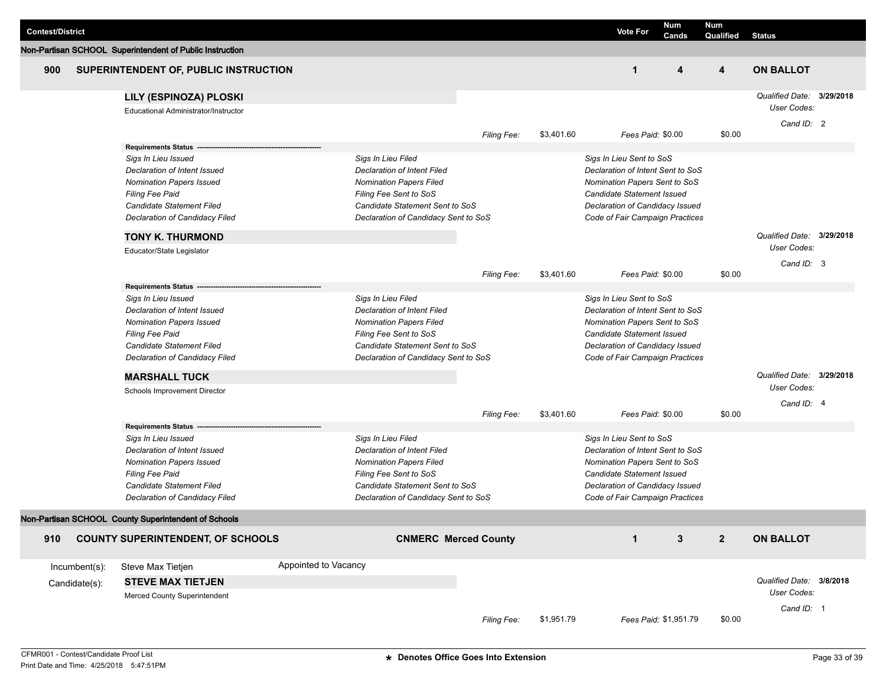| Contest/District | | Vote For | Num Cands | Num Qualified | Status |
|---|---|---|---|---|---|

**Non-Partisan SCHOOL Superintendent of Public Instruction**

| 900 | SUPERINTENDENT OF, PUBLIC INSTRUCTION | 1 | 4 | 4 | ON BALLOT |
|---|---|---|---|---|---|

**LILY (ESPINOZA) PLOSKI**
Educational Administrator/Instructor

*Qualified Date:* **3/29/2018**
*User Codes:*
*Cand ID:* 2

*Filing Fee:* $3,401.60 *Fees Paid:* $0.00 $0.00

**Requirements Status** ------------------------------------------------------

| | | |
|---|---|---|
| *Sigs In Lieu Issued* | *Sigs In Lieu Filed* | *Sigs In Lieu Sent to SoS* |
| *Declaration of Intent Issued* | *Declaration of Intent Filed* | *Declaration of Intent Sent to SoS* |
| *Nomination Papers Issued* | *Nomination Papers Filed* | *Nomination Papers Sent to SoS* |
| *Filing Fee Paid* | *Filing Fee Sent to SoS* | *Candidate Statement Issued* |
| *Candidate Statement Filed* | *Candidate Statement Sent to SoS* | *Declaration of Candidacy Issued* |
| *Declaration of Candidacy Filed* | *Declaration of Candidacy Sent to SoS* | *Code of Fair Campaign Practices* |

**TONY K. THURMOND**
Educator/State Legislator

*Qualified Date:* **3/29/2018**
*User Codes:*
*Cand ID:* 3

*Filing Fee:* $3,401.60 *Fees Paid:* $0.00 $0.00

**Requirements Status** ------------------------------------------------------

| | | |
|---|---|---|
| *Sigs In Lieu Issued* | *Sigs In Lieu Filed* | *Sigs In Lieu Sent to SoS* |
| *Declaration of Intent Issued* | *Declaration of Intent Filed* | *Declaration of Intent Sent to SoS* |
| *Nomination Papers Issued* | *Nomination Papers Filed* | *Nomination Papers Sent to SoS* |
| *Filing Fee Paid* | *Filing Fee Sent to SoS* | *Candidate Statement Issued* |
| *Candidate Statement Filed* | *Candidate Statement Sent to SoS* | *Declaration of Candidacy Issued* |
| *Declaration of Candidacy Filed* | *Declaration of Candidacy Sent to SoS* | *Code of Fair Campaign Practices* |

**MARSHALL TUCK**
Schools Improvement Director

*Qualified Date:* **3/29/2018**
*User Codes:*
*Cand ID:* 4

*Filing Fee:* $3,401.60 *Fees Paid:* $0.00 $0.00

**Requirements Status** ------------------------------------------------------

| | | |
|---|---|---|
| *Sigs In Lieu Issued* | *Sigs In Lieu Filed* | *Sigs In Lieu Sent to SoS* |
| *Declaration of Intent Issued* | *Declaration of Intent Filed* | *Declaration of Intent Sent to SoS* |
| *Nomination Papers Issued* | *Nomination Papers Filed* | *Nomination Papers Sent to SoS* |
| *Filing Fee Paid* | *Filing Fee Sent to SoS* | *Candidate Statement Issued* |
| *Candidate Statement Filed* | *Candidate Statement Sent to SoS* | *Declaration of Candidacy Issued* |
| *Declaration of Candidacy Filed* | *Declaration of Candidacy Sent to SoS* | *Code of Fair Campaign Practices* |

**Non-Partisan SCHOOL County Superintendent of Schools**

| 910 | COUNTY SUPERINTENDENT, OF SCHOOLS | CNMERC Merced County | 1 | 3 | 2 | ON BALLOT |
|---|---|---|---|---|---|---|

Incumbent(s): Steve Max Tietjen — Appointed to Vacancy

Candidate(s): **STEVE MAX TIETJEN**
Merced County Superintendent

*Qualified Date:* **3/8/2018**
*User Codes:*
*Cand ID:* 1

*Filing Fee:* $1,951.79 *Fees Paid:* $1,951.79 $0.00

CFMR001 - Contest/Candidate Proof List
Print Date and Time: 4/25/2018 5:47:51PM

**\* Denotes Office Goes Into Extension**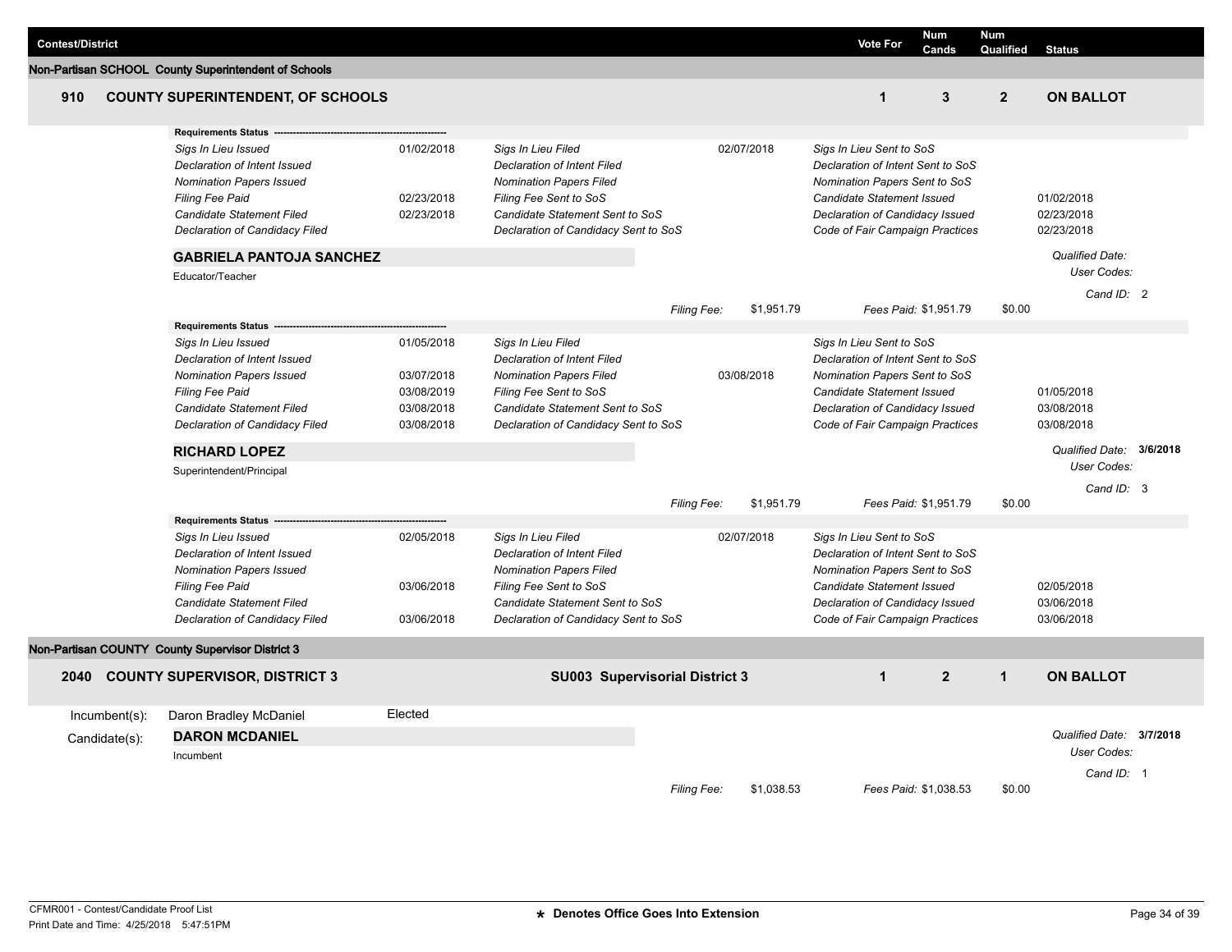| Contest/District | Vote For | Num Cands | Num Qualified | Status |
|---|---|---|---|---|

**Non-Partisan SCHOOL County Superintendent of Schools**

## 910 COUNTY SUPERINTENDENT, OF SCHOOLS

| Vote For | Num Cands | Num Qualified | Status |
|---|---|---|---|
| 1 | 3 | 2 | ON BALLOT |

**Requirements Status**

| Item | Date | Item | Date | Item | Date |
|---|---|---|---|---|---|
| *Sigs In Lieu Issued* | 01/02/2018 | *Sigs In Lieu Filed* | 02/07/2018 | *Sigs In Lieu Sent to SoS* | |
| *Declaration of Intent Issued* | | *Declaration of Intent Filed* | | *Declaration of Intent Sent to SoS* | |
| *Nomination Papers Issued* | | *Nomination Papers Filed* | | *Nomination Papers Sent to SoS* | |
| *Filing Fee Paid* | 02/23/2018 | *Filing Fee Sent to SoS* | | *Candidate Statement Issued* | 01/02/2018 |
| *Candidate Statement Filed* | 02/23/2018 | *Candidate Statement Sent to SoS* | | *Declaration of Candidacy Issued* | 02/23/2018 |
| *Declaration of Candidacy Filed* | | *Declaration of Candidacy Sent to SoS* | | *Code of Fair Campaign Practices* | 02/23/2018 |

### GABRIELA PANTOJA SANCHEZ

Educator/Teacher

*Qualified Date:*
*User Codes:*
*Cand ID:* 2

*Filing Fee:* $1,951.79 *Fees Paid:* $1,951.79 $0.00

**Requirements Status**

| Item | Date | Item | Date | Item | Date |
|---|---|---|---|---|---|
| *Sigs In Lieu Issued* | 01/05/2018 | *Sigs In Lieu Filed* | | *Sigs In Lieu Sent to SoS* | |
| *Declaration of Intent Issued* | | *Declaration of Intent Filed* | | *Declaration of Intent Sent to SoS* | |
| *Nomination Papers Issued* | 03/07/2018 | *Nomination Papers Filed* | 03/08/2018 | *Nomination Papers Sent to SoS* | |
| *Filing Fee Paid* | 03/08/2019 | *Filing Fee Sent to SoS* | | *Candidate Statement Issued* | 01/05/2018 |
| *Candidate Statement Filed* | 03/08/2018 | *Candidate Statement Sent to SoS* | | *Declaration of Candidacy Issued* | 03/08/2018 |
| *Declaration of Candidacy Filed* | 03/08/2018 | *Declaration of Candidacy Sent to SoS* | | *Code of Fair Campaign Practices* | 03/08/2018 |

### RICHARD LOPEZ

Superintendent/Principal

*Qualified Date:* **3/6/2018**
*User Codes:*
*Cand ID:* 3

*Filing Fee:* $1,951.79 *Fees Paid:* $1,951.79 $0.00

**Requirements Status**

| Item | Date | Item | Date | Item | Date |
|---|---|---|---|---|---|
| *Sigs In Lieu Issued* | 02/05/2018 | *Sigs In Lieu Filed* | 02/07/2018 | *Sigs In Lieu Sent to SoS* | |
| *Declaration of Intent Issued* | | *Declaration of Intent Filed* | | *Declaration of Intent Sent to SoS* | |
| *Nomination Papers Issued* | | *Nomination Papers Filed* | | *Nomination Papers Sent to SoS* | |
| *Filing Fee Paid* | 03/06/2018 | *Filing Fee Sent to SoS* | | *Candidate Statement Issued* | 02/05/2018 |
| *Candidate Statement Filed* | | *Candidate Statement Sent to SoS* | | *Declaration of Candidacy Issued* | 03/06/2018 |
| *Declaration of Candidacy Filed* | 03/06/2018 | *Declaration of Candidacy Sent to SoS* | | *Code of Fair Campaign Practices* | 03/06/2018 |

**Non-Partisan COUNTY County Supervisor District 3**

## 2040 COUNTY SUPERVISOR, DISTRICT 3

**SU003 Supervisorial District 3**

| Vote For | Num Cands | Num Qualified | Status |
|---|---|---|---|
| 1 | 2 | 1 | ON BALLOT |

Incumbent(s): Daron Bradley McDaniel — Elected

Candidate(s):

### DARON MCDANIEL

Incumbent

*Qualified Date:* **3/7/2018**
*User Codes:*
*Cand ID:* 1

*Filing Fee:* $1,038.53 *Fees Paid:* $1,038.53 $0.00

CFMR001 - Contest/Candidate Proof List
Print Date and Time: 4/25/2018 5:47:51PM

**\* Denotes Office Goes Into Extension**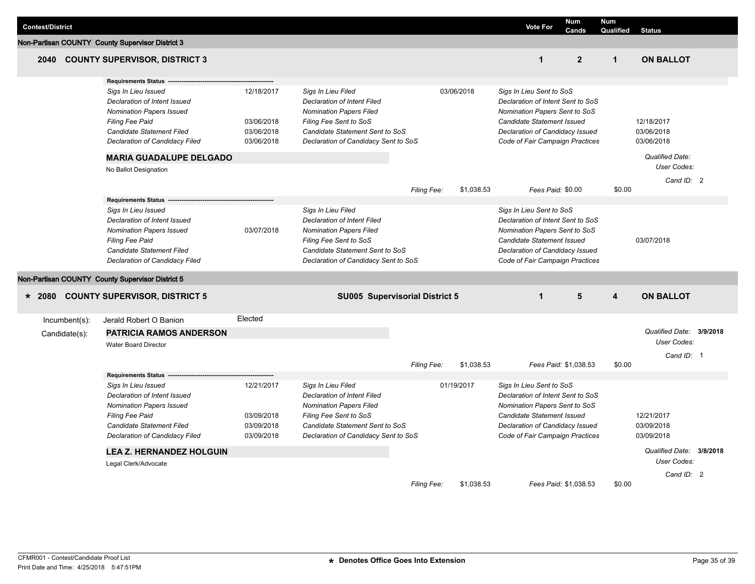| Contest/District | Vote For | Num Cands | Num Qualified | Status |
|---|---|---|---|---|

**Non-Partisan COUNTY County Supervisor District 3**

**2040 COUNTY SUPERVISOR, DISTRICT 3** — Vote For: **1** | Num Cands: **2** | Num Qualified: **1** | **ON BALLOT**

**Requirements Status**

| | | | | | |
|---|---|---|---|---|---|
| *Sigs In Lieu Issued* | 12/18/2017 | *Sigs In Lieu Filed* | 03/06/2018 | *Sigs In Lieu Sent to SoS* | |
| *Declaration of Intent Issued* | | *Declaration of Intent Filed* | | *Declaration of Intent Sent to SoS* | |
| *Nomination Papers Issued* | | *Nomination Papers Filed* | | *Nomination Papers Sent to SoS* | |
| *Filing Fee Paid* | 03/06/2018 | *Filing Fee Sent to SoS* | | *Candidate Statement Issued* | 12/18/2017 |
| *Candidate Statement Filed* | 03/06/2018 | *Candidate Statement Sent to SoS* | | *Declaration of Candidacy Issued* | 03/06/2018 |
| *Declaration of Candidacy Filed* | 03/06/2018 | *Declaration of Candidacy Sent to SoS* | | *Code of Fair Campaign Practices* | 03/06/2018 |

**MARIA GUADALUPE DELGADO**
No Ballot Designation

*Qualified Date:*
*User Codes:*
*Cand ID:* 2

*Filing Fee:* $1,038.53 *Fees Paid:* $0.00 $0.00

**Requirements Status**

| | | | | | |
|---|---|---|---|---|---|
| *Sigs In Lieu Issued* | | *Sigs In Lieu Filed* | | *Sigs In Lieu Sent to SoS* | |
| *Declaration of Intent Issued* | | *Declaration of Intent Filed* | | *Declaration of Intent Sent to SoS* | |
| *Nomination Papers Issued* | 03/07/2018 | *Nomination Papers Filed* | | *Nomination Papers Sent to SoS* | |
| *Filing Fee Paid* | | *Filing Fee Sent to SoS* | | *Candidate Statement Issued* | 03/07/2018 |
| *Candidate Statement Filed* | | *Candidate Statement Sent to SoS* | | *Declaration of Candidacy Issued* | |
| *Declaration of Candidacy Filed* | | *Declaration of Candidacy Sent to SoS* | | *Code of Fair Campaign Practices* | |

**Non-Partisan COUNTY County Supervisor District 5**

**\* 2080 COUNTY SUPERVISOR, DISTRICT 5** — **SU005 Supervisorial District 5** — Vote For: **1** | Num Cands: **5** | Num Qualified: **4** | **ON BALLOT**

Incumbent(s): Jerald Robert O Banion — Elected

Candidate(s): **PATRICIA RAMOS ANDERSON**
Water Board Director

*Qualified Date:* **3/9/2018**
*User Codes:*
*Cand ID:* 1

*Filing Fee:* $1,038.53 *Fees Paid:* $1,038.53 $0.00

**Requirements Status**

| | | | | | |
|---|---|---|---|---|---|
| *Sigs In Lieu Issued* | 12/21/2017 | *Sigs In Lieu Filed* | 01/19/2017 | *Sigs In Lieu Sent to SoS* | |
| *Declaration of Intent Issued* | | *Declaration of Intent Filed* | | *Declaration of Intent Sent to SoS* | |
| *Nomination Papers Issued* | | *Nomination Papers Filed* | | *Nomination Papers Sent to SoS* | |
| *Filing Fee Paid* | 03/09/2018 | *Filing Fee Sent to SoS* | | *Candidate Statement Issued* | 12/21/2017 |
| *Candidate Statement Filed* | 03/09/2018 | *Candidate Statement Sent to SoS* | | *Declaration of Candidacy Issued* | 03/09/2018 |
| *Declaration of Candidacy Filed* | 03/09/2018 | *Declaration of Candidacy Sent to SoS* | | *Code of Fair Campaign Practices* | 03/09/2018 |

**LEA Z. HERNANDEZ HOLGUIN**
Legal Clerk/Advocate

*Qualified Date:* **3/8/2018**
*User Codes:*
*Cand ID:* 2

*Filing Fee:* $1,038.53 *Fees Paid:* $1,038.53 $0.00

CFMR001 - Contest/Candidate Proof List
Print Date and Time: 4/25/2018 5:47:51PM

\* Denotes Office Goes Into Extension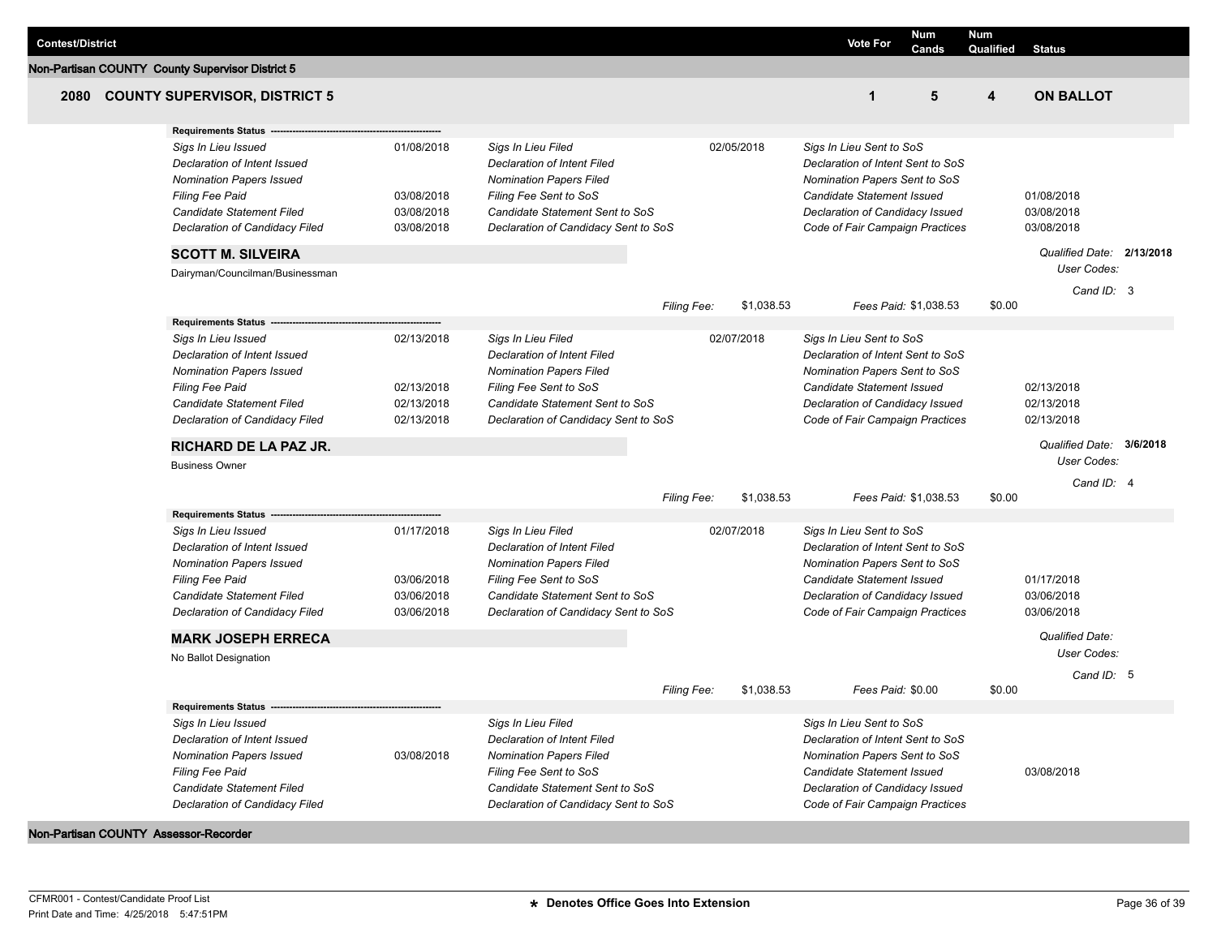| Contest/District | Vote For | Num Cands | Num Qualified | Status |
|---|---|---|---|---|

**Non-Partisan COUNTY County Supervisor District 5**

| 2080 COUNTY SUPERVISOR, DISTRICT 5 | Vote For | Num Cands | Num Qualified | Status |
|---|---|---|---|---|
| | 1 | 5 | 4 | ON BALLOT |

**Requirements Status**

| | | | | | |
|---|---|---|---|---|---|
| *Sigs In Lieu Issued* | 01/08/2018 | *Sigs In Lieu Filed* | 02/05/2018 | *Sigs In Lieu Sent to SoS* | |
| *Declaration of Intent Issued* | | *Declaration of Intent Filed* | | *Declaration of Intent Sent to SoS* | |
| *Nomination Papers Issued* | | *Nomination Papers Filed* | | *Nomination Papers Sent to SoS* | |
| *Filing Fee Paid* | 03/08/2018 | *Filing Fee Sent to SoS* | | *Candidate Statement Issued* | 01/08/2018 |
| *Candidate Statement Filed* | 03/08/2018 | *Candidate Statement Sent to SoS* | | *Declaration of Candidacy Issued* | 03/08/2018 |
| *Declaration of Candidacy Filed* | 03/08/2018 | *Declaration of Candidacy Sent to SoS* | | *Code of Fair Campaign Practices* | 03/08/2018 |

**SCOTT M. SILVEIRA**

Dairyman/Councilman/Businessman

*Qualified Date:* **2/13/2018**
*User Codes:*
*Cand ID:* 3

*Filing Fee:* $1,038.53 *Fees Paid:* $1,038.53 $0.00

**Requirements Status**

| | | | | | |
|---|---|---|---|---|---|
| *Sigs In Lieu Issued* | 02/13/2018 | *Sigs In Lieu Filed* | 02/07/2018 | *Sigs In Lieu Sent to SoS* | |
| *Declaration of Intent Issued* | | *Declaration of Intent Filed* | | *Declaration of Intent Sent to SoS* | |
| *Nomination Papers Issued* | | *Nomination Papers Filed* | | *Nomination Papers Sent to SoS* | |
| *Filing Fee Paid* | 02/13/2018 | *Filing Fee Sent to SoS* | | *Candidate Statement Issued* | 02/13/2018 |
| *Candidate Statement Filed* | 02/13/2018 | *Candidate Statement Sent to SoS* | | *Declaration of Candidacy Issued* | 02/13/2018 |
| *Declaration of Candidacy Filed* | 02/13/2018 | *Declaration of Candidacy Sent to SoS* | | *Code of Fair Campaign Practices* | 02/13/2018 |

**RICHARD DE LA PAZ JR.**

Business Owner

*Qualified Date:* **3/6/2018**
*User Codes:*
*Cand ID:* 4

*Filing Fee:* $1,038.53 *Fees Paid:* $1,038.53 $0.00

**Requirements Status**

| | | | | | |
|---|---|---|---|---|---|
| *Sigs In Lieu Issued* | 01/17/2018 | *Sigs In Lieu Filed* | 02/07/2018 | *Sigs In Lieu Sent to SoS* | |
| *Declaration of Intent Issued* | | *Declaration of Intent Filed* | | *Declaration of Intent Sent to SoS* | |
| *Nomination Papers Issued* | | *Nomination Papers Filed* | | *Nomination Papers Sent to SoS* | |
| *Filing Fee Paid* | 03/06/2018 | *Filing Fee Sent to SoS* | | *Candidate Statement Issued* | 01/17/2018 |
| *Candidate Statement Filed* | 03/06/2018 | *Candidate Statement Sent to SoS* | | *Declaration of Candidacy Issued* | 03/06/2018 |
| *Declaration of Candidacy Filed* | 03/06/2018 | *Declaration of Candidacy Sent to SoS* | | *Code of Fair Campaign Practices* | 03/06/2018 |

**MARK JOSEPH ERRECA**

No Ballot Designation

*Qualified Date:*
*User Codes:*
*Cand ID:* 5

*Filing Fee:* $1,038.53 *Fees Paid:* $0.00 $0.00

**Requirements Status**

| | | | | | |
|---|---|---|---|---|---|
| *Sigs In Lieu Issued* | | *Sigs In Lieu Filed* | | *Sigs In Lieu Sent to SoS* | |
| *Declaration of Intent Issued* | | *Declaration of Intent Filed* | | *Declaration of Intent Sent to SoS* | |
| *Nomination Papers Issued* | 03/08/2018 | *Nomination Papers Filed* | | *Nomination Papers Sent to SoS* | |
| *Filing Fee Paid* | | *Filing Fee Sent to SoS* | | *Candidate Statement Issued* | 03/08/2018 |
| *Candidate Statement Filed* | | *Candidate Statement Sent to SoS* | | *Declaration of Candidacy Issued* | |
| *Declaration of Candidacy Filed* | | *Declaration of Candidacy Sent to SoS* | | *Code of Fair Campaign Practices* | |

**Non-Partisan COUNTY Assessor-Recorder**

CFMR001 - Contest/Candidate Proof List
Print Date and Time: 4/25/2018 5:47:51PM

**\* Denotes Office Goes Into Extension**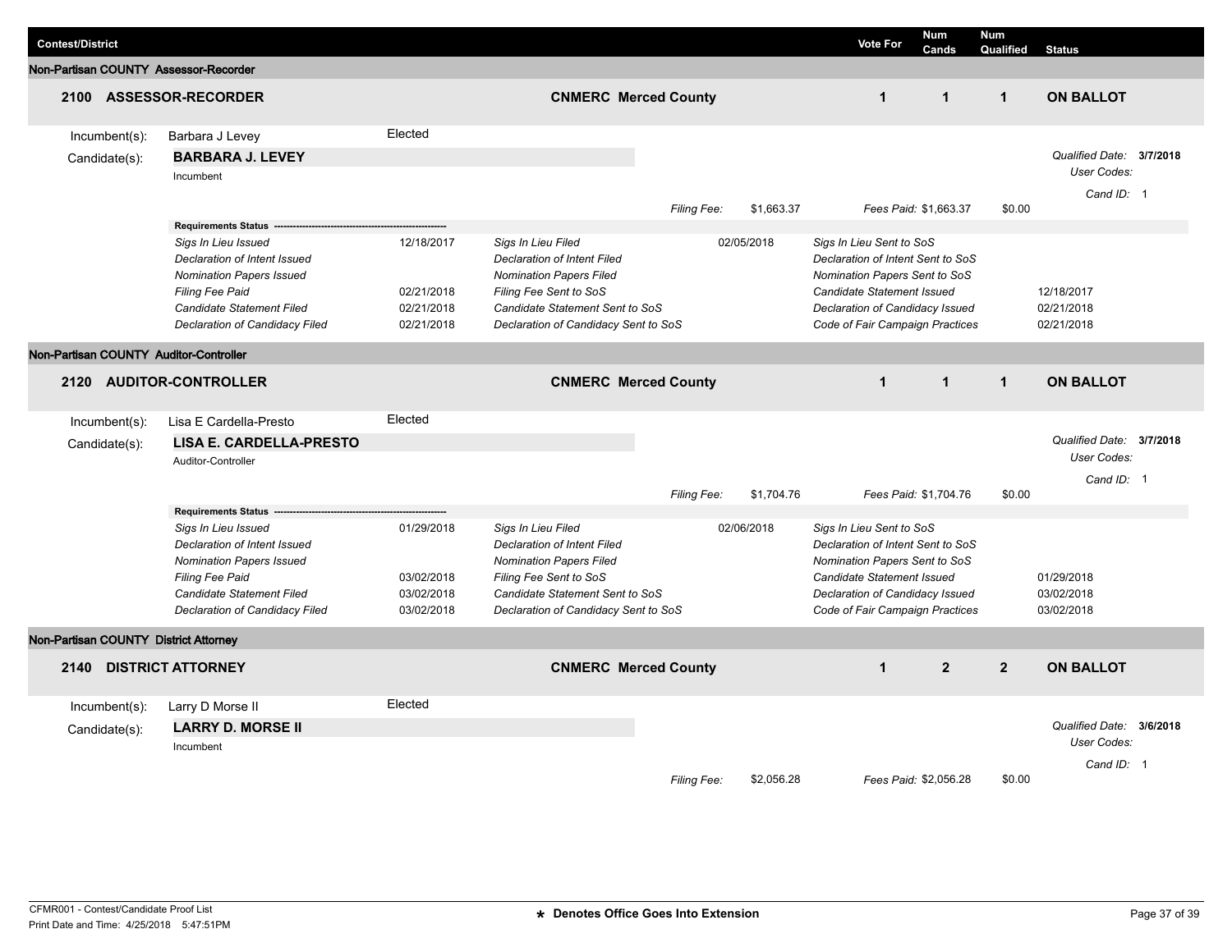| Contest/District | | Vote For | Num Cands | Num Qualified | Status |
|---|---|---|---|---|---|

## Non-Partisan COUNTY Assessor-Recorder

| 2100 ASSESSOR-RECORDER | CNMERC Merced County | 1 | 1 | 1 | ON BALLOT |
|---|---|---|---|---|---|

Incumbent(s): Barbara J Levey — Elected

Candidate(s): **BARBARA J. LEVEY**
Incumbent

*Qualified Date:* **3/7/2018**
*User Codes:*
*Cand ID:* 1

*Filing Fee:* $1,663.37 *Fees Paid:* $1,663.37 $0.00

**Requirements Status**

| | | | | | |
|---|---|---|---|---|---|
| *Sigs In Lieu Issued* | 12/18/2017 | *Sigs In Lieu Filed* | 02/05/2018 | *Sigs In Lieu Sent to SoS* | |
| *Declaration of Intent Issued* | | *Declaration of Intent Filed* | | *Declaration of Intent Sent to SoS* | |
| *Nomination Papers Issued* | | *Nomination Papers Filed* | | *Nomination Papers Sent to SoS* | |
| *Filing Fee Paid* | 02/21/2018 | *Filing Fee Sent to SoS* | | *Candidate Statement Issued* | 12/18/2017 |
| *Candidate Statement Filed* | 02/21/2018 | *Candidate Statement Sent to SoS* | | *Declaration of Candidacy Issued* | 02/21/2018 |
| *Declaration of Candidacy Filed* | 02/21/2018 | *Declaration of Candidacy Sent to SoS* | | *Code of Fair Campaign Practices* | 02/21/2018 |

## Non-Partisan COUNTY Auditor-Controller

| 2120 AUDITOR-CONTROLLER | CNMERC Merced County | 1 | 1 | 1 | ON BALLOT |
|---|---|---|---|---|---|

Incumbent(s): Lisa E Cardella-Presto — Elected

Candidate(s): **LISA E. CARDELLA-PRESTO**
Auditor-Controller

*Qualified Date:* **3/7/2018**
*User Codes:*
*Cand ID:* 1

*Filing Fee:* $1,704.76 *Fees Paid:* $1,704.76 $0.00

**Requirements Status**

| | | | | | |
|---|---|---|---|---|---|
| *Sigs In Lieu Issued* | 01/29/2018 | *Sigs In Lieu Filed* | 02/06/2018 | *Sigs In Lieu Sent to SoS* | |
| *Declaration of Intent Issued* | | *Declaration of Intent Filed* | | *Declaration of Intent Sent to SoS* | |
| *Nomination Papers Issued* | | *Nomination Papers Filed* | | *Nomination Papers Sent to SoS* | |
| *Filing Fee Paid* | 03/02/2018 | *Filing Fee Sent to SoS* | | *Candidate Statement Issued* | 01/29/2018 |
| *Candidate Statement Filed* | 03/02/2018 | *Candidate Statement Sent to SoS* | | *Declaration of Candidacy Issued* | 03/02/2018 |
| *Declaration of Candidacy Filed* | 03/02/2018 | *Declaration of Candidacy Sent to SoS* | | *Code of Fair Campaign Practices* | 03/02/2018 |

## Non-Partisan COUNTY District Attorney

| 2140 DISTRICT ATTORNEY | CNMERC Merced County | 1 | 2 | 2 | ON BALLOT |
|---|---|---|---|---|---|

Incumbent(s): Larry D Morse II — Elected

Candidate(s): **LARRY D. MORSE II**
Incumbent

*Qualified Date:* **3/6/2018**
*User Codes:*
*Cand ID:* 1

*Filing Fee:* $2,056.28 *Fees Paid:* $2,056.28 $0.00

CFMR001 - Contest/Candidate Proof List
Print Date and Time: 4/25/2018 5:47:51PM

**\* Denotes Office Goes Into Extension**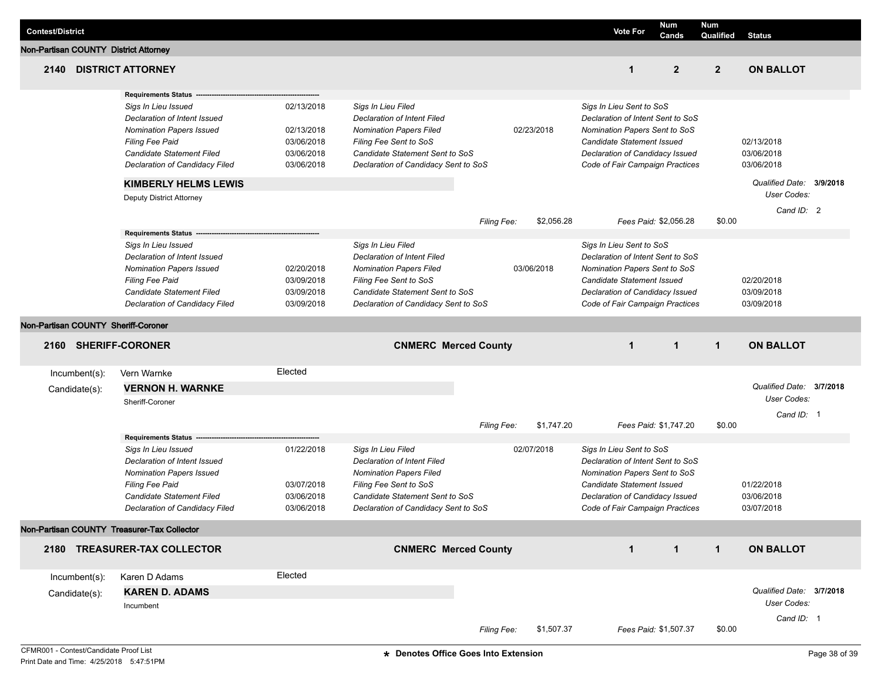| Contest/District | Vote For | Num Cands | Num Qualified | Status |
|---|---|---|---|---|

## Non-Partisan COUNTY District Attorney

### 2140 DISTRICT ATTORNEY

| Vote For | Num Cands | Num Qualified | Status |
|---|---|---|---|
| 1 | 2 | 2 | ON BALLOT |

**Requirements Status**

| | | | | | |
|---|---|---|---|---|---|
| *Sigs In Lieu Issued* | 02/13/2018 | *Sigs In Lieu Filed* | | *Sigs In Lieu Sent to SoS* | |
| *Declaration of Intent Issued* | | *Declaration of Intent Filed* | | *Declaration of Intent Sent to SoS* | |
| *Nomination Papers Issued* | 02/13/2018 | *Nomination Papers Filed* | 02/23/2018 | *Nomination Papers Sent to SoS* | |
| *Filing Fee Paid* | 03/06/2018 | *Filing Fee Sent to SoS* | | *Candidate Statement Issued* | 02/13/2018 |
| *Candidate Statement Filed* | 03/06/2018 | *Candidate Statement Sent to SoS* | | *Declaration of Candidacy Issued* | 03/06/2018 |
| *Declaration of Candidacy Filed* | 03/06/2018 | *Declaration of Candidacy Sent to SoS* | | *Code of Fair Campaign Practices* | 03/06/2018 |

**KIMBERLY HELMS LEWIS**
Deputy District Attorney

*Qualified Date:* **3/9/2018**
*User Codes:*
*Cand ID:* 2

*Filing Fee:* $2,056.28 *Fees Paid:* $2,056.28 $0.00

**Requirements Status**

| | | | | | |
|---|---|---|---|---|---|
| *Sigs In Lieu Issued* | | *Sigs In Lieu Filed* | | *Sigs In Lieu Sent to SoS* | |
| *Declaration of Intent Issued* | | *Declaration of Intent Filed* | | *Declaration of Intent Sent to SoS* | |
| *Nomination Papers Issued* | 02/20/2018 | *Nomination Papers Filed* | 03/06/2018 | *Nomination Papers Sent to SoS* | |
| *Filing Fee Paid* | 03/09/2018 | *Filing Fee Sent to SoS* | | *Candidate Statement Issued* | 02/20/2018 |
| *Candidate Statement Filed* | 03/09/2018 | *Candidate Statement Sent to SoS* | | *Declaration of Candidacy Issued* | 03/09/2018 |
| *Declaration of Candidacy Filed* | 03/09/2018 | *Declaration of Candidacy Sent to SoS* | | *Code of Fair Campaign Practices* | 03/09/2018 |

## Non-Partisan COUNTY Sheriff-Coroner

### 2160 SHERIFF-CORONER — CNMERC Merced County

| Vote For | Num Cands | Num Qualified | Status |
|---|---|---|---|
| 1 | 1 | 1 | ON BALLOT |

Incumbent(s): Vern Warnke — Elected

Candidate(s): **VERNON H. WARNKE**
Sheriff-Coroner

*Qualified Date:* **3/7/2018**
*User Codes:*
*Cand ID:* 1

*Filing Fee:* $1,747.20 *Fees Paid:* $1,747.20 $0.00

**Requirements Status**

| | | | | | |
|---|---|---|---|---|---|
| *Sigs In Lieu Issued* | 01/22/2018 | *Sigs In Lieu Filed* | 02/07/2018 | *Sigs In Lieu Sent to SoS* | |
| *Declaration of Intent Issued* | | *Declaration of Intent Filed* | | *Declaration of Intent Sent to SoS* | |
| *Nomination Papers Issued* | | *Nomination Papers Filed* | | *Nomination Papers Sent to SoS* | |
| *Filing Fee Paid* | 03/07/2018 | *Filing Fee Sent to SoS* | | *Candidate Statement Issued* | 01/22/2018 |
| *Candidate Statement Filed* | 03/06/2018 | *Candidate Statement Sent to SoS* | | *Declaration of Candidacy Issued* | 03/06/2018 |
| *Declaration of Candidacy Filed* | 03/06/2018 | *Declaration of Candidacy Sent to SoS* | | *Code of Fair Campaign Practices* | 03/07/2018 |

## Non-Partisan COUNTY Treasurer-Tax Collector

### 2180 TREASURER-TAX COLLECTOR — CNMERC Merced County

| Vote For | Num Cands | Num Qualified | Status |
|---|---|---|---|
| 1 | 1 | 1 | ON BALLOT |

Incumbent(s): Karen D Adams — Elected

Candidate(s): **KAREN D. ADAMS**
Incumbent

*Qualified Date:* **3/7/2018**
*User Codes:*
*Cand ID:* 1

*Filing Fee:* $1,507.37 *Fees Paid:* $1,507.37 $0.00

CFMR001 - Contest/Candidate Proof List
Print Date and Time: 4/25/2018 5:47:51PM

**\* Denotes Office Goes Into Extension**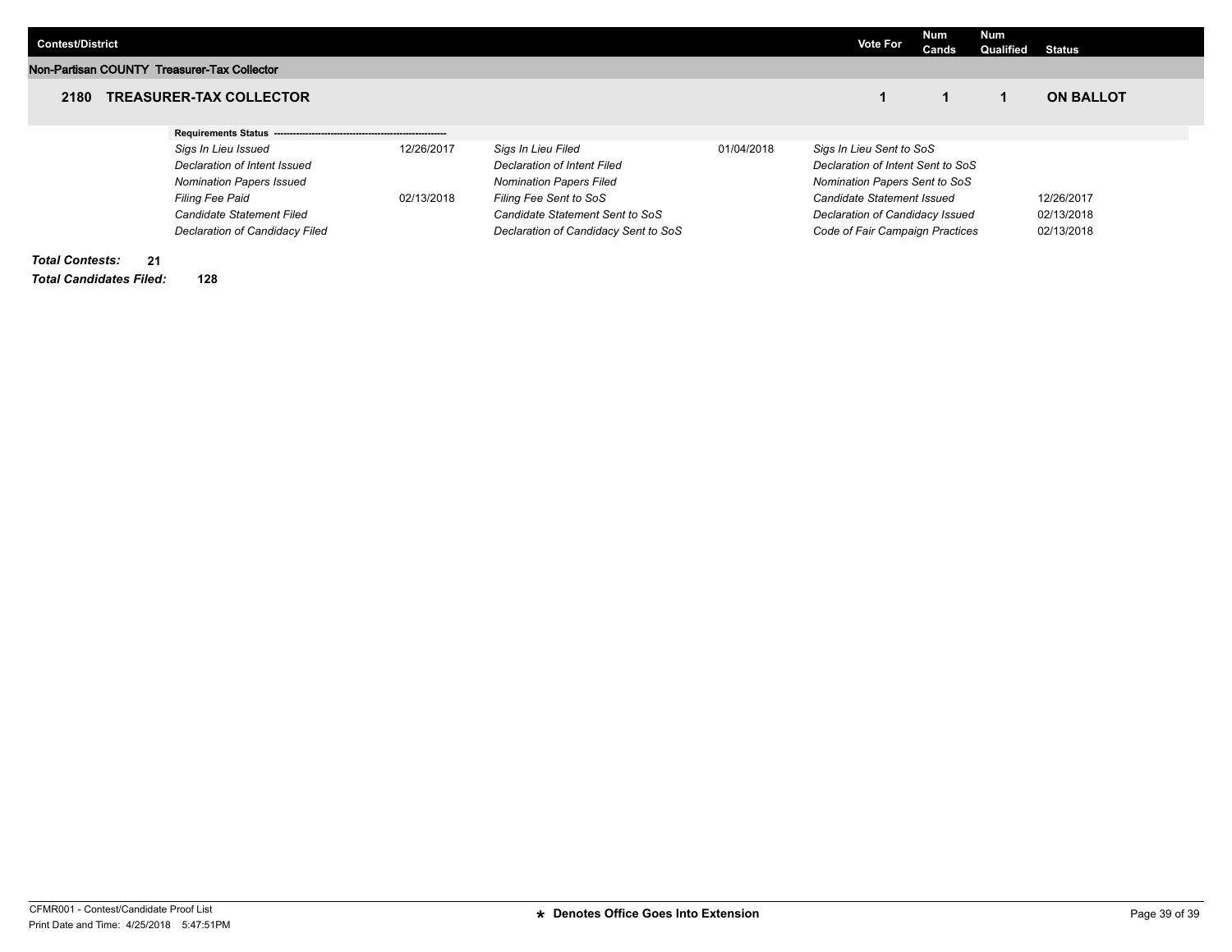| Contest/District | Vote For | Num Cands | Num Qualified | Status |
|---|---|---|---|---|
| **Non-Partisan COUNTY Treasurer-Tax Collector** | | | | |
| **2180 TREASURER-TAX COLLECTOR** | **1** | **1** | **1** | **ON BALLOT** |

**Requirements Status** ---------------------------------------------------------

| | | | | | |
|---|---|---|---|---|---|
| *Sigs In Lieu Issued* | 12/26/2017 | *Sigs In Lieu Filed* | 01/04/2018 | *Sigs In Lieu Sent to SoS* | |
| *Declaration of Intent Issued* | | *Declaration of Intent Filed* | | *Declaration of Intent Sent to SoS* | |
| *Nomination Papers Issued* | | *Nomination Papers Filed* | | *Nomination Papers Sent to SoS* | |
| *Filing Fee Paid* | 02/13/2018 | *Filing Fee Sent to SoS* | | *Candidate Statement Issued* | 12/26/2017 |
| *Candidate Statement Filed* | | *Candidate Statement Sent to SoS* | | *Declaration of Candidacy Issued* | 02/13/2018 |
| *Declaration of Candidacy Filed* | | *Declaration of Candidacy Sent to SoS* | | *Code of Fair Campaign Practices* | 02/13/2018 |

***Total Contests:*** **21**

***Total Candidates Filed:*** **128**

CFMR001 - Contest/Candidate Proof List
Print Date and Time: 4/25/2018 5:47:51PM

**\* Denotes Office Goes Into Extension**